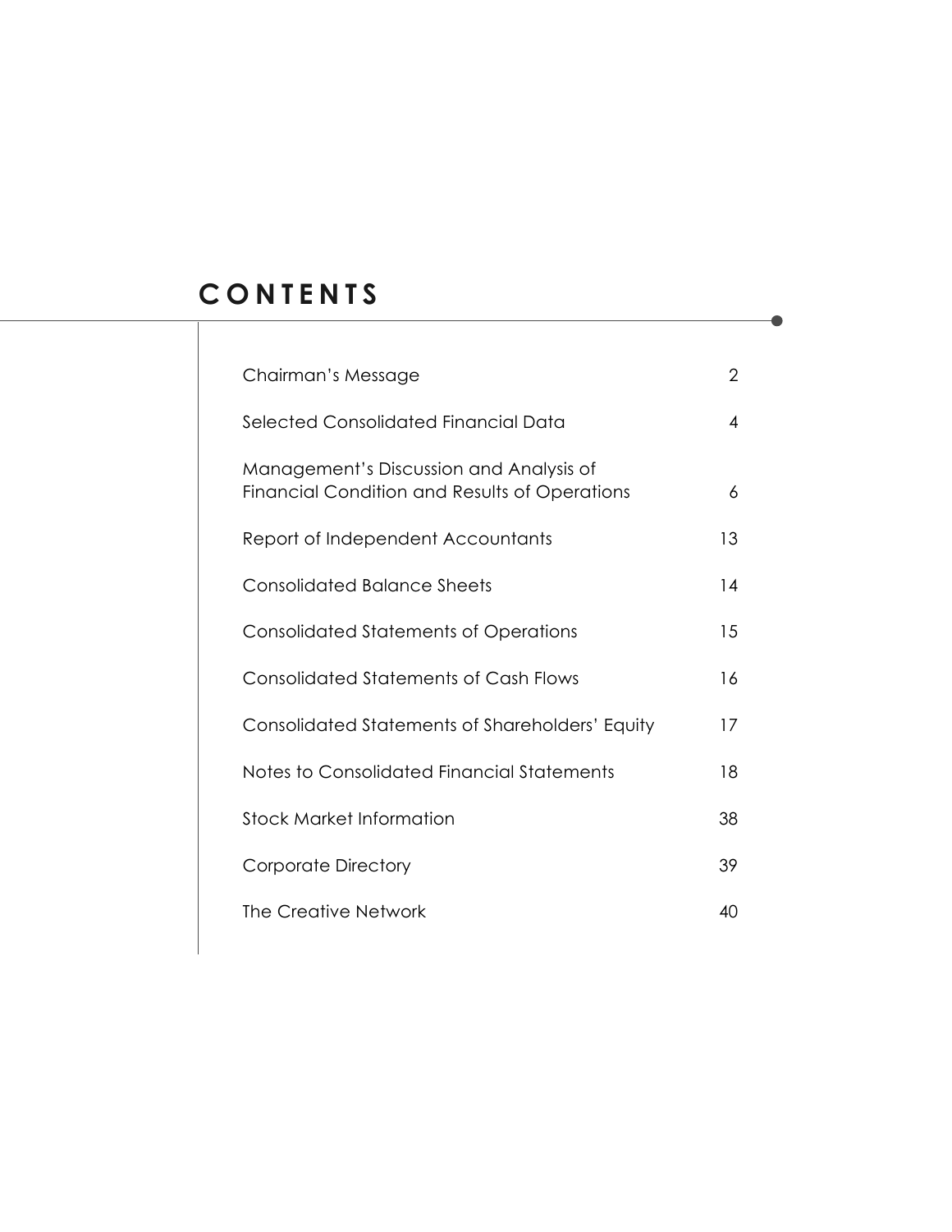# CONTENTS

| | |
|---|---|
| Chairman's Message | 2 |
| Selected Consolidated Financial Data | 4 |
| Management's Discussion and Analysis of Financial Condition and Results of Operations | 6 |
| Report of Independent Accountants | 13 |
| Consolidated Balance Sheets | 14 |
| Consolidated Statements of Operations | 15 |
| Consolidated Statements of Cash Flows | 16 |
| Consolidated Statements of Shareholders' Equity | 17 |
| Notes to Consolidated Financial Statements | 18 |
| Stock Market Information | 38 |
| Corporate Directory | 39 |
| The Creative Network | 40 |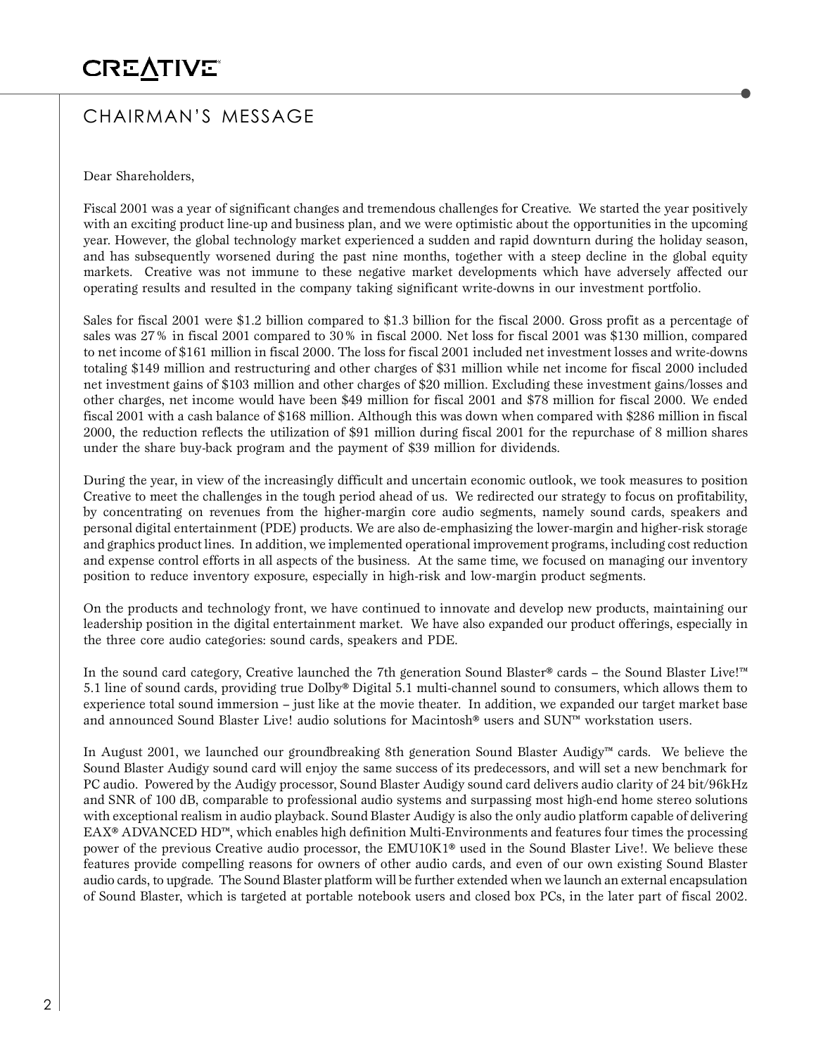# CHAIRMAN'S MESSAGE

Dear Shareholders,

Fiscal 2001 was a year of significant changes and tremendous challenges for Creative. We started the year positively with an exciting product line-up and business plan, and we were optimistic about the opportunities in the upcoming year. However, the global technology market experienced a sudden and rapid downturn during the holiday season, and has subsequently worsened during the past nine months, together with a steep decline in the global equity markets. Creative was not immune to these negative market developments which have adversely affected our operating results and resulted in the company taking significant write-downs in our investment portfolio.

Sales for fiscal 2001 were $1.2 billion compared to $1.3 billion for the fiscal 2000. Gross profit as a percentage of sales was 27% in fiscal 2001 compared to 30% in fiscal 2000. Net loss for fiscal 2001 was $130 million, compared to net income of $161 million in fiscal 2000. The loss for fiscal 2001 included net investment losses and write-downs totaling $149 million and restructuring and other charges of $31 million while net income for fiscal 2000 included net investment gains of $103 million and other charges of $20 million. Excluding these investment gains/losses and other charges, net income would have been $49 million for fiscal 2001 and $78 million for fiscal 2000. We ended fiscal 2001 with a cash balance of $168 million. Although this was down when compared with $286 million in fiscal 2000, the reduction reflects the utilization of $91 million during fiscal 2001 for the repurchase of 8 million shares under the share buy-back program and the payment of $39 million for dividends.

During the year, in view of the increasingly difficult and uncertain economic outlook, we took measures to position Creative to meet the challenges in the tough period ahead of us. We redirected our strategy to focus on profitability, by concentrating on revenues from the higher-margin core audio segments, namely sound cards, speakers and personal digital entertainment (PDE) products. We are also de-emphasizing the lower-margin and higher-risk storage and graphics product lines. In addition, we implemented operational improvement programs, including cost reduction and expense control efforts in all aspects of the business. At the same time, we focused on managing our inventory position to reduce inventory exposure, especially in high-risk and low-margin product segments.

On the products and technology front, we have continued to innovate and develop new products, maintaining our leadership position in the digital entertainment market. We have also expanded our product offerings, especially in the three core audio categories: sound cards, speakers and PDE.

In the sound card category, Creative launched the 7th generation Sound Blaster® cards – the Sound Blaster Live!™ 5.1 line of sound cards, providing true Dolby® Digital 5.1 multi-channel sound to consumers, which allows them to experience total sound immersion – just like at the movie theater. In addition, we expanded our target market base and announced Sound Blaster Live! audio solutions for Macintosh® users and SUN™ workstation users.

In August 2001, we launched our groundbreaking 8th generation Sound Blaster Audigy™ cards. We believe the Sound Blaster Audigy sound card will enjoy the same success of its predecessors, and will set a new benchmark for PC audio. Powered by the Audigy processor, Sound Blaster Audigy sound card delivers audio clarity of 24 bit/96kHz and SNR of 100 dB, comparable to professional audio systems and surpassing most high-end home stereo solutions with exceptional realism in audio playback. Sound Blaster Audigy is also the only audio platform capable of delivering EAX® ADVANCED HD™, which enables high definition Multi-Environments and features four times the processing power of the previous Creative audio processor, the EMU10K1® used in the Sound Blaster Live!. We believe these features provide compelling reasons for owners of other audio cards, and even of our own existing Sound Blaster audio cards, to upgrade. The Sound Blaster platform will be further extended when we launch an external encapsulation of Sound Blaster, which is targeted at portable notebook users and closed box PCs, in the later part of fiscal 2002.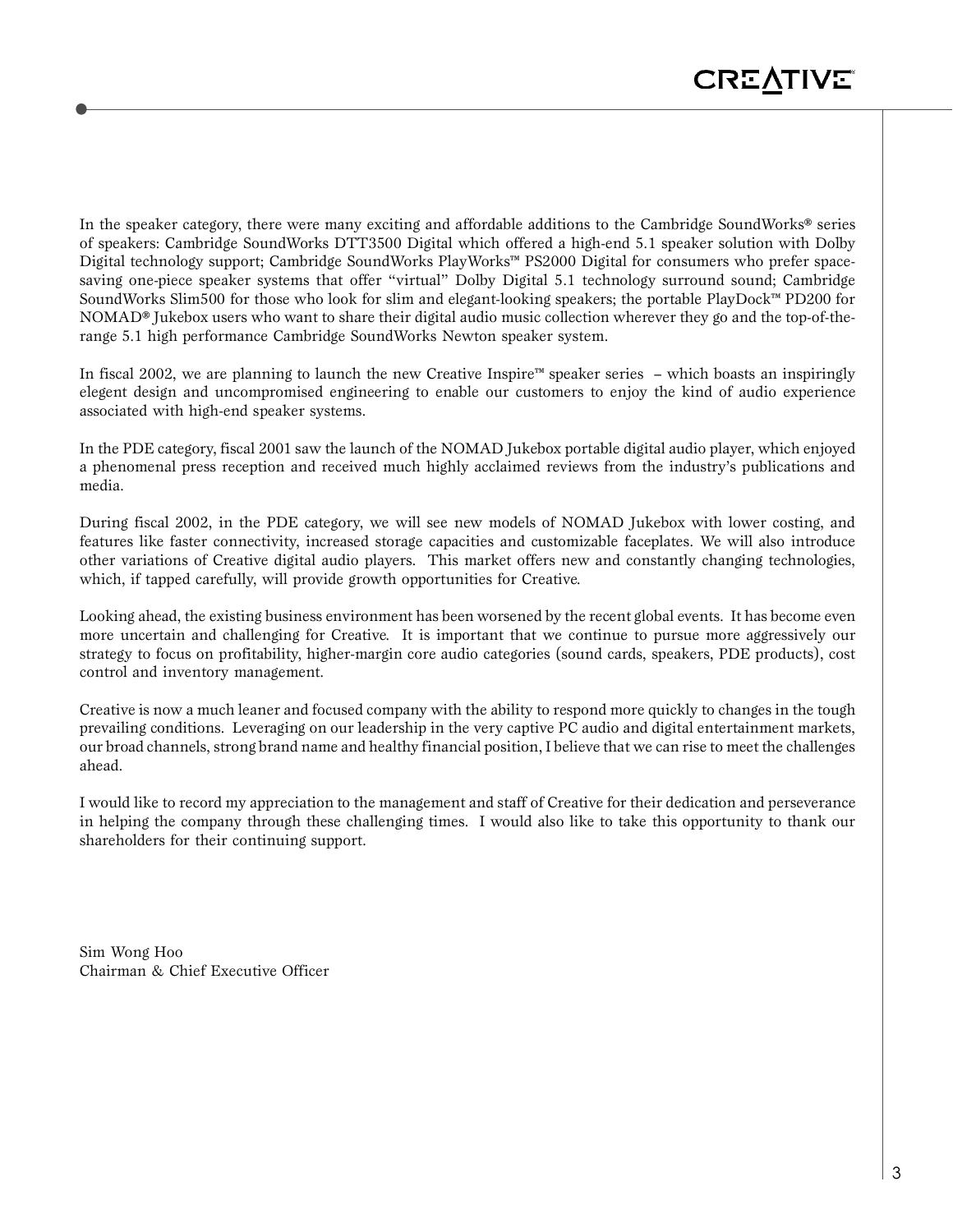In the speaker category, there were many exciting and affordable additions to the Cambridge SoundWorks® series of speakers: Cambridge SoundWorks DTT3500 Digital which offered a high-end 5.1 speaker solution with Dolby Digital technology support; Cambridge SoundWorks PlayWorks™ PS2000 Digital for consumers who prefer space-saving one-piece speaker systems that offer "virtual" Dolby Digital 5.1 technology surround sound; Cambridge SoundWorks Slim500 for those who look for slim and elegant-looking speakers; the portable PlayDock™ PD200 for NOMAD® Jukebox users who want to share their digital audio music collection wherever they go and the top-of-the-range 5.1 high performance Cambridge SoundWorks Newton speaker system.

In fiscal 2002, we are planning to launch the new Creative Inspire™ speaker series – which boasts an inspiringly elegent design and uncompromised engineering to enable our customers to enjoy the kind of audio experience associated with high-end speaker systems.

In the PDE category, fiscal 2001 saw the launch of the NOMAD Jukebox portable digital audio player, which enjoyed a phenomenal press reception and received much highly acclaimed reviews from the industry's publications and media.

During fiscal 2002, in the PDE category, we will see new models of NOMAD Jukebox with lower costing, and features like faster connectivity, increased storage capacities and customizable faceplates. We will also introduce other variations of Creative digital audio players. This market offers new and constantly changing technologies, which, if tapped carefully, will provide growth opportunities for Creative.

Looking ahead, the existing business environment has been worsened by the recent global events. It has become even more uncertain and challenging for Creative. It is important that we continue to pursue more aggressively our strategy to focus on profitability, higher-margin core audio categories (sound cards, speakers, PDE products), cost control and inventory management.

Creative is now a much leaner and focused company with the ability to respond more quickly to changes in the tough prevailing conditions. Leveraging on our leadership in the very captive PC audio and digital entertainment markets, our broad channels, strong brand name and healthy financial position, I believe that we can rise to meet the challenges ahead.

I would like to record my appreciation to the management and staff of Creative for their dedication and perseverance in helping the company through these challenging times. I would also like to take this opportunity to thank our shareholders for their continuing support.

Sim Wong Hoo
Chairman & Chief Executive Officer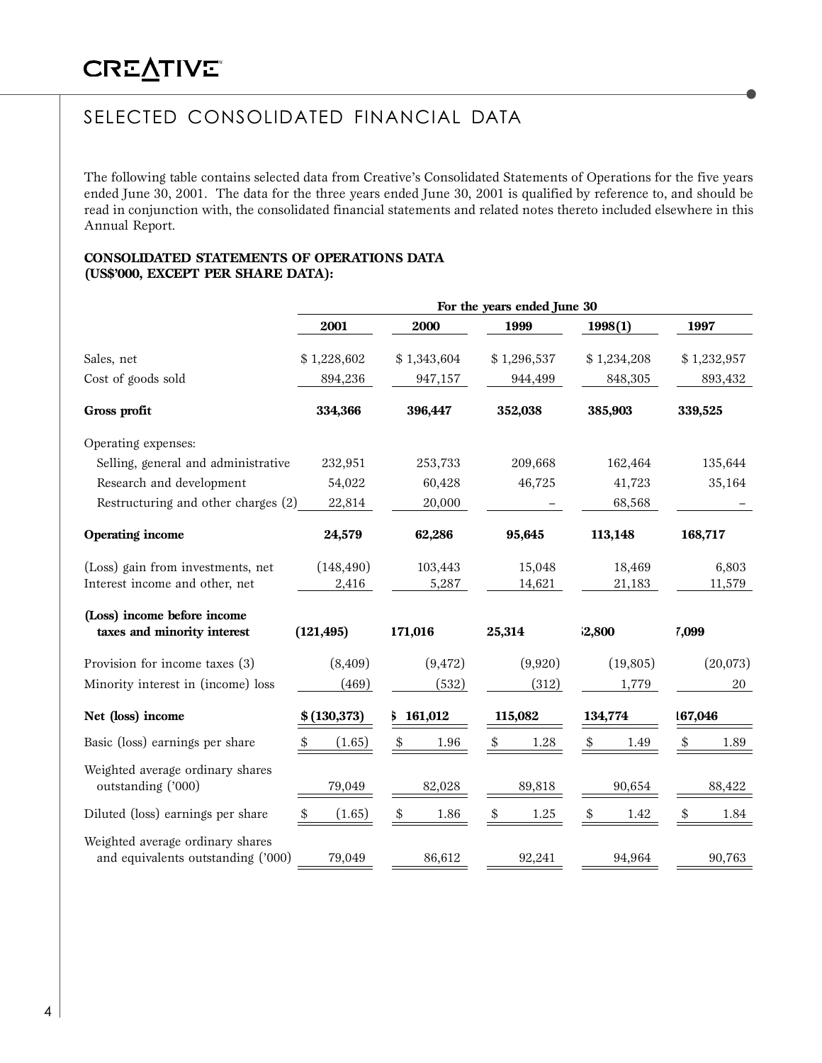# SELECTED CONSOLIDATED FINANCIAL DATA

The following table contains selected data from Creative's Consolidated Statements of Operations for the five years ended June 30, 2001. The data for the three years ended June 30, 2001 is qualified by reference to, and should be read in conjunction with, the consolidated financial statements and related notes thereto included elsewhere in this Annual Report.

**CONSOLIDATED STATEMENTS OF OPERATIONS DATA**
**(US$'000, EXCEPT PER SHARE DATA):**

| | For the years ended June 30 | | | | |
|---|---|---|---|---|---|
| | **2001** | **2000** | **1999** | **1998(1)** | **1997** |
| Sales, net | $ 1,228,602 | $ 1,343,604 | $ 1,296,537 | $ 1,234,208 | $ 1,232,957 |
| Cost of goods sold | 894,236 | 947,157 | 944,499 | 848,305 | 893,432 |
| **Gross profit** | **334,366** | **396,447** | **352,038** | **385,903** | **339,525** |
| Operating expenses: | | | | | |
| Selling, general and administrative | 232,951 | 253,733 | 209,668 | 162,464 | 135,644 |
| Research and development | 54,022 | 60,428 | 46,725 | 41,723 | 35,164 |
| Restructuring and other charges (2) | 22,814 | 20,000 | – | 68,568 | – |
| **Operating income** | **24,579** | **62,286** | **95,645** | **113,148** | **168,717** |
| (Loss) gain from investments, net | (148,490) | 103,443 | 15,048 | 18,469 | 6,803 |
| Interest income and other, net | 2,416 | 5,287 | 14,621 | 21,183 | 11,579 |
| **(Loss) income before income taxes and minority interest** | **(121,495)** | **171,016** | **125,314** | **152,800** | **187,099** |
| Provision for income taxes (3) | (8,409) | (9,472) | (9,920) | (19,805) | (20,073) |
| Minority interest in (income) loss | (469) | (532) | (312) | 1,779 | 20 |
| **Net (loss) income** | **$ (130,373)** | **$ 161,012** | **115,082** | **134,774** | **167,046** |
| Basic (loss) earnings per share | $ (1.65) | $ 1.96 | $ 1.28 | $ 1.49 | $ 1.89 |
| Weighted average ordinary shares outstanding ('000) | 79,049 | 82,028 | 89,818 | 90,654 | 88,422 |
| Diluted (loss) earnings per share | $ (1.65) | $ 1.86 | $ 1.25 | $ 1.42 | $ 1.84 |
| Weighted average ordinary shares and equivalents outstanding ('000) | 79,049 | 86,612 | 92,241 | 94,964 | 90,763 |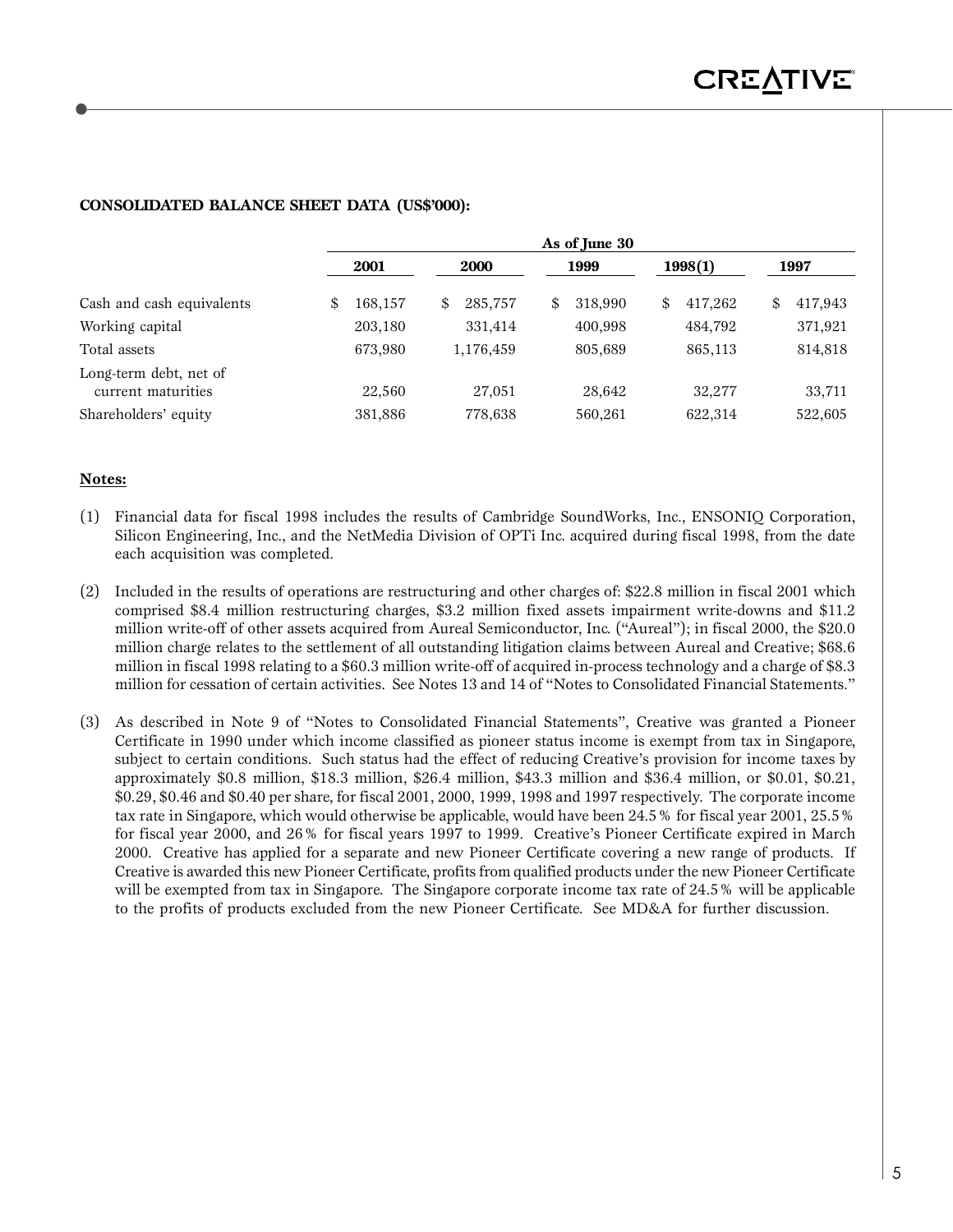**CONSOLIDATED BALANCE SHEET DATA (US$'000):**

| | As of June 30 | | | | |
|---|---|---|---|---|---|
| | 2001 | 2000 | 1999 | 1998(1) | 1997 |
| Cash and cash equivalents | $ 168,157 | $ 285,757 | $ 318,990 | $ 417,262 | $ 417,943 |
| Working capital | 203,180 | 331,414 | 400,998 | 484,792 | 371,921 |
| Total assets | 673,980 | 1,176,459 | 805,689 | 865,113 | 814,818 |
| Long-term debt, net of current maturities | 22,560 | 27,051 | 28,642 | 32,277 | 33,711 |
| Shareholders' equity | 381,886 | 778,638 | 560,261 | 622,314 | 522,605 |

**Notes:**

(1) Financial data for fiscal 1998 includes the results of Cambridge SoundWorks, Inc., ENSONIQ Corporation, Silicon Engineering, Inc., and the NetMedia Division of OPTi Inc. acquired during fiscal 1998, from the date each acquisition was completed.

(2) Included in the results of operations are restructuring and other charges of: $22.8 million in fiscal 2001 which comprised $8.4 million restructuring charges, $3.2 million fixed assets impairment write-downs and $11.2 million write-off of other assets acquired from Aureal Semiconductor, Inc. ("Aureal"); in fiscal 2000, the $20.0 million charge relates to the settlement of all outstanding litigation claims between Aureal and Creative; $68.6 million in fiscal 1998 relating to a $60.3 million write-off of acquired in-process technology and a charge of $8.3 million for cessation of certain activities. See Notes 13 and 14 of "Notes to Consolidated Financial Statements."

(3) As described in Note 9 of "Notes to Consolidated Financial Statements", Creative was granted a Pioneer Certificate in 1990 under which income classified as pioneer status income is exempt from tax in Singapore, subject to certain conditions. Such status had the effect of reducing Creative's provision for income taxes by approximately $0.8 million, $18.3 million, $26.4 million, $43.3 million and $36.4 million, or $0.01, $0.21, $0.29, $0.46 and $0.40 per share, for fiscal 2001, 2000, 1999, 1998 and 1997 respectively. The corporate income tax rate in Singapore, which would otherwise be applicable, would have been 24.5% for fiscal year 2001, 25.5% for fiscal year 2000, and 26% for fiscal years 1997 to 1999. Creative's Pioneer Certificate expired in March 2000. Creative has applied for a separate and new Pioneer Certificate covering a new range of products. If Creative is awarded this new Pioneer Certificate, profits from qualified products under the new Pioneer Certificate will be exempted from tax in Singapore. The Singapore corporate income tax rate of 24.5% will be applicable to the profits of products excluded from the new Pioneer Certificate. See MD&A for further discussion.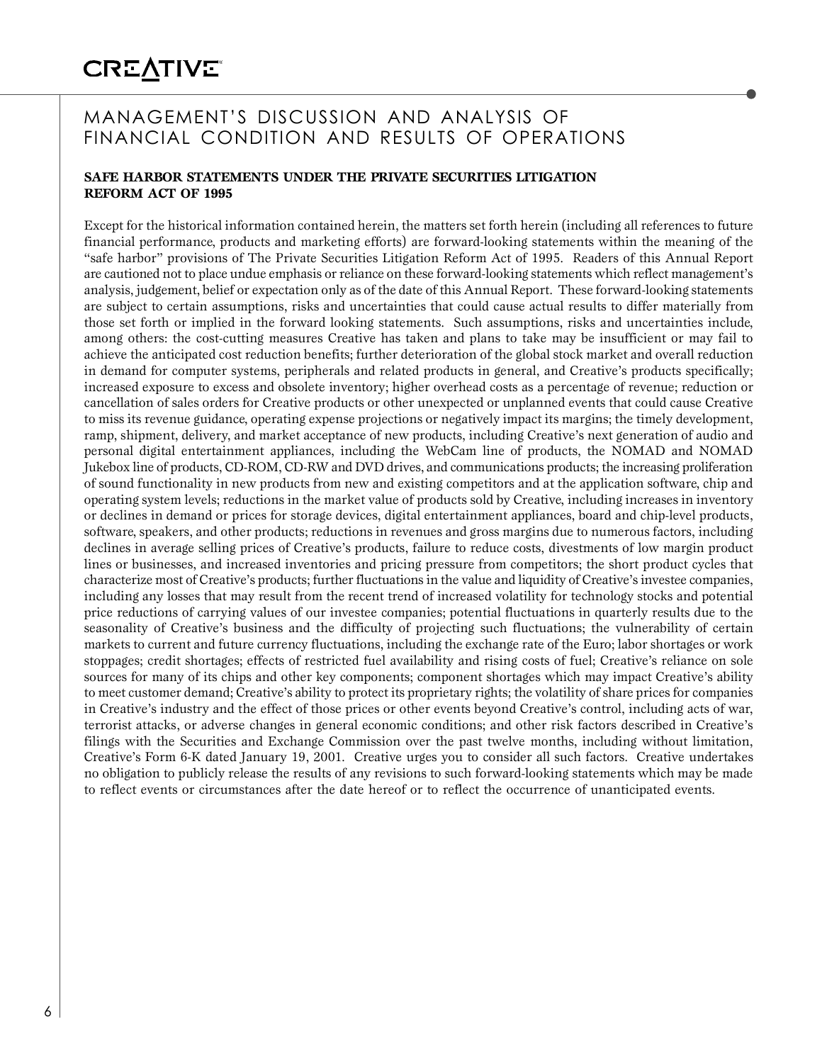# MANAGEMENT'S DISCUSSION AND ANALYSIS OF FINANCIAL CONDITION AND RESULTS OF OPERATIONS

## SAFE HARBOR STATEMENTS UNDER THE PRIVATE SECURITIES LITIGATION REFORM ACT OF 1995

Except for the historical information contained herein, the matters set forth herein (including all references to future financial performance, products and marketing efforts) are forward-looking statements within the meaning of the "safe harbor" provisions of The Private Securities Litigation Reform Act of 1995. Readers of this Annual Report are cautioned not to place undue emphasis or reliance on these forward-looking statements which reflect management's analysis, judgement, belief or expectation only as of the date of this Annual Report. These forward-looking statements are subject to certain assumptions, risks and uncertainties that could cause actual results to differ materially from those set forth or implied in the forward looking statements. Such assumptions, risks and uncertainties include, among others: the cost-cutting measures Creative has taken and plans to take may be insufficient or may fail to achieve the anticipated cost reduction benefits; further deterioration of the global stock market and overall reduction in demand for computer systems, peripherals and related products in general, and Creative's products specifically; increased exposure to excess and obsolete inventory; higher overhead costs as a percentage of revenue; reduction or cancellation of sales orders for Creative products or other unexpected or unplanned events that could cause Creative to miss its revenue guidance, operating expense projections or negatively impact its margins; the timely development, ramp, shipment, delivery, and market acceptance of new products, including Creative's next generation of audio and personal digital entertainment appliances, including the WebCam line of products, the NOMAD and NOMAD Jukebox line of products, CD-ROM, CD-RW and DVD drives, and communications products; the increasing proliferation of sound functionality in new products from new and existing competitors and at the application software, chip and operating system levels; reductions in the market value of products sold by Creative, including increases in inventory or declines in demand or prices for storage devices, digital entertainment appliances, board and chip-level products, software, speakers, and other products; reductions in revenues and gross margins due to numerous factors, including declines in average selling prices of Creative's products, failure to reduce costs, divestments of low margin product lines or businesses, and increased inventories and pricing pressure from competitors; the short product cycles that characterize most of Creative's products; further fluctuations in the value and liquidity of Creative's investee companies, including any losses that may result from the recent trend of increased volatility for technology stocks and potential price reductions of carrying values of our investee companies; potential fluctuations in quarterly results due to the seasonality of Creative's business and the difficulty of projecting such fluctuations; the vulnerability of certain markets to current and future currency fluctuations, including the exchange rate of the Euro; labor shortages or work stoppages; credit shortages; effects of restricted fuel availability and rising costs of fuel; Creative's reliance on sole sources for many of its chips and other key components; component shortages which may impact Creative's ability to meet customer demand; Creative's ability to protect its proprietary rights; the volatility of share prices for companies in Creative's industry and the effect of those prices or other events beyond Creative's control, including acts of war, terrorist attacks, or adverse changes in general economic conditions; and other risk factors described in Creative's filings with the Securities and Exchange Commission over the past twelve months, including without limitation, Creative's Form 6-K dated January 19, 2001. Creative urges you to consider all such factors. Creative undertakes no obligation to publicly release the results of any revisions to such forward-looking statements which may be made to reflect events or circumstances after the date hereof or to reflect the occurrence of unanticipated events.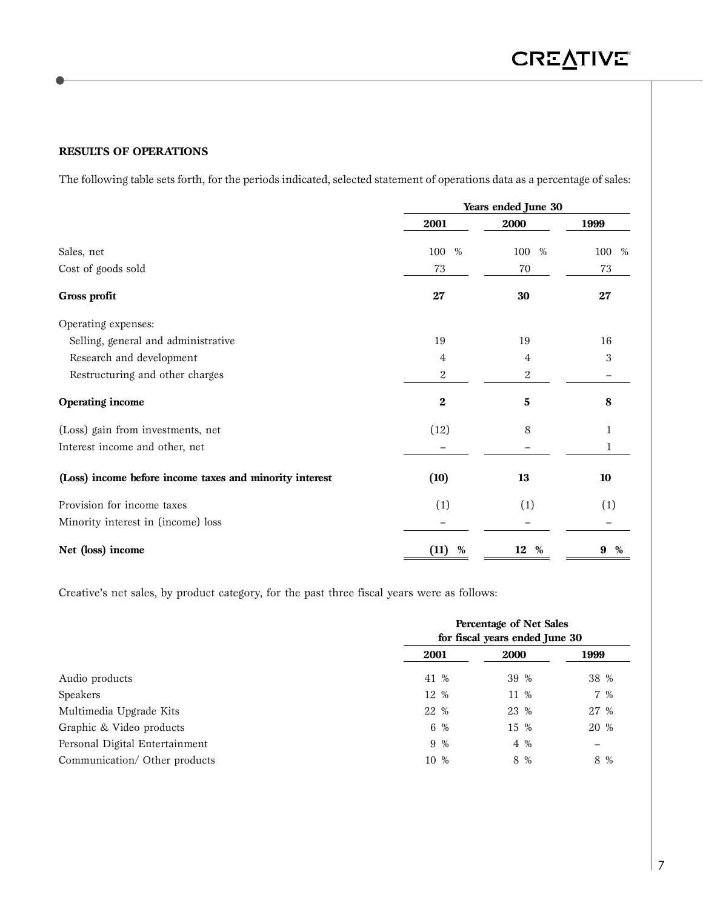## RESULTS OF OPERATIONS

The following table sets forth, for the periods indicated, selected statement of operations data as a percentage of sales:

| | Years ended June 30 | | |
|---|---|---|---|
| | **2001** | **2000** | **1999** |
| Sales, net | 100 % | 100 % | 100 % |
| Cost of goods sold | 73 | 70 | 73 |
| **Gross profit** | **27** | **30** | **27** |
| Operating expenses: | | | |
| Selling, general and administrative | 19 | 19 | 16 |
| Research and development | 4 | 4 | 3 |
| Restructuring and other charges | 2 | 2 | – |
| **Operating income** | **2** | **5** | **8** |
| (Loss) gain from investments, net | (12) | 8 | 1 |
| Interest income and other, net | – | – | 1 |
| **(Loss) income before income taxes and minority interest** | **(10)** | **13** | **10** |
| Provision for income taxes | (1) | (1) | (1) |
| Minority interest in (income) loss | – | – | – |
| **Net (loss) income** | **(11) %** | **12 %** | **9 %** |

Creative's net sales, by product category, for the past three fiscal years were as follows:

| | Percentage of Net Sales for fiscal years ended June 30 | | |
|---|---|---|---|
| | **2001** | **2000** | **1999** |
| Audio products | 41 % | 39 % | 38 % |
| Speakers | 12 % | 11 % | 7 % |
| Multimedia Upgrade Kits | 22 % | 23 % | 27 % |
| Graphic & Video products | 6 % | 15 % | 20 % |
| Personal Digital Entertainment | 9 % | 4 % | – |
| Communication/ Other products | 10 % | 8 % | 8 % |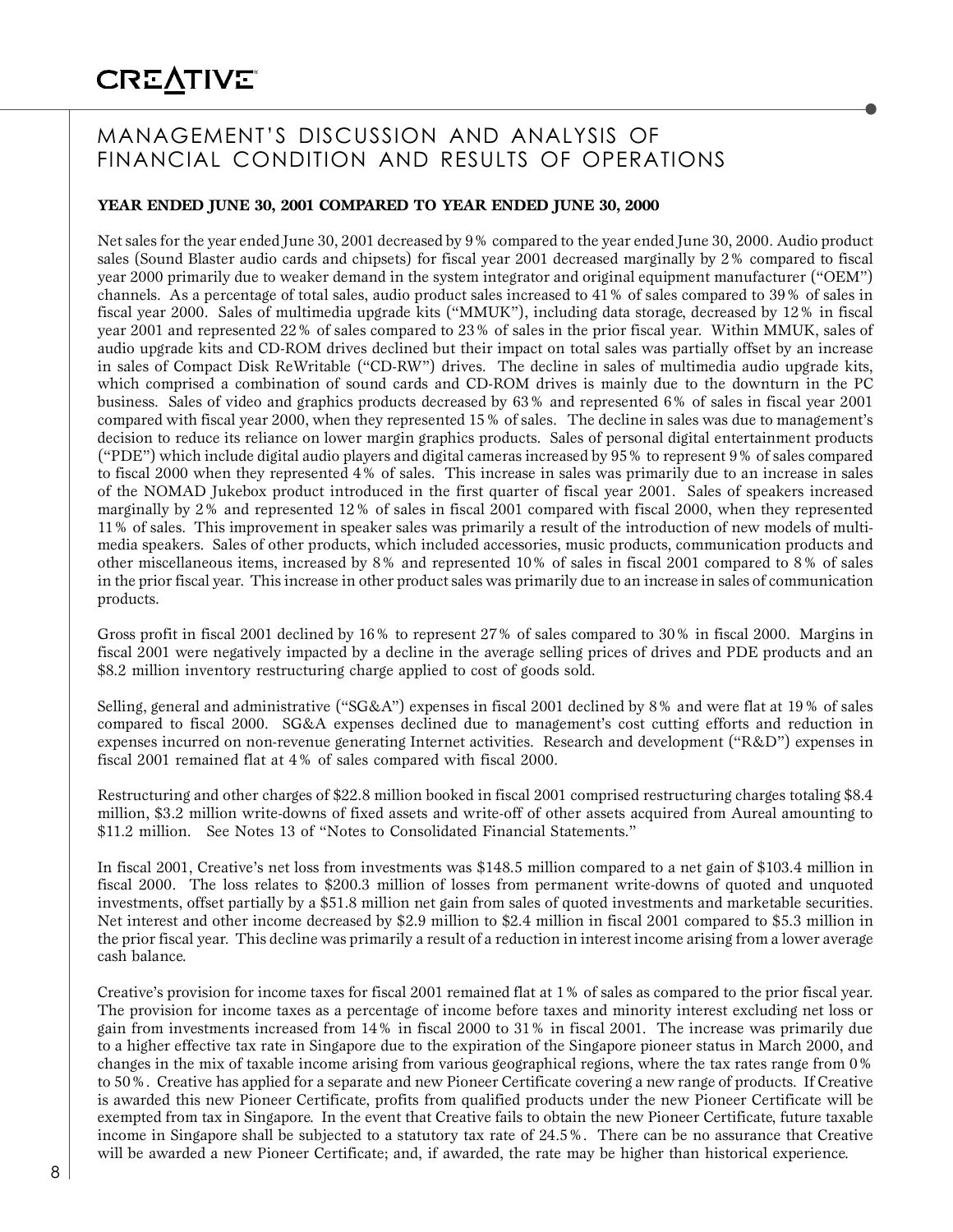# MANAGEMENT'S DISCUSSION AND ANALYSIS OF FINANCIAL CONDITION AND RESULTS OF OPERATIONS

**YEAR ENDED JUNE 30, 2001 COMPARED TO YEAR ENDED JUNE 30, 2000**

Net sales for the year ended June 30, 2001 decreased by 9% compared to the year ended June 30, 2000. Audio product sales (Sound Blaster audio cards and chipsets) for fiscal year 2001 decreased marginally by 2% compared to fiscal year 2000 primarily due to weaker demand in the system integrator and original equipment manufacturer ("OEM") channels. As a percentage of total sales, audio product sales increased to 41% of sales compared to 39% of sales in fiscal year 2000. Sales of multimedia upgrade kits ("MMUK"), including data storage, decreased by 12% in fiscal year 2001 and represented 22% of sales compared to 23% of sales in the prior fiscal year. Within MMUK, sales of audio upgrade kits and CD-ROM drives declined but their impact on total sales was partially offset by an increase in sales of Compact Disk ReWritable ("CD-RW") drives. The decline in sales of multimedia audio upgrade kits, which comprised a combination of sound cards and CD-ROM drives is mainly due to the downturn in the PC business. Sales of video and graphics products decreased by 63% and represented 6% of sales in fiscal year 2001 compared with fiscal year 2000, when they represented 15% of sales. The decline in sales was due to management's decision to reduce its reliance on lower margin graphics products. Sales of personal digital entertainment products ("PDE") which include digital audio players and digital cameras increased by 95% to represent 9% of sales compared to fiscal 2000 when they represented 4% of sales. This increase in sales was primarily due to an increase in sales of the NOMAD Jukebox product introduced in the first quarter of fiscal year 2001. Sales of speakers increased marginally by 2% and represented 12% of sales in fiscal 2001 compared with fiscal 2000, when they represented 11% of sales. This improvement in speaker sales was primarily a result of the introduction of new models of multimedia speakers. Sales of other products, which included accessories, music products, communication products and other miscellaneous items, increased by 8% and represented 10% of sales in fiscal 2001 compared to 8% of sales in the prior fiscal year. This increase in other product sales was primarily due to an increase in sales of communication products.

Gross profit in fiscal 2001 declined by 16% to represent 27% of sales compared to 30% in fiscal 2000. Margins in fiscal 2001 were negatively impacted by a decline in the average selling prices of drives and PDE products and an $8.2 million inventory restructuring charge applied to cost of goods sold.

Selling, general and administrative ("SG&A") expenses in fiscal 2001 declined by 8% and were flat at 19% of sales compared to fiscal 2000. SG&A expenses declined due to management's cost cutting efforts and reduction in expenses incurred on non-revenue generating Internet activities. Research and development ("R&D") expenses in fiscal 2001 remained flat at 4% of sales compared with fiscal 2000.

Restructuring and other charges of $22.8 million booked in fiscal 2001 comprised restructuring charges totaling $8.4 million, $3.2 million write-downs of fixed assets and write-off of other assets acquired from Aureal amounting to $11.2 million. See Notes 13 of "Notes to Consolidated Financial Statements."

In fiscal 2001, Creative's net loss from investments was $148.5 million compared to a net gain of $103.4 million in fiscal 2000. The loss relates to $200.3 million of losses from permanent write-downs of quoted and unquoted investments, offset partially by a $51.8 million net gain from sales of quoted investments and marketable securities. Net interest and other income decreased by $2.9 million to $2.4 million in fiscal 2001 compared to $5.3 million in the prior fiscal year. This decline was primarily a result of a reduction in interest income arising from a lower average cash balance.

Creative's provision for income taxes for fiscal 2001 remained flat at 1% of sales as compared to the prior fiscal year. The provision for income taxes as a percentage of income before taxes and minority interest excluding net loss or gain from investments increased from 14% in fiscal 2000 to 31% in fiscal 2001. The increase was primarily due to a higher effective tax rate in Singapore due to the expiration of the Singapore pioneer status in March 2000, and changes in the mix of taxable income arising from various geographical regions, where the tax rates range from 0% to 50%. Creative has applied for a separate and new Pioneer Certificate covering a new range of products. If Creative is awarded this new Pioneer Certificate, profits from qualified products under the new Pioneer Certificate will be exempted from tax in Singapore. In the event that Creative fails to obtain the new Pioneer Certificate, future taxable income in Singapore shall be subjected to a statutory tax rate of 24.5%. There can be no assurance that Creative will be awarded a new Pioneer Certificate; and, if awarded, the rate may be higher than historical experience.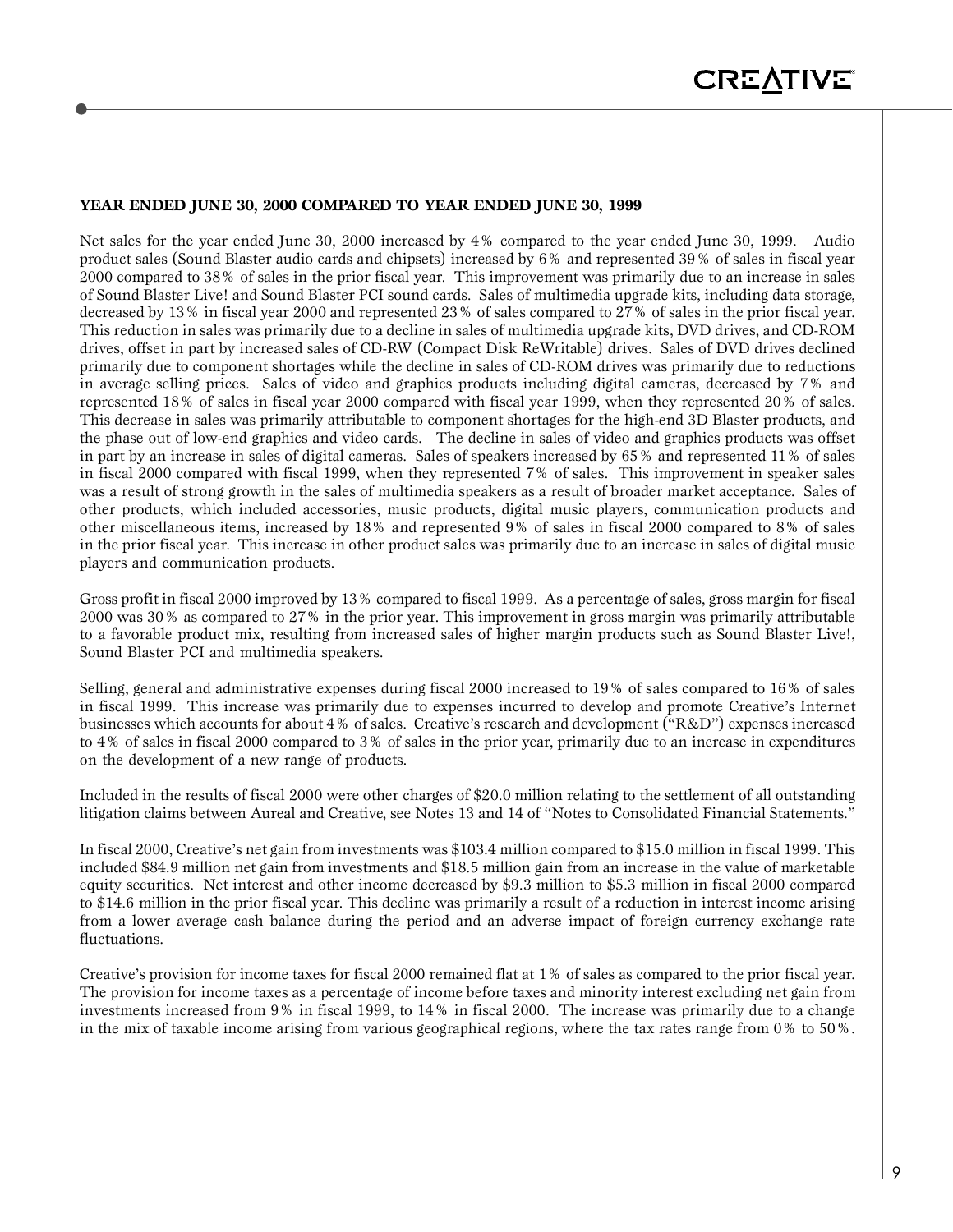### YEAR ENDED JUNE 30, 2000 COMPARED TO YEAR ENDED JUNE 30, 1999

Net sales for the year ended June 30, 2000 increased by 4% compared to the year ended June 30, 1999. Audio product sales (Sound Blaster audio cards and chipsets) increased by 6% and represented 39% of sales in fiscal year 2000 compared to 38% of sales in the prior fiscal year. This improvement was primarily due to an increase in sales of Sound Blaster Live! and Sound Blaster PCI sound cards. Sales of multimedia upgrade kits, including data storage, decreased by 13% in fiscal year 2000 and represented 23% of sales compared to 27% of sales in the prior fiscal year. This reduction in sales was primarily due to a decline in sales of multimedia upgrade kits, DVD drives, and CD-ROM drives, offset in part by increased sales of CD-RW (Compact Disk ReWritable) drives. Sales of DVD drives declined primarily due to component shortages while the decline in sales of CD-ROM drives was primarily due to reductions in average selling prices. Sales of video and graphics products including digital cameras, decreased by 7% and represented 18% of sales in fiscal year 2000 compared with fiscal year 1999, when they represented 20% of sales. This decrease in sales was primarily attributable to component shortages for the high-end 3D Blaster products, and the phase out of low-end graphics and video cards. The decline in sales of video and graphics products was offset in part by an increase in sales of digital cameras. Sales of speakers increased by 65% and represented 11% of sales in fiscal 2000 compared with fiscal 1999, when they represented 7% of sales. This improvement in speaker sales was a result of strong growth in the sales of multimedia speakers as a result of broader market acceptance. Sales of other products, which included accessories, music products, digital music players, communication products and other miscellaneous items, increased by 18% and represented 9% of sales in fiscal 2000 compared to 8% of sales in the prior fiscal year. This increase in other product sales was primarily due to an increase in sales of digital music players and communication products.

Gross profit in fiscal 2000 improved by 13% compared to fiscal 1999. As a percentage of sales, gross margin for fiscal 2000 was 30% as compared to 27% in the prior year. This improvement in gross margin was primarily attributable to a favorable product mix, resulting from increased sales of higher margin products such as Sound Blaster Live!, Sound Blaster PCI and multimedia speakers.

Selling, general and administrative expenses during fiscal 2000 increased to 19% of sales compared to 16% of sales in fiscal 1999. This increase was primarily due to expenses incurred to develop and promote Creative's Internet businesses which accounts for about 4% of sales. Creative's research and development ("R&D") expenses increased to 4% of sales in fiscal 2000 compared to 3% of sales in the prior year, primarily due to an increase in expenditures on the development of a new range of products.

Included in the results of fiscal 2000 were other charges of $20.0 million relating to the settlement of all outstanding litigation claims between Aureal and Creative, see Notes 13 and 14 of "Notes to Consolidated Financial Statements."

In fiscal 2000, Creative's net gain from investments was $103.4 million compared to $15.0 million in fiscal 1999. This included $84.9 million net gain from investments and $18.5 million gain from an increase in the value of marketable equity securities. Net interest and other income decreased by $9.3 million to $5.3 million in fiscal 2000 compared to $14.6 million in the prior fiscal year. This decline was primarily a result of a reduction in interest income arising from a lower average cash balance during the period and an adverse impact of foreign currency exchange rate fluctuations.

Creative's provision for income taxes for fiscal 2000 remained flat at 1% of sales as compared to the prior fiscal year. The provision for income taxes as a percentage of income before taxes and minority interest excluding net gain from investments increased from 9% in fiscal 1999, to 14% in fiscal 2000. The increase was primarily due to a change in the mix of taxable income arising from various geographical regions, where the tax rates range from 0% to 50%.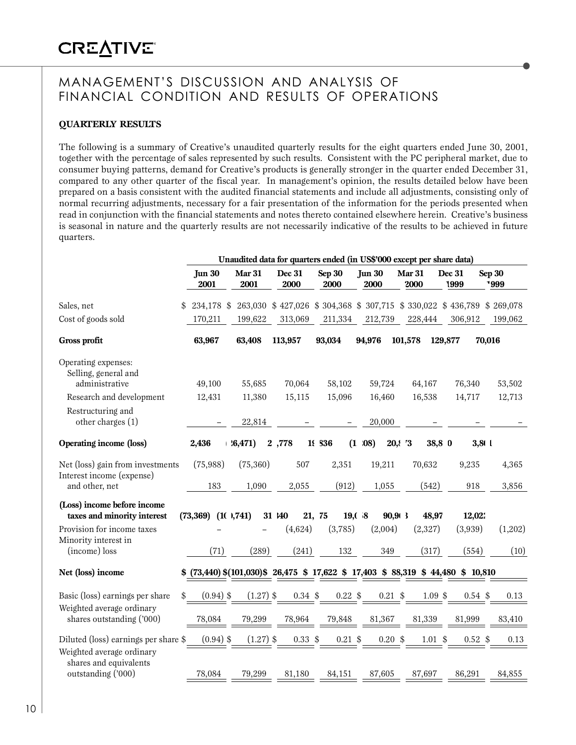# MANAGEMENT'S DISCUSSION AND ANALYSIS OF FINANCIAL CONDITION AND RESULTS OF OPERATIONS

**QUARTERLY RESULTS**

The following is a summary of Creative's unaudited quarterly results for the eight quarters ended June 30, 2001, together with the percentage of sales represented by such results. Consistent with the PC peripheral market, due to consumer buying patterns, demand for Creative's products is generally stronger in the quarter ended December 31, compared to any other quarter of the fiscal year. In management's opinion, the results detailed below have been prepared on a basis consistent with the audited financial statements and include all adjustments, consisting only of normal recurring adjustments, necessary for a fair presentation of the information for the periods presented when read in conjunction with the financial statements and notes thereto contained elsewhere herein. Creative's business is seasonal in nature and the quarterly results are not necessarily indicative of the results to be achieved in future quarters.

| | **Unaudited data for quarters ended (in US$'000 except per share data)** | | | | | | | |
|---|---|---|---|---|---|---|---|---|
| | **Jun 30 2001** | **Mar 31 2001** | **Dec 31 2000** | **Sep 30 2000** | **Jun 30 2000** | **Mar 31 2000** | **Dec 31 1999** | **Sep 30 1999** |
| Sales, net | $ 234,178 | $ 263,030 | $ 427,026 | $ 304,368 | $ 307,715 | $ 330,022 | $ 436,789 | $ 269,078 |
| Cost of goods sold | 170,211 | 199,622 | 313,069 | 211,334 | 212,739 | 228,444 | 306,912 | 199,062 |
| **Gross profit** | **63,967** | **63,408** | **113,957** | **93,034** | **94,976** | **101,578** | **129,877** | **70,016** |
| Operating expenses: | | | | | | | | |
| Selling, general and administrative | 49,100 | 55,685 | 70,064 | 58,102 | 59,724 | 64,167 | 76,340 | 53,502 |
| Research and development | 12,431 | 11,380 | 15,115 | 15,096 | 16,460 | 16,538 | 14,717 | 12,713 |
| Restructuring and other charges (1) | – | 22,814 | – | – | 20,000 | – | – | – |
| **Operating income (loss)** | **2,436** | **(26,471)** | **28,778** | **19,836** | **(1,208)** | **20,873** | **38,820** | **3,801** |
| Net (loss) gain from investments | (75,988) | (75,360) | 507 | 2,351 | 19,211 | 70,632 | 9,235 | 4,365 |
| Interest income (expense) and other, net | 183 | 1,090 | 2,055 | (912) | 1,055 | (542) | 918 | 3,856 |
| **(Loss) income before income taxes and minority interest** | **(73,369)** | **(100,741)** | **31,340** | **21,275** | **19,058** | **90,963** | **48,973** | **12,022** |
| Provision for income taxes | – | – | (4,624) | (3,785) | (2,004) | (2,327) | (3,939) | (1,202) |
| Minority interest in (income) loss | (71) | (289) | (241) | 132 | 349 | (317) | (554) | (10) |
| **Net (loss) income** | **$ (73,440)** | **$(101,030)** | **$ 26,475** | **$ 17,622** | **$ 17,403** | **$ 88,319** | **$ 44,480** | **$ 10,810** |
| Basic (loss) earnings per share | $ (0.94) | $ (1.27) | $ 0.34 | $ 0.22 | $ 0.21 | $ 1.09 | $ 0.54 | $ 0.13 |
| Weighted average ordinary shares outstanding ('000) | 78,084 | 79,299 | 78,964 | 79,848 | 81,367 | 81,339 | 81,999 | 83,410 |
| Diluted (loss) earnings per share | $ (0.94) | $ (1.27) | $ 0.33 | $ 0.21 | $ 0.20 | $ 1.01 | $ 0.52 | $ 0.13 |
| Weighted average ordinary shares and equivalents outstanding ('000) | 78,084 | 79,299 | 81,180 | 84,151 | 87,605 | 87,697 | 86,291 | 84,855 |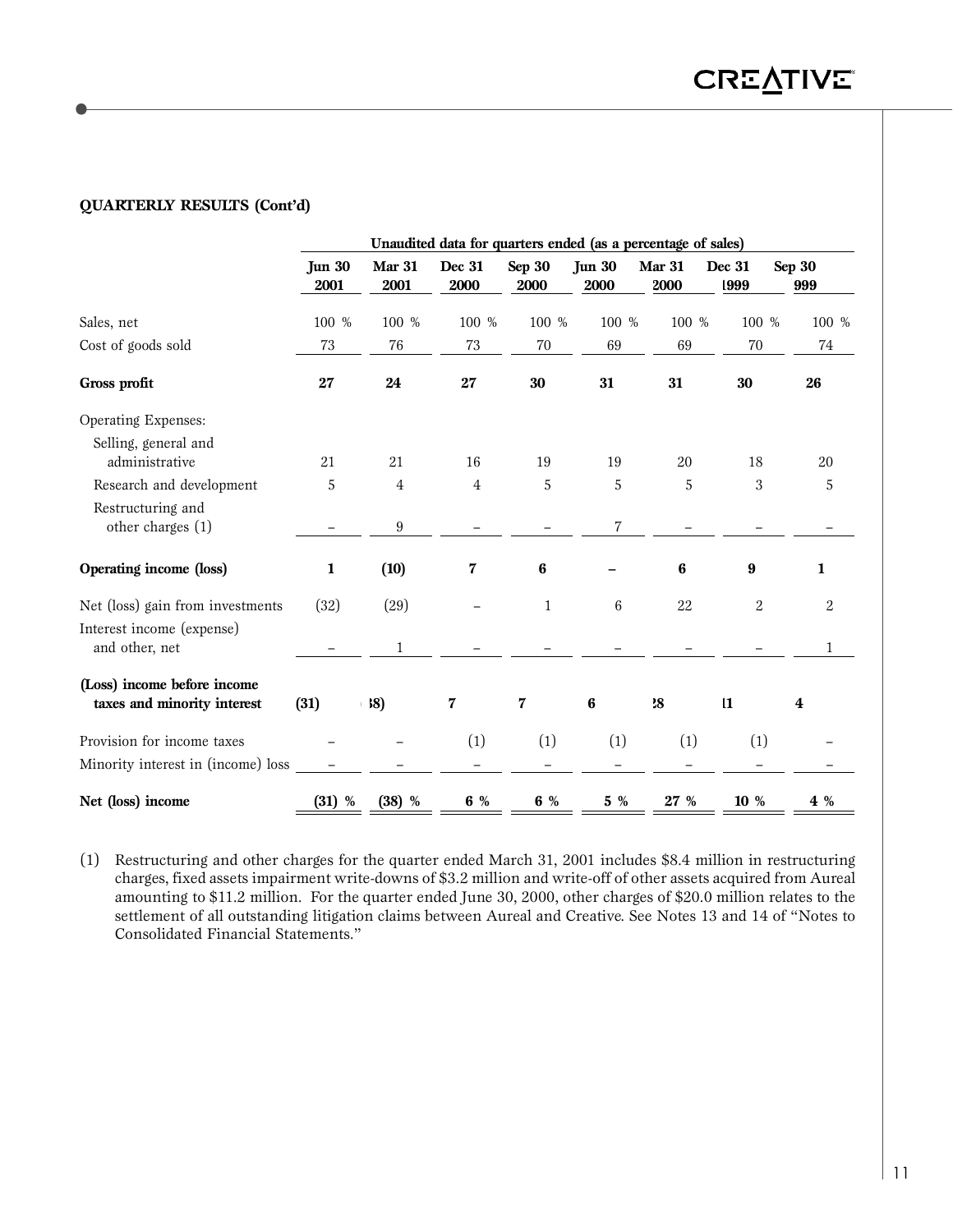**QUARTERLY RESULTS (Cont'd)**

| | Unaudited data for quarters ended (as a percentage of sales) | | | | | | | |
|---|---|---|---|---|---|---|---|---|
| | **Jun 30 2001** | **Mar 31 2001** | **Dec 31 2000** | **Sep 30 2000** | **Jun 30 2000** | **Mar 31 2000** | **Dec 31 1999** | **Sep 30 1999** |
| Sales, net | 100 % | 100 % | 100 % | 100 % | 100 % | 100 % | 100 % | 100 % |
| Cost of goods sold | 73 | 76 | 73 | 70 | 69 | 69 | 70 | 74 |
| **Gross profit** | **27** | **24** | **27** | **30** | **31** | **31** | **30** | **26** |
| Operating Expenses: | | | | | | | | |
| Selling, general and administrative | 21 | 21 | 16 | 19 | 19 | 20 | 18 | 20 |
| Research and development | 5 | 4 | 4 | 5 | 5 | 5 | 3 | 5 |
| Restructuring and other charges (1) | – | 9 | – | – | 7 | – | – | – |
| **Operating income (loss)** | **1** | **(10)** | **7** | **6** | **–** | **6** | **9** | **1** |
| Net (loss) gain from investments | (32) | (29) | – | 1 | 6 | 22 | 2 | 2 |
| Interest income (expense) and other, net | – | 1 | – | – | – | – | – | 1 |
| **(Loss) income before income taxes and minority interest** | **(31)** | **(38)** | **7** | **7** | **6** | **28** | **11** | **4** |
| Provision for income taxes | – | – | (1) | (1) | (1) | (1) | (1) | – |
| Minority interest in (income) loss | – | – | – | – | – | – | – | – |
| **Net (loss) income** | **(31) %** | **(38) %** | **6 %** | **6 %** | **5 %** | **27 %** | **10 %** | **4 %** |

(1) Restructuring and other charges for the quarter ended March 31, 2001 includes $8.4 million in restructuring charges, fixed assets impairment write-downs of $3.2 million and write-off of other assets acquired from Aureal amounting to $11.2 million. For the quarter ended June 30, 2000, other charges of $20.0 million relates to the settlement of all outstanding litigation claims between Aureal and Creative. See Notes 13 and 14 of "Notes to Consolidated Financial Statements."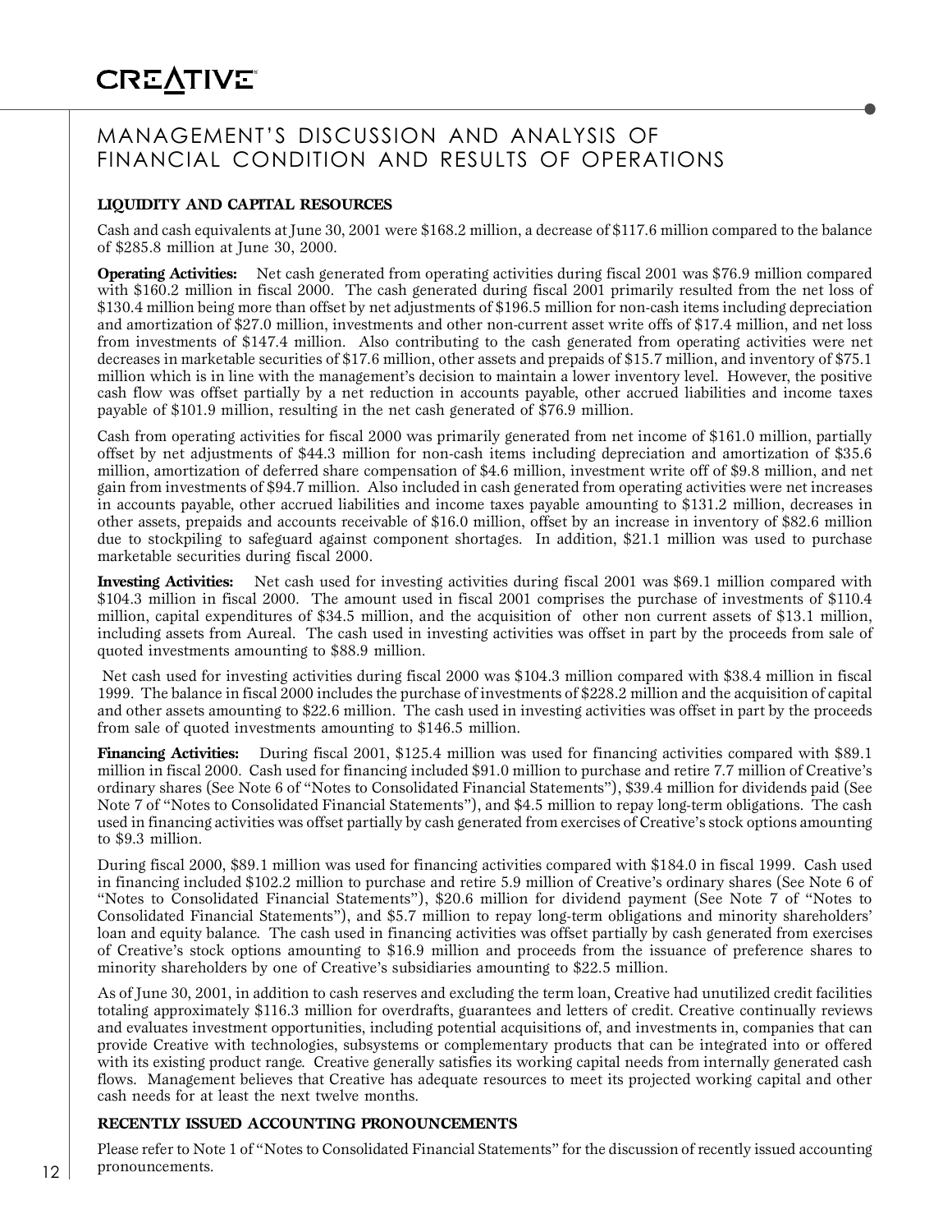# MANAGEMENT'S DISCUSSION AND ANALYSIS OF FINANCIAL CONDITION AND RESULTS OF OPERATIONS

## LIQUIDITY AND CAPITAL RESOURCES

Cash and cash equivalents at June 30, 2001 were $168.2 million, a decrease of $117.6 million compared to the balance of $285.8 million at June 30, 2000.

**Operating Activities:** Net cash generated from operating activities during fiscal 2001 was $76.9 million compared with $160.2 million in fiscal 2000. The cash generated during fiscal 2001 primarily resulted from the net loss of $130.4 million being more than offset by net adjustments of $196.5 million for non-cash items including depreciation and amortization of $27.0 million, investments and other non-current asset write offs of $17.4 million, and net loss from investments of $147.4 million. Also contributing to the cash generated from operating activities were net decreases in marketable securities of $17.6 million, other assets and prepaids of $15.7 million, and inventory of $75.1 million which is in line with the management's decision to maintain a lower inventory level. However, the positive cash flow was offset partially by a net reduction in accounts payable, other accrued liabilities and income taxes payable of $101.9 million, resulting in the net cash generated of $76.9 million.

Cash from operating activities for fiscal 2000 was primarily generated from net income of $161.0 million, partially offset by net adjustments of $44.3 million for non-cash items including depreciation and amortization of $35.6 million, amortization of deferred share compensation of $4.6 million, investment write off of $9.8 million, and net gain from investments of $94.7 million. Also included in cash generated from operating activities were net increases in accounts payable, other accrued liabilities and income taxes payable amounting to $131.2 million, decreases in other assets, prepaids and accounts receivable of $16.0 million, offset by an increase in inventory of $82.6 million due to stockpiling to safeguard against component shortages. In addition, $21.1 million was used to purchase marketable securities during fiscal 2000.

**Investing Activities:** Net cash used for investing activities during fiscal 2001 was $69.1 million compared with $104.3 million in fiscal 2000. The amount used in fiscal 2001 comprises the purchase of investments of $110.4 million, capital expenditures of $34.5 million, and the acquisition of other non current assets of $13.1 million, including assets from Aureal. The cash used in investing activities was offset in part by the proceeds from sale of quoted investments amounting to $88.9 million.

Net cash used for investing activities during fiscal 2000 was $104.3 million compared with $38.4 million in fiscal 1999. The balance in fiscal 2000 includes the purchase of investments of $228.2 million and the acquisition of capital and other assets amounting to $22.6 million. The cash used in investing activities was offset in part by the proceeds from sale of quoted investments amounting to $146.5 million.

**Financing Activities:** During fiscal 2001, $125.4 million was used for financing activities compared with $89.1 million in fiscal 2000. Cash used for financing included $91.0 million to purchase and retire 7.7 million of Creative's ordinary shares (See Note 6 of "Notes to Consolidated Financial Statements"), $39.4 million for dividends paid (See Note 7 of "Notes to Consolidated Financial Statements"), and $4.5 million to repay long-term obligations. The cash used in financing activities was offset partially by cash generated from exercises of Creative's stock options amounting to $9.3 million.

During fiscal 2000, $89.1 million was used for financing activities compared with $184.0 in fiscal 1999. Cash used in financing included $102.2 million to purchase and retire 5.9 million of Creative's ordinary shares (See Note 6 of "Notes to Consolidated Financial Statements"), $20.6 million for dividend payment (See Note 7 of "Notes to Consolidated Financial Statements"), and $5.7 million to repay long-term obligations and minority shareholders' loan and equity balance. The cash used in financing activities was offset partially by cash generated from exercises of Creative's stock options amounting to $16.9 million and proceeds from the issuance of preference shares to minority shareholders by one of Creative's subsidiaries amounting to $22.5 million.

As of June 30, 2001, in addition to cash reserves and excluding the term loan, Creative had unutilized credit facilities totaling approximately $116.3 million for overdrafts, guarantees and letters of credit. Creative continually reviews and evaluates investment opportunities, including potential acquisitions of, and investments in, companies that can provide Creative with technologies, subsystems or complementary products that can be integrated into or offered with its existing product range. Creative generally satisfies its working capital needs from internally generated cash flows. Management believes that Creative has adequate resources to meet its projected working capital and other cash needs for at least the next twelve months.

## RECENTLY ISSUED ACCOUNTING PRONOUNCEMENTS

Please refer to Note 1 of "Notes to Consolidated Financial Statements" for the discussion of recently issued accounting pronouncements.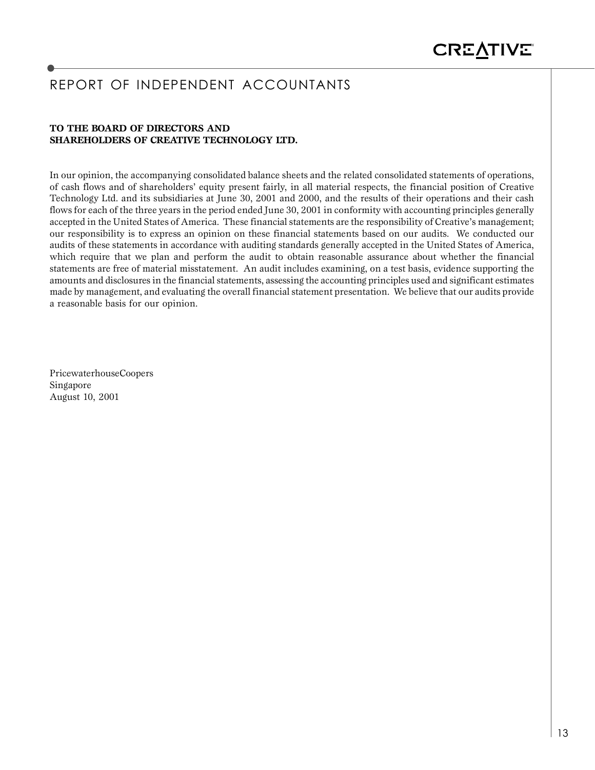# REPORT OF INDEPENDENT ACCOUNTANTS

**TO THE BOARD OF DIRECTORS AND**
**SHAREHOLDERS OF CREATIVE TECHNOLOGY LTD.**

In our opinion, the accompanying consolidated balance sheets and the related consolidated statements of operations, of cash flows and of shareholders' equity present fairly, in all material respects, the financial position of Creative Technology Ltd. and its subsidiaries at June 30, 2001 and 2000, and the results of their operations and their cash flows for each of the three years in the period ended June 30, 2001 in conformity with accounting principles generally accepted in the United States of America. These financial statements are the responsibility of Creative's management; our responsibility is to express an opinion on these financial statements based on our audits. We conducted our audits of these statements in accordance with auditing standards generally accepted in the United States of America, which require that we plan and perform the audit to obtain reasonable assurance about whether the financial statements are free of material misstatement. An audit includes examining, on a test basis, evidence supporting the amounts and disclosures in the financial statements, assessing the accounting principles used and significant estimates made by management, and evaluating the overall financial statement presentation. We believe that our audits provide a reasonable basis for our opinion.

PricewaterhouseCoopers
Singapore
August 10, 2001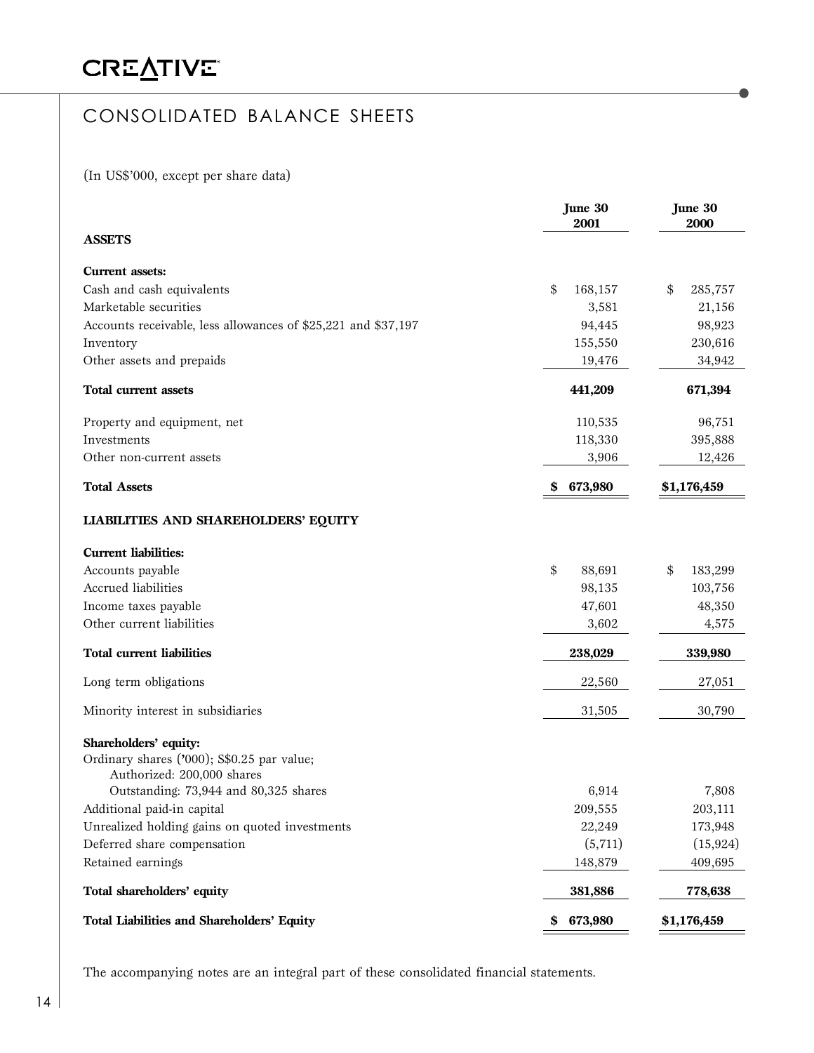# CONSOLIDATED BALANCE SHEETS

(In US$'000, except per share data)

| | June 30 2001 | June 30 2000 |
|---|---|---|
| **ASSETS** | | |
| **Current assets:** | | |
| Cash and cash equivalents | $ 168,157 | $ 285,757 |
| Marketable securities | 3,581 | 21,156 |
| Accounts receivable, less allowances of $25,221 and $37,197 | 94,445 | 98,923 |
| Inventory | 155,550 | 230,616 |
| Other assets and prepaids | 19,476 | 34,942 |
| **Total current assets** | **441,209** | **671,394** |
| Property and equipment, net | 110,535 | 96,751 |
| Investments | 118,330 | 395,888 |
| Other non-current assets | 3,906 | 12,426 |
| **Total Assets** | **$ 673,980** | **$1,176,459** |
| **LIABILITIES AND SHAREHOLDERS' EQUITY** | | |
| **Current liabilities:** | | |
| Accounts payable | $ 88,691 | $ 183,299 |
| Accrued liabilities | 98,135 | 103,756 |
| Income taxes payable | 47,601 | 48,350 |
| Other current liabilities | 3,602 | 4,575 |
| **Total current liabilities** | **238,029** | **339,980** |
| Long term obligations | 22,560 | 27,051 |
| Minority interest in subsidiaries | 31,505 | 30,790 |
| **Shareholders' equity:** | | |
| Ordinary shares ('000); S$0.25 par value; Authorized: 200,000 shares Outstanding: 73,944 and 80,325 shares | 6,914 | 7,808 |
| Additional paid-in capital | 209,555 | 203,111 |
| Unrealized holding gains on quoted investments | 22,249 | 173,948 |
| Deferred share compensation | (5,711) | (15,924) |
| Retained earnings | 148,879 | 409,695 |
| **Total shareholders' equity** | **381,886** | **778,638** |
| **Total Liabilities and Shareholders' Equity** | **$ 673,980** | **$1,176,459** |

The accompanying notes are an integral part of these consolidated financial statements.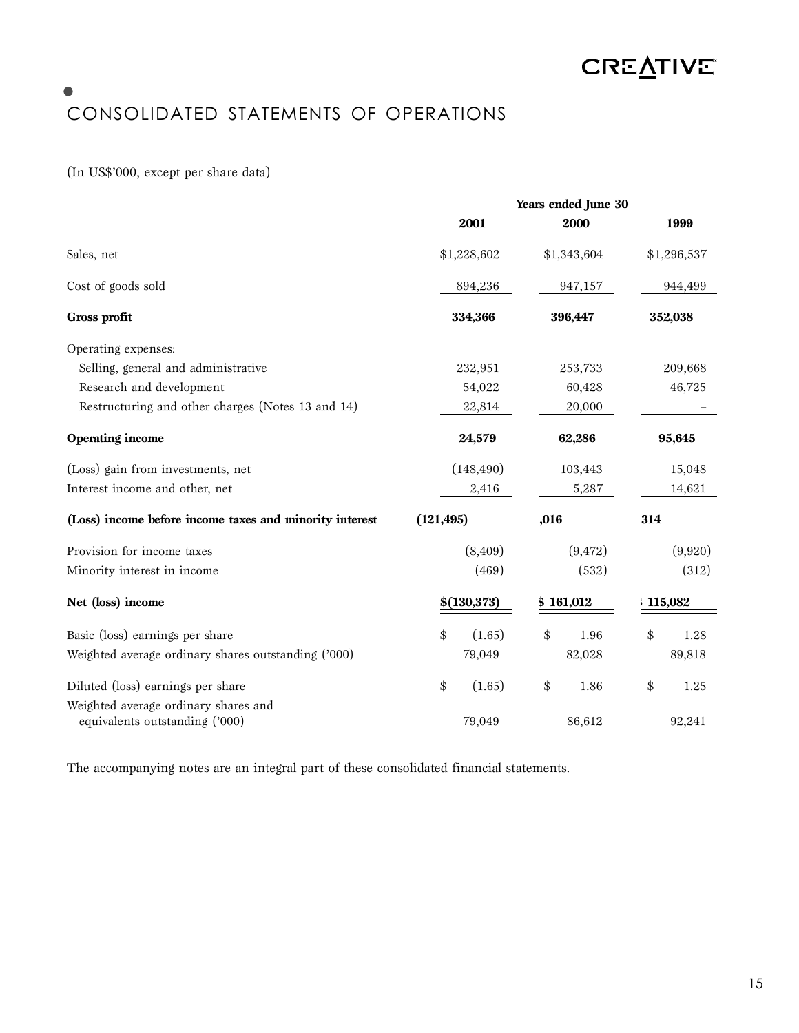# CONSOLIDATED STATEMENTS OF OPERATIONS

(In US$'000, except per share data)

| | Years ended June 30 | | |
|---|---|---|---|
| | **2001** | **2000** | **1999** |
| Sales, net | $1,228,602 | $1,343,604 | $1,296,537 |
| Cost of goods sold | 894,236 | 947,157 | 944,499 |
| **Gross profit** | **334,366** | **396,447** | **352,038** |
| Operating expenses: | | | |
| Selling, general and administrative | 232,951 | 253,733 | 209,668 |
| Research and development | 54,022 | 60,428 | 46,725 |
| Restructuring and other charges (Notes 13 and 14) | 22,814 | 20,000 | – |
| **Operating income** | **24,579** | **62,286** | **95,645** |
| (Loss) gain from investments, net | (148,490) | 103,443 | 15,048 |
| Interest income and other, net | 2,416 | 5,287 | 14,621 |
| **(Loss) income before income taxes and minority interest** | **(121,495)** | **,016** | **314** |
| Provision for income taxes | (8,409) | (9,472) | (9,920) |
| Minority interest in income | (469) | (532) | (312) |
| **Net (loss) income** | **$(130,373)** | **$ 161,012** | **115,082** |
| Basic (loss) earnings per share | $ (1.65) | $ 1.96 | $ 1.28 |
| Weighted average ordinary shares outstanding ('000) | 79,049 | 82,028 | 89,818 |
| Diluted (loss) earnings per share | $ (1.65) | $ 1.86 | $ 1.25 |
| Weighted average ordinary shares and equivalents outstanding ('000) | 79,049 | 86,612 | 92,241 |

The accompanying notes are an integral part of these consolidated financial statements.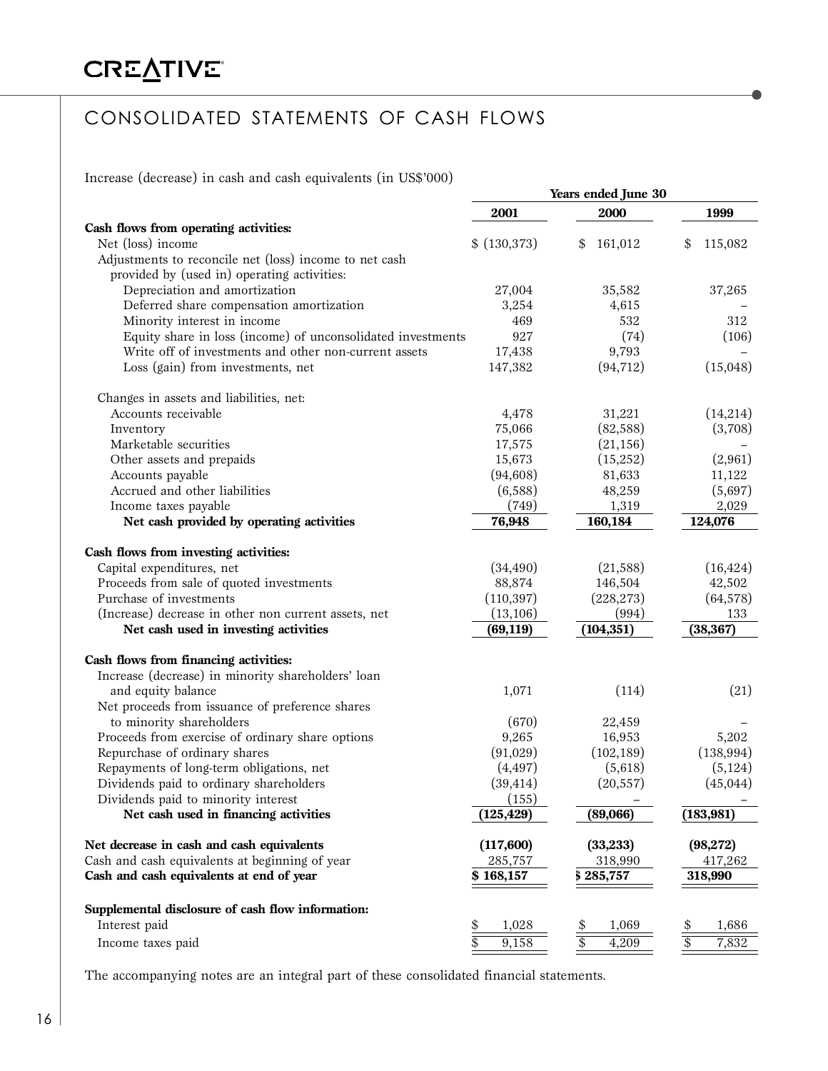# CONSOLIDATED STATEMENTS OF CASH FLOWS

Increase (decrease) in cash and cash equivalents (in US$'000)

| | Years ended June 30 | | |
|---|---|---|---|
| | **2001** | **2000** | **1999** |
| **Cash flows from operating activities:** | | | |
| Net (loss) income | $ (130,373) | $ 161,012 | $ 115,082 |
| Adjustments to reconcile net (loss) income to net cash provided by (used in) operating activities: | | | |
| Depreciation and amortization | 27,004 | 35,582 | 37,265 |
| Deferred share compensation amortization | 3,254 | 4,615 | – |
| Minority interest in income | 469 | 532 | 312 |
| Equity share in loss (income) of unconsolidated investments | 927 | (74) | (106) |
| Write off of investments and other non-current assets | 17,438 | 9,793 | – |
| Loss (gain) from investments, net | 147,382 | (94,712) | (15,048) |
| Changes in assets and liabilities, net: | | | |
| Accounts receivable | 4,478 | 31,221 | (14,214) |
| Inventory | 75,066 | (82,588) | (3,708) |
| Marketable securities | 17,575 | (21,156) | – |
| Other assets and prepaids | 15,673 | (15,252) | (2,961) |
| Accounts payable | (94,608) | 81,633 | 11,122 |
| Accrued and other liabilities | (6,588) | 48,259 | (5,697) |
| Income taxes payable | (749) | 1,319 | 2,029 |
| **Net cash provided by operating activities** | **76,948** | **160,184** | **124,076** |
| **Cash flows from investing activities:** | | | |
| Capital expenditures, net | (34,490) | (21,588) | (16,424) |
| Proceeds from sale of quoted investments | 88,874 | 146,504 | 42,502 |
| Purchase of investments | (110,397) | (228,273) | (64,578) |
| (Increase) decrease in other non current assets, net | (13,106) | (994) | 133 |
| **Net cash used in investing activities** | **(69,119)** | **(104,351)** | **(38,367)** |
| **Cash flows from financing activities:** | | | |
| Increase (decrease) in minority shareholders' loan and equity balance | 1,071 | (114) | (21) |
| Net proceeds from issuance of preference shares to minority shareholders | (670) | 22,459 | – |
| Proceeds from exercise of ordinary share options | 9,265 | 16,953 | 5,202 |
| Repurchase of ordinary shares | (91,029) | (102,189) | (138,994) |
| Repayments of long-term obligations, net | (4,497) | (5,618) | (5,124) |
| Dividends paid to ordinary shareholders | (39,414) | (20,557) | (45,044) |
| Dividends paid to minority interest | (155) | – | – |
| **Net cash used in financing activities** | **(125,429)** | **(89,066)** | **(183,981)** |
| **Net decrease in cash and cash equivalents** | **(117,600)** | **(33,233)** | **(98,272)** |
| Cash and cash equivalents at beginning of year | 285,757 | 318,990 | 417,262 |
| **Cash and cash equivalents at end of year** | **$ 168,157** | **$ 285,757** | **318,990** |
| **Supplemental disclosure of cash flow information:** | | | |
| Interest paid | $ 1,028 | $ 1,069 | $ 1,686 |
| Income taxes paid | $ 9,158 | $ 4,209 | $ 7,832 |

The accompanying notes are an integral part of these consolidated financial statements.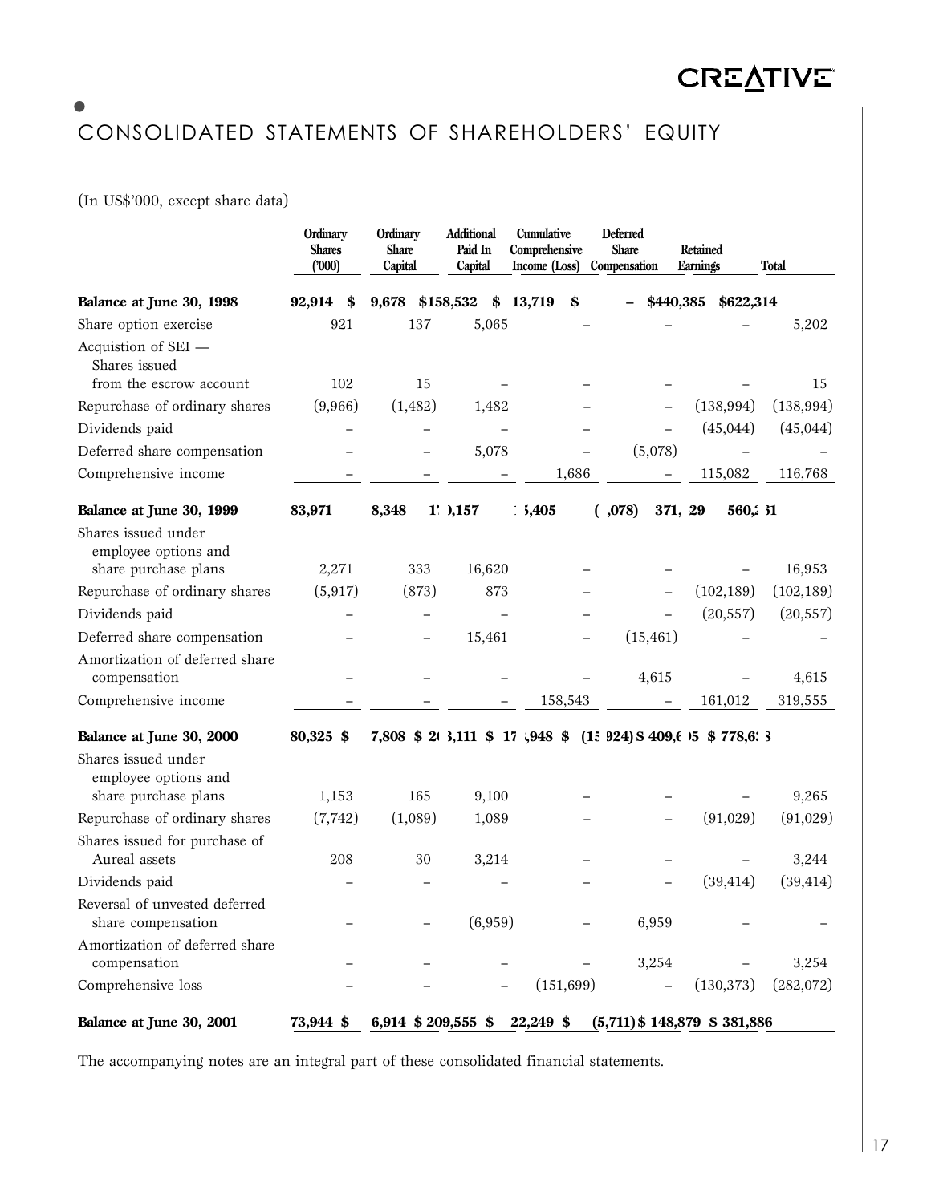# CONSOLIDATED STATEMENTS OF SHAREHOLDERS' EQUITY

(In US$'000, except share data)

| | Ordinary Shares ('000) | Ordinary Share Capital | Additional Paid In Capital | Cumulative Comprehensive Income (Loss) | Deferred Share Compensation | Retained Earnings | Total |
|---|---|---|---|---|---|---|---|
| **Balance at June 30, 1998** | **92,914** | **$ 9,678** | **$158,532** | **$ 13,719** | **$ –** | **$440,385** | **$622,314** |
| Share option exercise | 921 | 137 | 5,065 | – | – | – | 5,202 |
| Acquistion of SEI — Shares issued from the escrow account | 102 | 15 | – | – | – | – | 15 |
| Repurchase of ordinary shares | (9,966) | (1,482) | 1,482 | – | – | (138,994) | (138,994) |
| Dividends paid | – | – | – | – | – | (45,044) | (45,044) |
| Deferred share compensation | – | – | 5,078 | – | (5,078) | – | – |
| Comprehensive income | – | – | – | 1,686 | – | 115,082 | 116,768 |
| **Balance at June 30, 1999** | **83,971** | **8,348** | **170,157** | **15,405** | **(5,078)** | **371,429** | **560,261** |
| Shares issued under employee options and share purchase plans | 2,271 | 333 | 16,620 | – | – | – | 16,953 |
| Repurchase of ordinary shares | (5,917) | (873) | 873 | – | – | (102,189) | (102,189) |
| Dividends paid | – | – | – | – | – | (20,557) | (20,557) |
| Deferred share compensation | – | – | 15,461 | – | (15,461) | – | – |
| Amortization of deferred share compensation | – | – | – | – | 4,615 | – | 4,615 |
| Comprehensive income | – | – | – | 158,543 | – | 161,012 | 319,555 |
| **Balance at June 30, 2000** | **80,325** | **$ 7,808** | **$ 203,111** | **$ 173,948** | **$ (15,924)** | **$ 409,695** | **$ 778,638** |
| Shares issued under employee options and share purchase plans | 1,153 | 165 | 9,100 | – | – | – | 9,265 |
| Repurchase of ordinary shares | (7,742) | (1,089) | 1,089 | – | – | (91,029) | (91,029) |
| Shares issued for purchase of Aureal assets | 208 | 30 | 3,214 | – | – | – | 3,244 |
| Dividends paid | – | – | – | – | – | (39,414) | (39,414) |
| Reversal of unvested deferred share compensation | – | – | (6,959) | – | 6,959 | – | – |
| Amortization of deferred share compensation | – | – | – | – | 3,254 | – | 3,254 |
| Comprehensive loss | – | – | – | (151,699) | – | (130,373) | (282,072) |
| **Balance at June 30, 2001** | **73,944** | **$ 6,914** | **$ 209,555** | **$ 22,249** | **$ (5,711)** | **$ 148,879** | **$ 381,886** |

The accompanying notes are an integral part of these consolidated financial statements.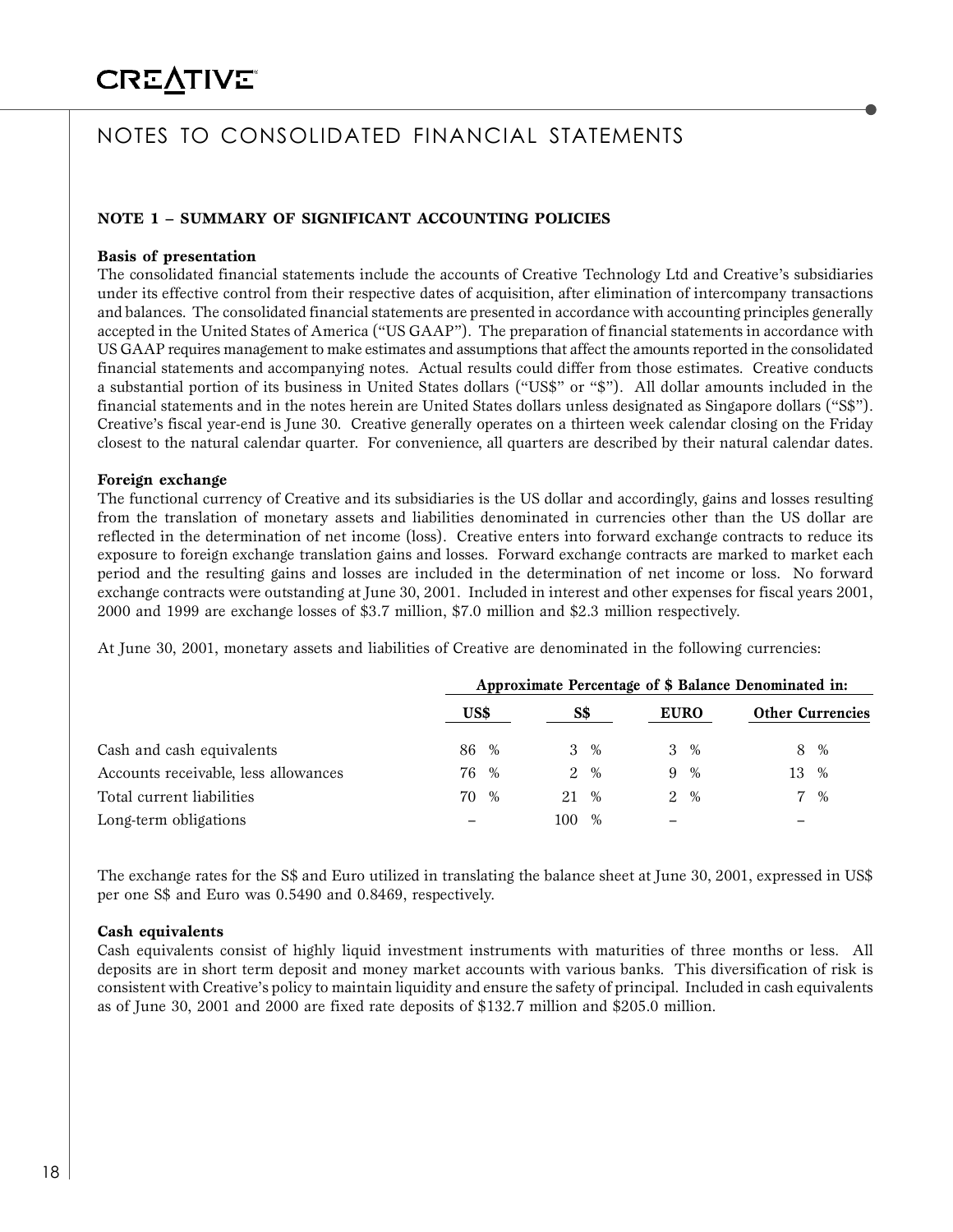# NOTES TO CONSOLIDATED FINANCIAL STATEMENTS

## NOTE 1 – SUMMARY OF SIGNIFICANT ACCOUNTING POLICIES

### Basis of presentation

The consolidated financial statements include the accounts of Creative Technology Ltd and Creative's subsidiaries under its effective control from their respective dates of acquisition, after elimination of intercompany transactions and balances. The consolidated financial statements are presented in accordance with accounting principles generally accepted in the United States of America ("US GAAP"). The preparation of financial statements in accordance with US GAAP requires management to make estimates and assumptions that affect the amounts reported in the consolidated financial statements and accompanying notes. Actual results could differ from those estimates. Creative conducts a substantial portion of its business in United States dollars ("US$" or "$"). All dollar amounts included in the financial statements and in the notes herein are United States dollars unless designated as Singapore dollars ("S$"). Creative's fiscal year-end is June 30. Creative generally operates on a thirteen week calendar closing on the Friday closest to the natural calendar quarter. For convenience, all quarters are described by their natural calendar dates.

### Foreign exchange

The functional currency of Creative and its subsidiaries is the US dollar and accordingly, gains and losses resulting from the translation of monetary assets and liabilities denominated in currencies other than the US dollar are reflected in the determination of net income (loss). Creative enters into forward exchange contracts to reduce its exposure to foreign exchange translation gains and losses. Forward exchange contracts are marked to market each period and the resulting gains and losses are included in the determination of net income or loss. No forward exchange contracts were outstanding at June 30, 2001. Included in interest and other expenses for fiscal years 2001, 2000 and 1999 are exchange losses of $3.7 million, $7.0 million and $2.3 million respectively.

At June 30, 2001, monetary assets and liabilities of Creative are denominated in the following currencies:

| | Approximate Percentage of $ Balance Denominated in: | | | |
|---|---|---|---|---|
| | US$ | S$ | EURO | Other Currencies |
| Cash and cash equivalents | 86 % | 3 % | 3 % | 8 % |
| Accounts receivable, less allowances | 76 % | 2 % | 9 % | 13 % |
| Total current liabilities | 70 % | 21 % | 2 % | 7 % |
| Long-term obligations | – | 100 % | – | – |

The exchange rates for the S$ and Euro utilized in translating the balance sheet at June 30, 2001, expressed in US$ per one S$ and Euro was 0.5490 and 0.8469, respectively.

### Cash equivalents

Cash equivalents consist of highly liquid investment instruments with maturities of three months or less. All deposits are in short term deposit and money market accounts with various banks. This diversification of risk is consistent with Creative's policy to maintain liquidity and ensure the safety of principal. Included in cash equivalents as of June 30, 2001 and 2000 are fixed rate deposits of $132.7 million and $205.0 million.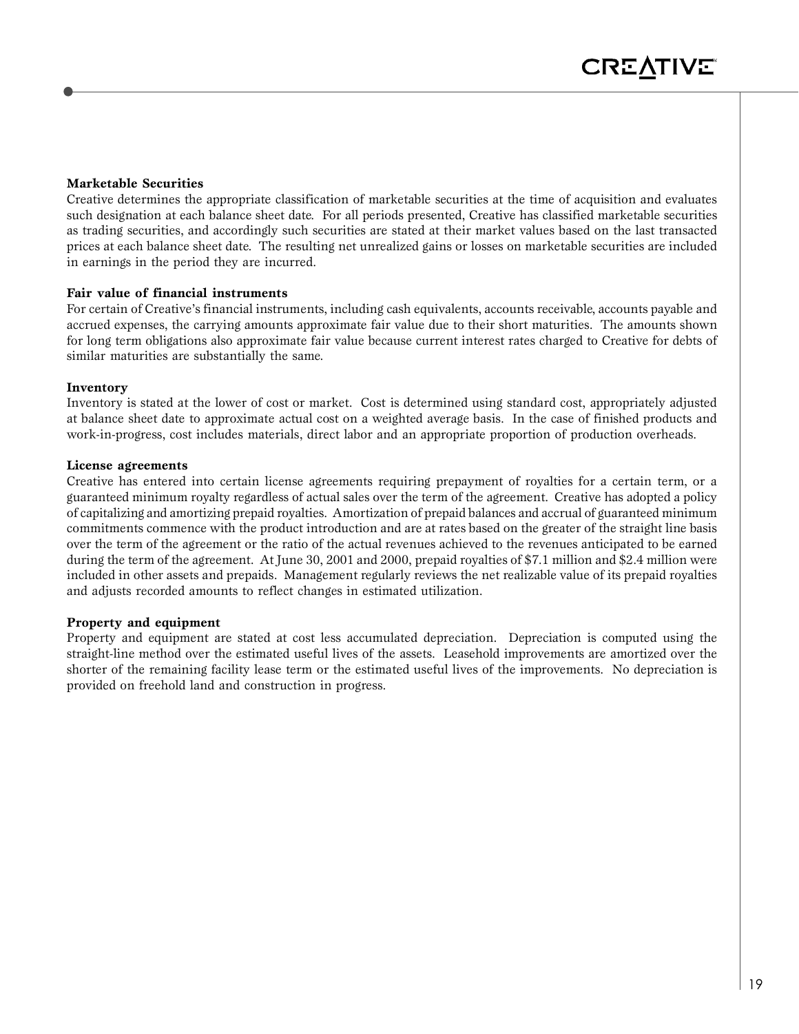**Marketable Securities**

Creative determines the appropriate classification of marketable securities at the time of acquisition and evaluates such designation at each balance sheet date. For all periods presented, Creative has classified marketable securities as trading securities, and accordingly such securities are stated at their market values based on the last transacted prices at each balance sheet date. The resulting net unrealized gains or losses on marketable securities are included in earnings in the period they are incurred.

**Fair value of financial instruments**

For certain of Creative's financial instruments, including cash equivalents, accounts receivable, accounts payable and accrued expenses, the carrying amounts approximate fair value due to their short maturities. The amounts shown for long term obligations also approximate fair value because current interest rates charged to Creative for debts of similar maturities are substantially the same.

**Inventory**

Inventory is stated at the lower of cost or market. Cost is determined using standard cost, appropriately adjusted at balance sheet date to approximate actual cost on a weighted average basis. In the case of finished products and work-in-progress, cost includes materials, direct labor and an appropriate proportion of production overheads.

**License agreements**

Creative has entered into certain license agreements requiring prepayment of royalties for a certain term, or a guaranteed minimum royalty regardless of actual sales over the term of the agreement. Creative has adopted a policy of capitalizing and amortizing prepaid royalties. Amortization of prepaid balances and accrual of guaranteed minimum commitments commence with the product introduction and are at rates based on the greater of the straight line basis over the term of the agreement or the ratio of the actual revenues achieved to the revenues anticipated to be earned during the term of the agreement. At June 30, 2001 and 2000, prepaid royalties of $7.1 million and $2.4 million were included in other assets and prepaids. Management regularly reviews the net realizable value of its prepaid royalties and adjusts recorded amounts to reflect changes in estimated utilization.

**Property and equipment**

Property and equipment are stated at cost less accumulated depreciation. Depreciation is computed using the straight-line method over the estimated useful lives of the assets. Leasehold improvements are amortized over the shorter of the remaining facility lease term or the estimated useful lives of the improvements. No depreciation is provided on freehold land and construction in progress.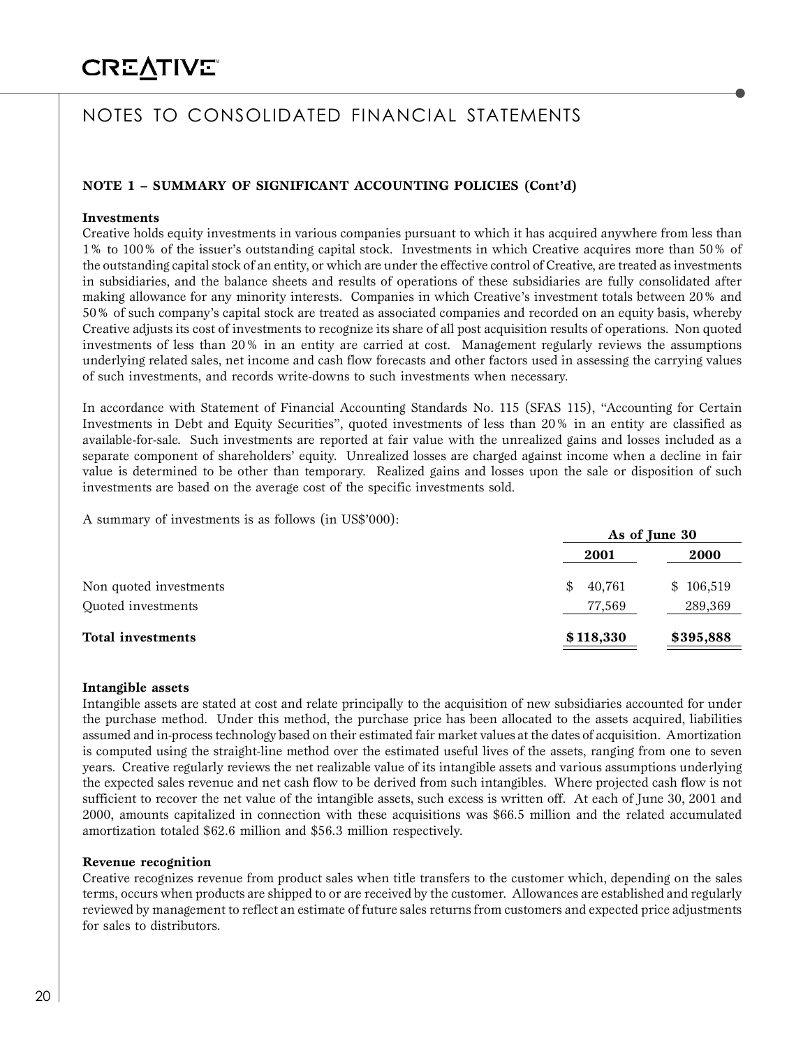# NOTES TO CONSOLIDATED FINANCIAL STATEMENTS

## NOTE 1 – SUMMARY OF SIGNIFICANT ACCOUNTING POLICIES (Cont'd)

### Investments

Creative holds equity investments in various companies pursuant to which it has acquired anywhere from less than 1% to 100% of the issuer's outstanding capital stock. Investments in which Creative acquires more than 50% of the outstanding capital stock of an entity, or which are under the effective control of Creative, are treated as investments in subsidiaries, and the balance sheets and results of operations of these subsidiaries are fully consolidated after making allowance for any minority interests. Companies in which Creative's investment totals between 20% and 50% of such company's capital stock are treated as associated companies and recorded on an equity basis, whereby Creative adjusts its cost of investments to recognize its share of all post acquisition results of operations. Non quoted investments of less than 20% in an entity are carried at cost. Management regularly reviews the assumptions underlying related sales, net income and cash flow forecasts and other factors used in assessing the carrying values of such investments, and records write-downs to such investments when necessary.

In accordance with Statement of Financial Accounting Standards No. 115 (SFAS 115), "Accounting for Certain Investments in Debt and Equity Securities", quoted investments of less than 20% in an entity are classified as available-for-sale. Such investments are reported at fair value with the unrealized gains and losses included as a separate component of shareholders' equity. Unrealized losses are charged against income when a decline in fair value is determined to be other than temporary. Realized gains and losses upon the sale or disposition of such investments are based on the average cost of the specific investments sold.

A summary of investments is as follows (in US$'000):

| | As of June 30 | |
|---|---|---|
| | 2001 | 2000 |
| Non quoted investments | $ 40,761 | $ 106,519 |
| Quoted investments | 77,569 | 289,369 |
| **Total investments** | **$118,330** | **$395,888** |

### Intangible assets

Intangible assets are stated at cost and relate principally to the acquisition of new subsidiaries accounted for under the purchase method. Under this method, the purchase price has been allocated to the assets acquired, liabilities assumed and in-process technology based on their estimated fair market values at the dates of acquisition. Amortization is computed using the straight-line method over the estimated useful lives of the assets, ranging from one to seven years. Creative regularly reviews the net realizable value of its intangible assets and various assumptions underlying the expected sales revenue and net cash flow to be derived from such intangibles. Where projected cash flow is not sufficient to recover the net value of the intangible assets, such excess is written off. At each of June 30, 2001 and 2000, amounts capitalized in connection with these acquisitions was $66.5 million and the related accumulated amortization totaled $62.6 million and $56.3 million respectively.

### Revenue recognition

Creative recognizes revenue from product sales when title transfers to the customer which, depending on the sales terms, occurs when products are shipped to or are received by the customer. Allowances are established and regularly reviewed by management to reflect an estimate of future sales returns from customers and expected price adjustments for sales to distributors.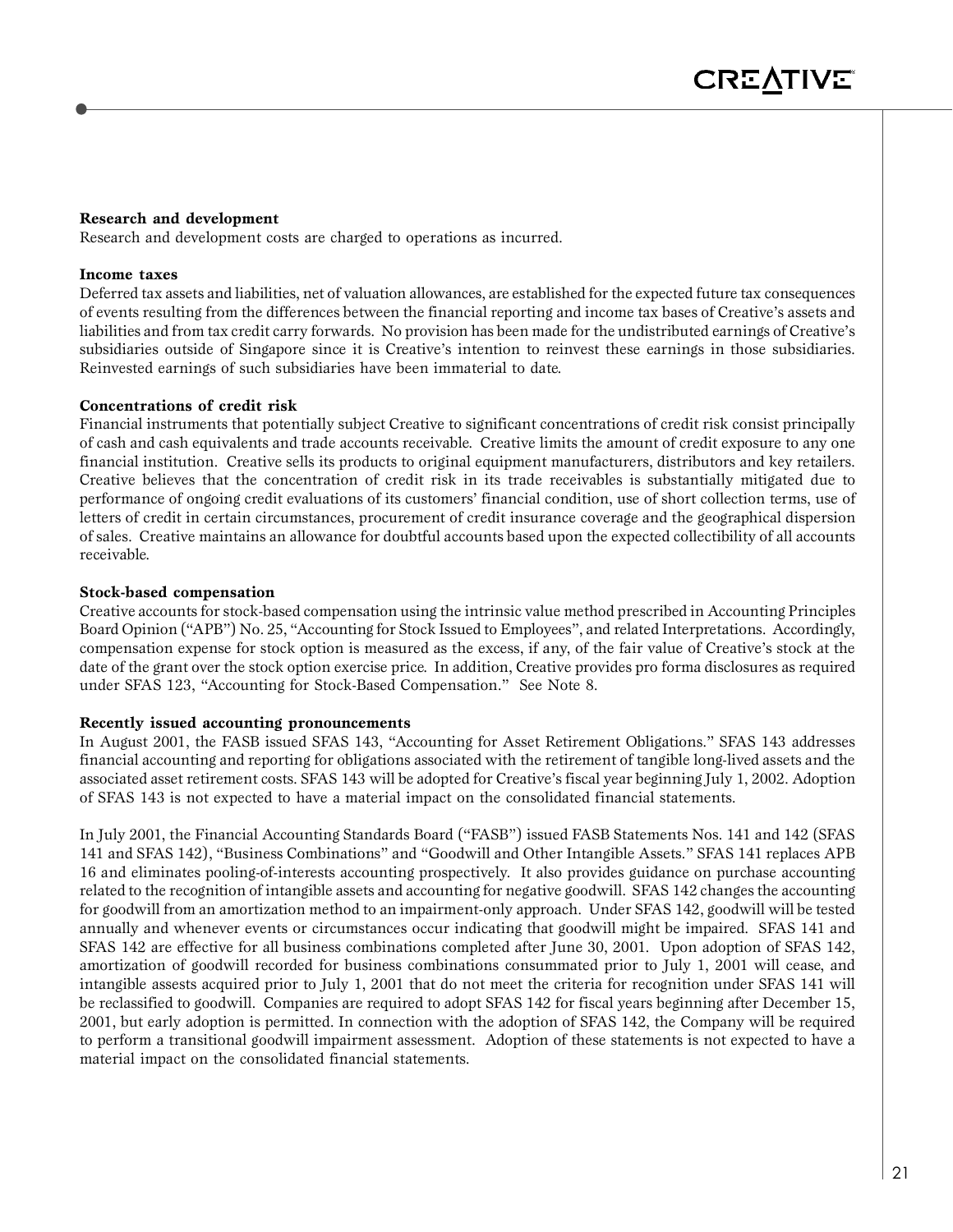**Research and development**

Research and development costs are charged to operations as incurred.

**Income taxes**

Deferred tax assets and liabilities, net of valuation allowances, are established for the expected future tax consequences of events resulting from the differences between the financial reporting and income tax bases of Creative's assets and liabilities and from tax credit carry forwards. No provision has been made for the undistributed earnings of Creative's subsidiaries outside of Singapore since it is Creative's intention to reinvest these earnings in those subsidiaries. Reinvested earnings of such subsidiaries have been immaterial to date.

**Concentrations of credit risk**

Financial instruments that potentially subject Creative to significant concentrations of credit risk consist principally of cash and cash equivalents and trade accounts receivable. Creative limits the amount of credit exposure to any one financial institution. Creative sells its products to original equipment manufacturers, distributors and key retailers. Creative believes that the concentration of credit risk in its trade receivables is substantially mitigated due to performance of ongoing credit evaluations of its customers' financial condition, use of short collection terms, use of letters of credit in certain circumstances, procurement of credit insurance coverage and the geographical dispersion of sales. Creative maintains an allowance for doubtful accounts based upon the expected collectibility of all accounts receivable.

**Stock-based compensation**

Creative accounts for stock-based compensation using the intrinsic value method prescribed in Accounting Principles Board Opinion ("APB") No. 25, "Accounting for Stock Issued to Employees", and related Interpretations. Accordingly, compensation expense for stock option is measured as the excess, if any, of the fair value of Creative's stock at the date of the grant over the stock option exercise price. In addition, Creative provides pro forma disclosures as required under SFAS 123, "Accounting for Stock-Based Compensation." See Note 8.

**Recently issued accounting pronouncements**

In August 2001, the FASB issued SFAS 143, "Accounting for Asset Retirement Obligations." SFAS 143 addresses financial accounting and reporting for obligations associated with the retirement of tangible long-lived assets and the associated asset retirement costs. SFAS 143 will be adopted for Creative's fiscal year beginning July 1, 2002. Adoption of SFAS 143 is not expected to have a material impact on the consolidated financial statements.

In July 2001, the Financial Accounting Standards Board ("FASB") issued FASB Statements Nos. 141 and 142 (SFAS 141 and SFAS 142), "Business Combinations" and "Goodwill and Other Intangible Assets." SFAS 141 replaces APB 16 and eliminates pooling-of-interests accounting prospectively. It also provides guidance on purchase accounting related to the recognition of intangible assets and accounting for negative goodwill. SFAS 142 changes the accounting for goodwill from an amortization method to an impairment-only approach. Under SFAS 142, goodwill will be tested annually and whenever events or circumstances occur indicating that goodwill might be impaired. SFAS 141 and SFAS 142 are effective for all business combinations completed after June 30, 2001. Upon adoption of SFAS 142, amortization of goodwill recorded for business combinations consummated prior to July 1, 2001 will cease, and intangible assests acquired prior to July 1, 2001 that do not meet the criteria for recognition under SFAS 141 will be reclassified to goodwill. Companies are required to adopt SFAS 142 for fiscal years beginning after December 15, 2001, but early adoption is permitted. In connection with the adoption of SFAS 142, the Company will be required to perform a transitional goodwill impairment assessment. Adoption of these statements is not expected to have a material impact on the consolidated financial statements.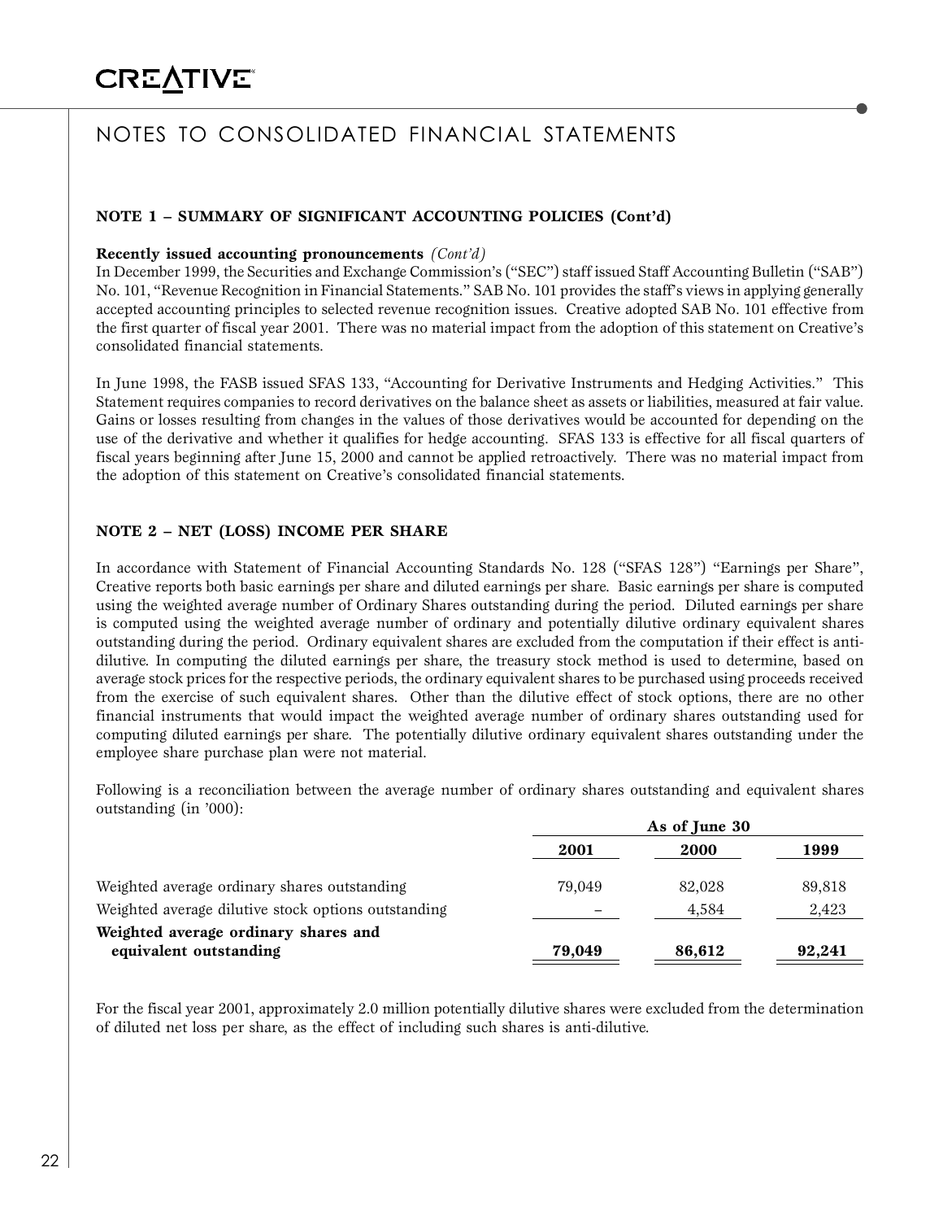# NOTES TO CONSOLIDATED FINANCIAL STATEMENTS

**NOTE 1 – SUMMARY OF SIGNIFICANT ACCOUNTING POLICIES (Cont'd)**

**Recently issued accounting pronouncements** *(Cont'd)*

In December 1999, the Securities and Exchange Commission's ("SEC") staff issued Staff Accounting Bulletin ("SAB") No. 101, "Revenue Recognition in Financial Statements." SAB No. 101 provides the staff's views in applying generally accepted accounting principles to selected revenue recognition issues. Creative adopted SAB No. 101 effective from the first quarter of fiscal year 2001. There was no material impact from the adoption of this statement on Creative's consolidated financial statements.

In June 1998, the FASB issued SFAS 133, "Accounting for Derivative Instruments and Hedging Activities." This Statement requires companies to record derivatives on the balance sheet as assets or liabilities, measured at fair value. Gains or losses resulting from changes in the values of those derivatives would be accounted for depending on the use of the derivative and whether it qualifies for hedge accounting. SFAS 133 is effective for all fiscal quarters of fiscal years beginning after June 15, 2000 and cannot be applied retroactively. There was no material impact from the adoption of this statement on Creative's consolidated financial statements.

**NOTE 2 – NET (LOSS) INCOME PER SHARE**

In accordance with Statement of Financial Accounting Standards No. 128 ("SFAS 128") "Earnings per Share", Creative reports both basic earnings per share and diluted earnings per share. Basic earnings per share is computed using the weighted average number of Ordinary Shares outstanding during the period. Diluted earnings per share is computed using the weighted average number of ordinary and potentially dilutive ordinary equivalent shares outstanding during the period. Ordinary equivalent shares are excluded from the computation if their effect is anti-dilutive. In computing the diluted earnings per share, the treasury stock method is used to determine, based on average stock prices for the respective periods, the ordinary equivalent shares to be purchased using proceeds received from the exercise of such equivalent shares. Other than the dilutive effect of stock options, there are no other financial instruments that would impact the weighted average number of ordinary shares outstanding used for computing diluted earnings per share. The potentially dilutive ordinary equivalent shares outstanding under the employee share purchase plan were not material.

Following is a reconciliation between the average number of ordinary shares outstanding and equivalent shares outstanding (in '000):

| | As of June 30 | | |
|---|---|---|---|
| | **2001** | **2000** | **1999** |
| Weighted average ordinary shares outstanding | 79,049 | 82,028 | 89,818 |
| Weighted average dilutive stock options outstanding | – | 4,584 | 2,423 |
| **Weighted average ordinary shares and equivalent outstanding** | **79,049** | **86,612** | **92,241** |

For the fiscal year 2001, approximately 2.0 million potentially dilutive shares were excluded from the determination of diluted net loss per share, as the effect of including such shares is anti-dilutive.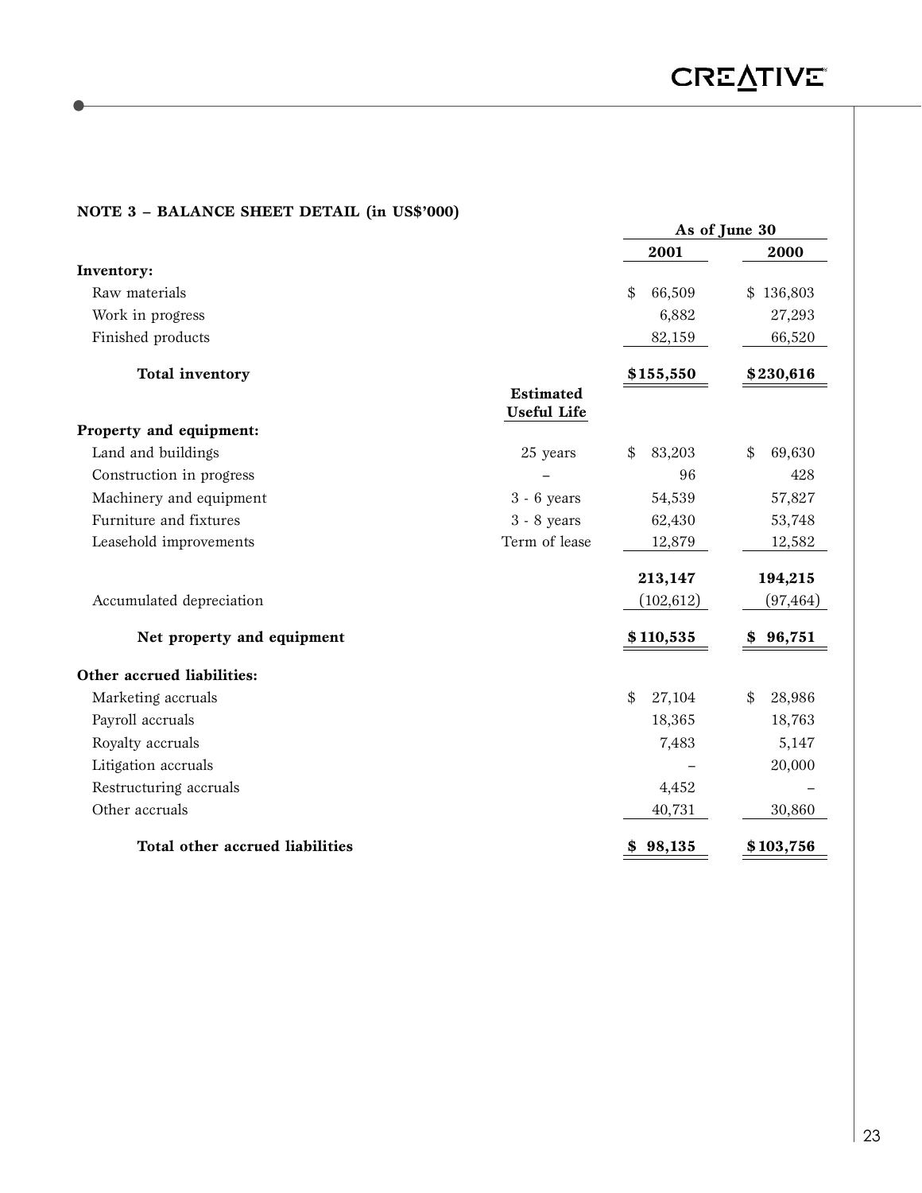**NOTE 3 – BALANCE SHEET DETAIL (in US$'000)**

| | | As of June 30 | |
|---|---|---|---|
| | | **2001** | **2000** |
| **Inventory:** | | | |
| Raw materials | | $ 66,509 | $ 136,803 |
| Work in progress | | 6,882 | 27,293 |
| Finished products | | 82,159 | 66,520 |
| **Total inventory** | | **$155,550** | **$230,616** |
| | **Estimated Useful Life** | | |
| **Property and equipment:** | | | |
| Land and buildings | 25 years | $ 83,203 | $ 69,630 |
| Construction in progress | – | 96 | 428 |
| Machinery and equipment | 3 - 6 years | 54,539 | 57,827 |
| Furniture and fixtures | 3 - 8 years | 62,430 | 53,748 |
| Leasehold improvements | Term of lease | 12,879 | 12,582 |
| | | **213,147** | **194,215** |
| Accumulated depreciation | | (102,612) | (97,464) |
| **Net property and equipment** | | **$110,535** | **$ 96,751** |
| **Other accrued liabilities:** | | | |
| Marketing accruals | | $ 27,104 | $ 28,986 |
| Payroll accruals | | 18,365 | 18,763 |
| Royalty accruals | | 7,483 | 5,147 |
| Litigation accruals | | – | 20,000 |
| Restructuring accruals | | 4,452 | – |
| Other accruals | | 40,731 | 30,860 |
| **Total other accrued liabilities** | | **$ 98,135** | **$103,756** |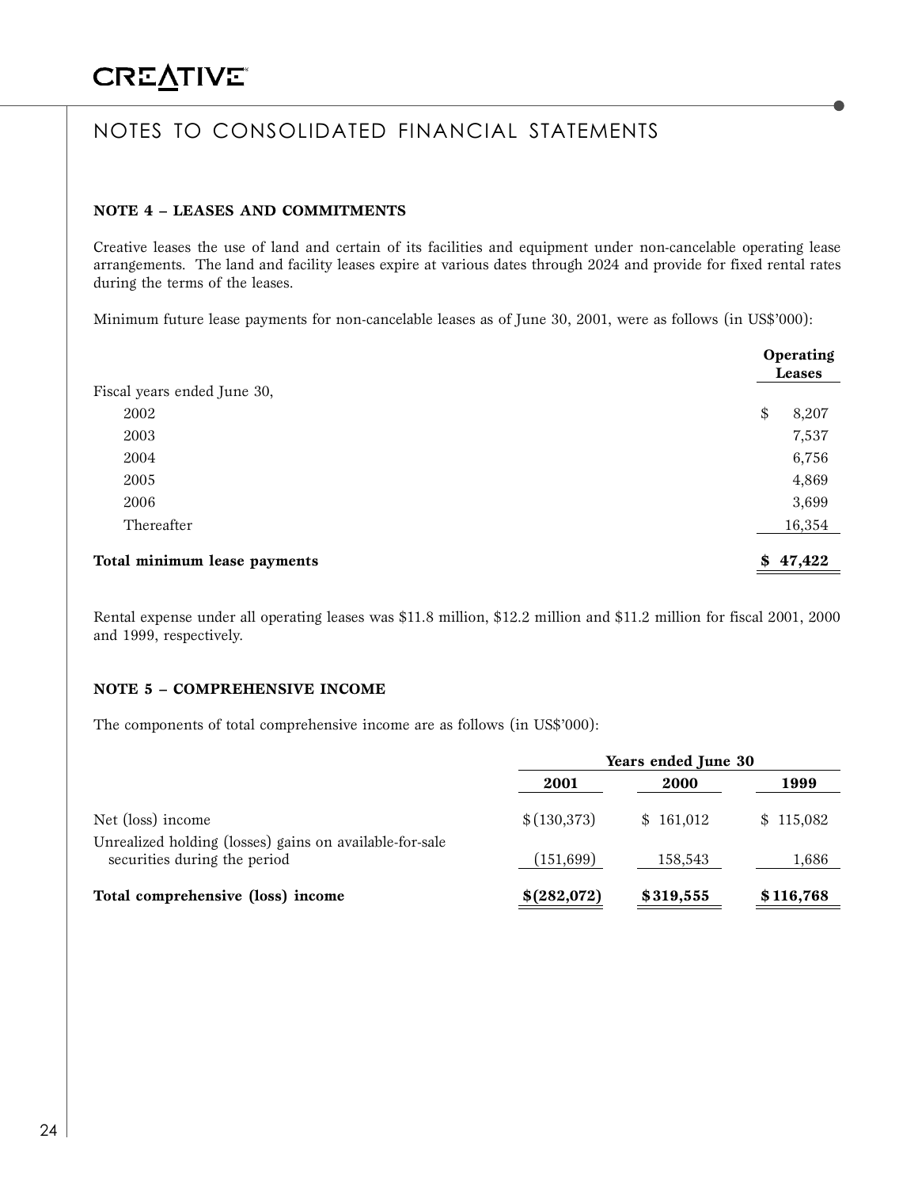# NOTES TO CONSOLIDATED FINANCIAL STATEMENTS

### NOTE 4 – LEASES AND COMMITMENTS

Creative leases the use of land and certain of its facilities and equipment under non-cancelable operating lease arrangements. The land and facility leases expire at various dates through 2024 and provide for fixed rental rates during the terms of the leases.

Minimum future lease payments for non-cancelable leases as of June 30, 2001, were as follows (in US$'000):

| | **Operating Leases** |
|---|---|
| Fiscal years ended June 30, | |
| 2002 | $ 8,207 |
| 2003 | 7,537 |
| 2004 | 6,756 |
| 2005 | 4,869 |
| 2006 | 3,699 |
| Thereafter | 16,354 |
| **Total minimum lease payments** | **$ 47,422** |

Rental expense under all operating leases was $11.8 million, $12.2 million and $11.2 million for fiscal 2001, 2000 and 1999, respectively.

### NOTE 5 – COMPREHENSIVE INCOME

The components of total comprehensive income are as follows (in US$'000):

| | **Years ended June 30** | | |
|---|---|---|---|
| | **2001** | **2000** | **1999** |
| Net (loss) income | $ (130,373) | $ 161,012 | $ 115,082 |
| Unrealized holding (losses) gains on available-for-sale securities during the period | (151,699) | 158,543 | 1,686 |
| **Total comprehensive (loss) income** | **$(282,072)** | **$319,555** | **$116,768** |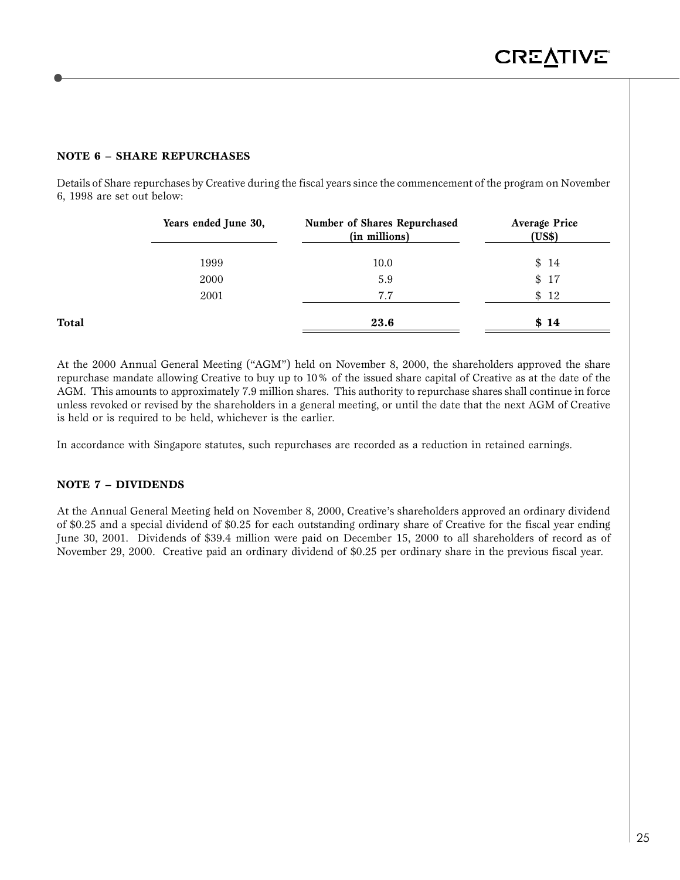## NOTE 6 – SHARE REPURCHASES

Details of Share repurchases by Creative during the fiscal years since the commencement of the program on November 6, 1998 are set out below:

| | Years ended June 30, | Number of Shares Repurchased (in millions) | Average Price (US$) |
|---|---|---|---|
| | 1999 | 10.0 | $ 14 |
| | 2000 | 5.9 | $ 17 |
| | 2001 | 7.7 | $ 12 |
| **Total** | | **23.6** | **$ 14** |

At the 2000 Annual General Meeting ("AGM") held on November 8, 2000, the shareholders approved the share repurchase mandate allowing Creative to buy up to 10% of the issued share capital of Creative as at the date of the AGM. This amounts to approximately 7.9 million shares. This authority to repurchase shares shall continue in force unless revoked or revised by the shareholders in a general meeting, or until the date that the next AGM of Creative is held or is required to be held, whichever is the earlier.

In accordance with Singapore statutes, such repurchases are recorded as a reduction in retained earnings.

## NOTE 7 – DIVIDENDS

At the Annual General Meeting held on November 8, 2000, Creative's shareholders approved an ordinary dividend of $0.25 and a special dividend of $0.25 for each outstanding ordinary share of Creative for the fiscal year ending June 30, 2001. Dividends of $39.4 million were paid on December 15, 2000 to all shareholders of record as of November 29, 2000. Creative paid an ordinary dividend of $0.25 per ordinary share in the previous fiscal year.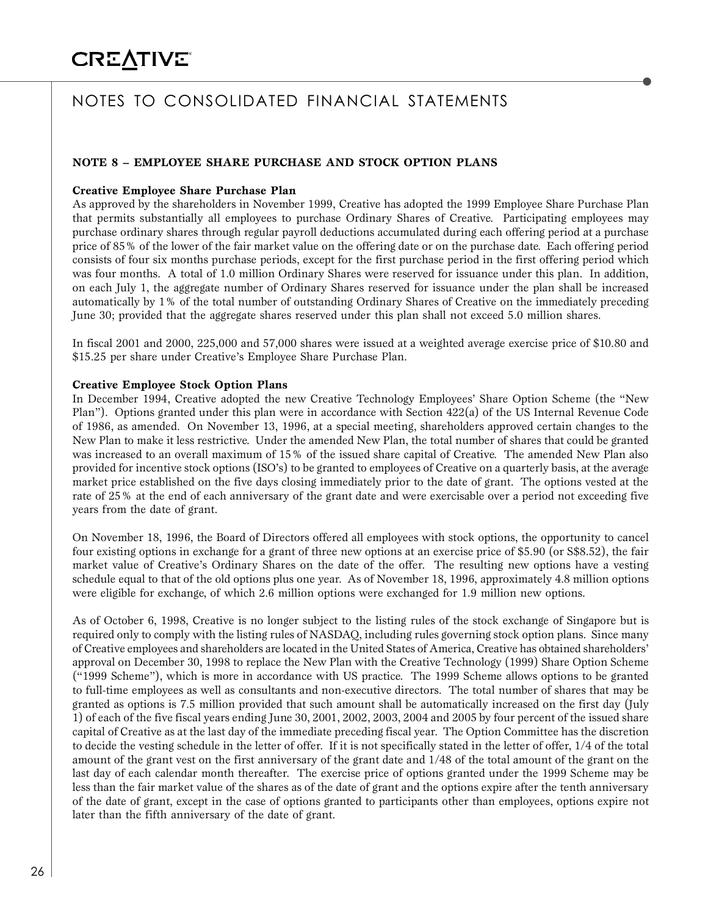# NOTES TO CONSOLIDATED FINANCIAL STATEMENTS

**NOTE 8 – EMPLOYEE SHARE PURCHASE AND STOCK OPTION PLANS**

**Creative Employee Share Purchase Plan**

As approved by the shareholders in November 1999, Creative has adopted the 1999 Employee Share Purchase Plan that permits substantially all employees to purchase Ordinary Shares of Creative. Participating employees may purchase ordinary shares through regular payroll deductions accumulated during each offering period at a purchase price of 85% of the lower of the fair market value on the offering date or on the purchase date. Each offering period consists of four six months purchase periods, except for the first purchase period in the first offering period which was four months. A total of 1.0 million Ordinary Shares were reserved for issuance under this plan. In addition, on each July 1, the aggregate number of Ordinary Shares reserved for issuance under the plan shall be increased automatically by 1% of the total number of outstanding Ordinary Shares of Creative on the immediately preceding June 30; provided that the aggregate shares reserved under this plan shall not exceed 5.0 million shares.

In fiscal 2001 and 2000, 225,000 and 57,000 shares were issued at a weighted average exercise price of $10.80 and $15.25 per share under Creative's Employee Share Purchase Plan.

**Creative Employee Stock Option Plans**

In December 1994, Creative adopted the new Creative Technology Employees' Share Option Scheme (the "New Plan"). Options granted under this plan were in accordance with Section 422(a) of the US Internal Revenue Code of 1986, as amended. On November 13, 1996, at a special meeting, shareholders approved certain changes to the New Plan to make it less restrictive. Under the amended New Plan, the total number of shares that could be granted was increased to an overall maximum of 15% of the issued share capital of Creative. The amended New Plan also provided for incentive stock options (ISO's) to be granted to employees of Creative on a quarterly basis, at the average market price established on the five days closing immediately prior to the date of grant. The options vested at the rate of 25% at the end of each anniversary of the grant date and were exercisable over a period not exceeding five years from the date of grant.

On November 18, 1996, the Board of Directors offered all employees with stock options, the opportunity to cancel four existing options in exchange for a grant of three new options at an exercise price of $5.90 (or S$8.52), the fair market value of Creative's Ordinary Shares on the date of the offer. The resulting new options have a vesting schedule equal to that of the old options plus one year. As of November 18, 1996, approximately 4.8 million options were eligible for exchange, of which 2.6 million options were exchanged for 1.9 million new options.

As of October 6, 1998, Creative is no longer subject to the listing rules of the stock exchange of Singapore but is required only to comply with the listing rules of NASDAQ, including rules governing stock option plans. Since many of Creative employees and shareholders are located in the United States of America, Creative has obtained shareholders' approval on December 30, 1998 to replace the New Plan with the Creative Technology (1999) Share Option Scheme ("1999 Scheme"), which is more in accordance with US practice. The 1999 Scheme allows options to be granted to full-time employees as well as consultants and non-executive directors. The total number of shares that may be granted as options is 7.5 million provided that such amount shall be automatically increased on the first day (July 1) of each of the five fiscal years ending June 30, 2001, 2002, 2003, 2004 and 2005 by four percent of the issued share capital of Creative as at the last day of the immediate preceding fiscal year. The Option Committee has the discretion to decide the vesting schedule in the letter of offer. If it is not specifically stated in the letter of offer, 1/4 of the total amount of the grant vest on the first anniversary of the grant date and 1/48 of the total amount of the grant on the last day of each calendar month thereafter. The exercise price of options granted under the 1999 Scheme may be less than the fair market value of the shares as of the date of grant and the options expire after the tenth anniversary of the date of grant, except in the case of options granted to participants other than employees, options expire not later than the fifth anniversary of the date of grant.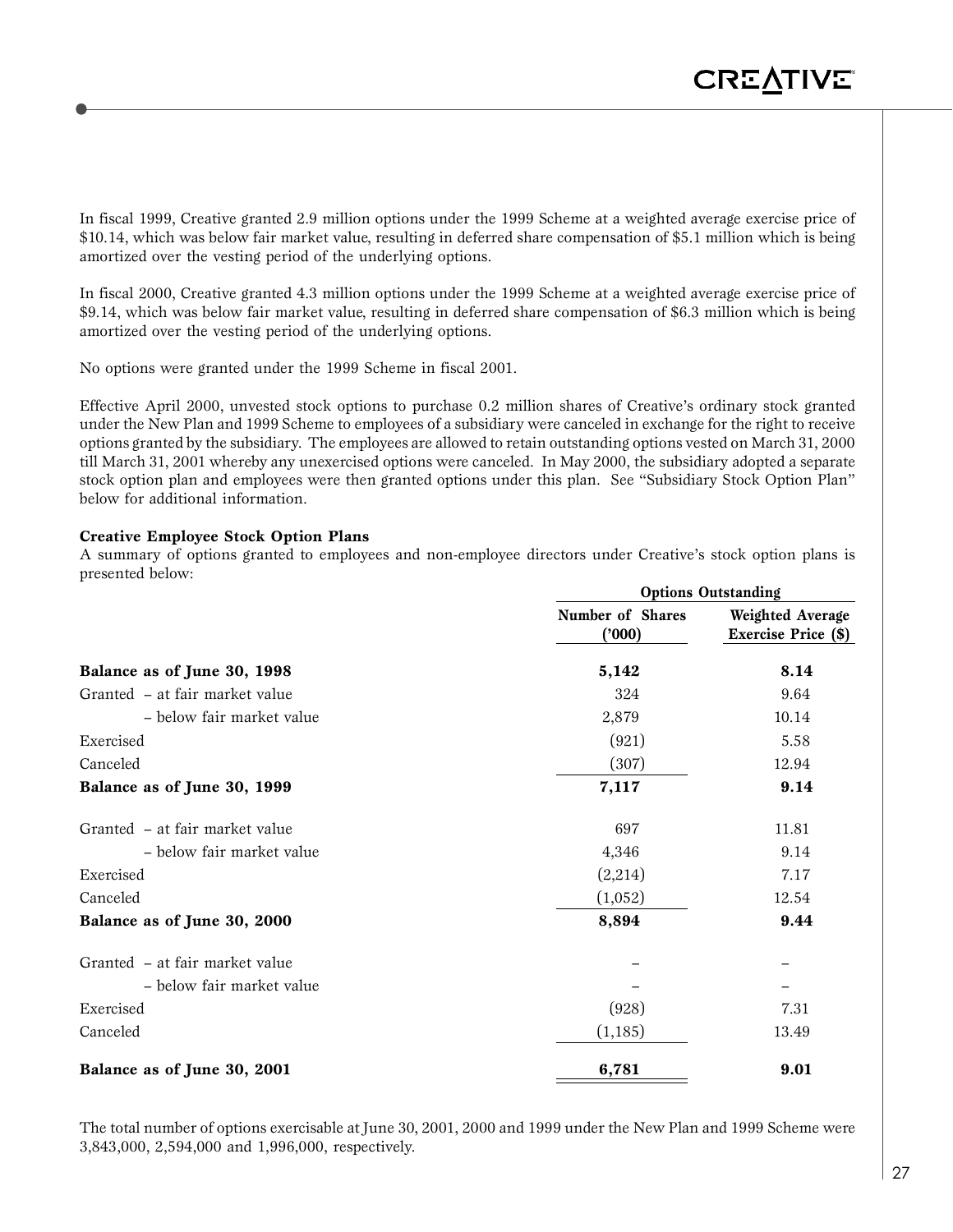In fiscal 1999, Creative granted 2.9 million options under the 1999 Scheme at a weighted average exercise price of $10.14, which was below fair market value, resulting in deferred share compensation of $5.1 million which is being amortized over the vesting period of the underlying options.

In fiscal 2000, Creative granted 4.3 million options under the 1999 Scheme at a weighted average exercise price of $9.14, which was below fair market value, resulting in deferred share compensation of $6.3 million which is being amortized over the vesting period of the underlying options.

No options were granted under the 1999 Scheme in fiscal 2001.

Effective April 2000, unvested stock options to purchase 0.2 million shares of Creative's ordinary stock granted under the New Plan and 1999 Scheme to employees of a subsidiary were canceled in exchange for the right to receive options granted by the subsidiary. The employees are allowed to retain outstanding options vested on March 31, 2000 till March 31, 2001 whereby any unexercised options were canceled. In May 2000, the subsidiary adopted a separate stock option plan and employees were then granted options under this plan. See "Subsidiary Stock Option Plan" below for additional information.

**Creative Employee Stock Option Plans**

A summary of options granted to employees and non-employee directors under Creative's stock option plans is presented below:

| | Options Outstanding | |
|---|---|---|
| | Number of Shares ('000) | Weighted Average Exercise Price ($) |
| **Balance as of June 30, 1998** | **5,142** | **8.14** |
| Granted – at fair market value | 324 | 9.64 |
| – below fair market value | 2,879 | 10.14 |
| Exercised | (921) | 5.58 |
| Canceled | (307) | 12.94 |
| **Balance as of June 30, 1999** | **7,117** | **9.14** |
| Granted – at fair market value | 697 | 11.81 |
| – below fair market value | 4,346 | 9.14 |
| Exercised | (2,214) | 7.17 |
| Canceled | (1,052) | 12.54 |
| **Balance as of June 30, 2000** | **8,894** | **9.44** |
| Granted – at fair market value | – | – |
| – below fair market value | – | – |
| Exercised | (928) | 7.31 |
| Canceled | (1,185) | 13.49 |
| **Balance as of June 30, 2001** | **6,781** | **9.01** |

The total number of options exercisable at June 30, 2001, 2000 and 1999 under the New Plan and 1999 Scheme were 3,843,000, 2,594,000 and 1,996,000, respectively.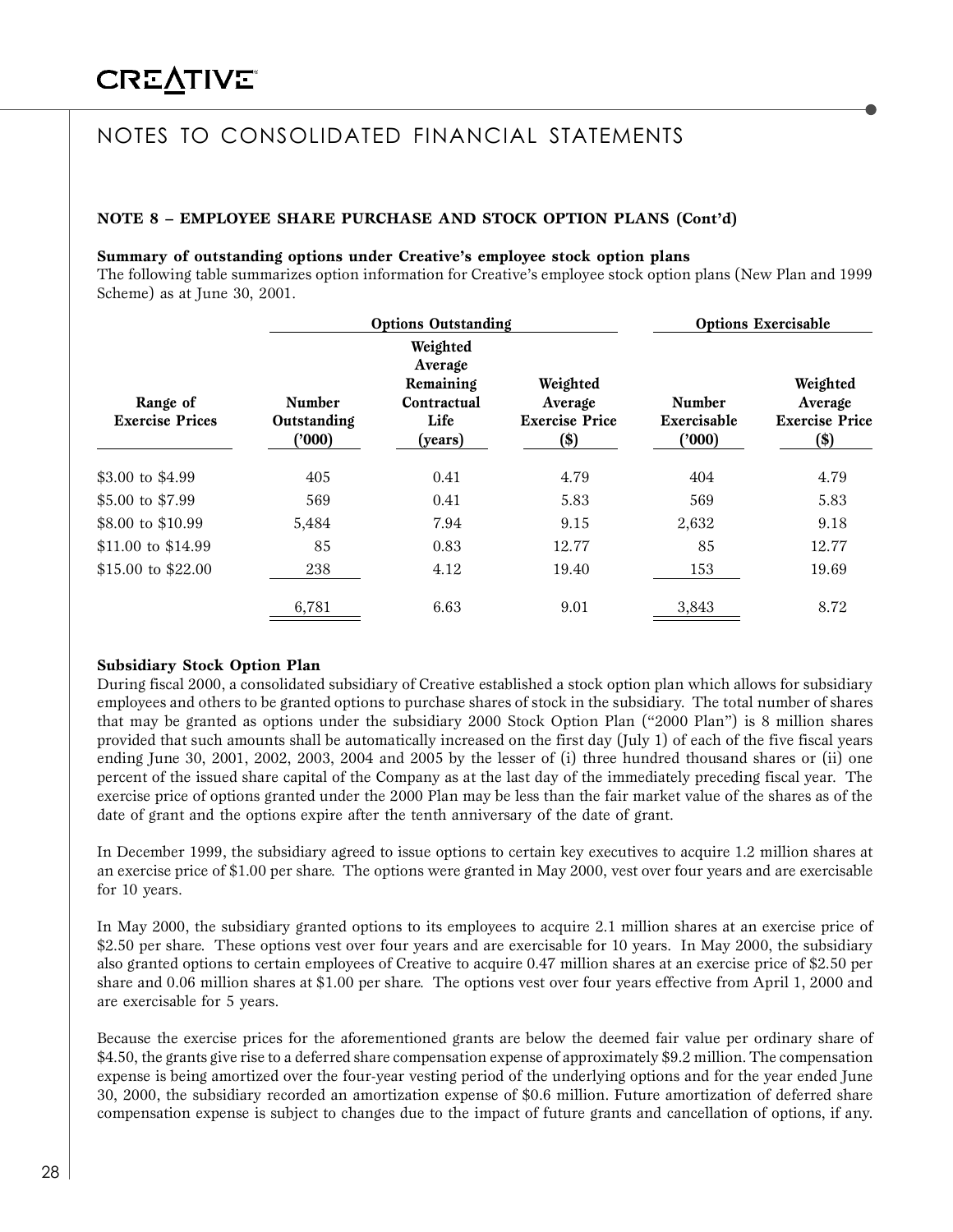## NOTES TO CONSOLIDATED FINANCIAL STATEMENTS

### NOTE 8 – EMPLOYEE SHARE PURCHASE AND STOCK OPTION PLANS (Cont'd)

**Summary of outstanding options under Creative's employee stock option plans**

The following table summarizes option information for Creative's employee stock option plans (New Plan and 1999 Scheme) as at June 30, 2001.

| | Options Outstanding | | | Options Exercisable | |
|---|---|---|---|---|---|
| Range of Exercise Prices | Number Outstanding ('000) | Weighted Average Remaining Contractual Life (years) | Weighted Average Exercise Price ($) | Number Exercisable ('000) | Weighted Average Exercise Price ($) |
| $3.00 to $4.99 | 405 | 0.41 | 4.79 | 404 | 4.79 |
| $5.00 to $7.99 | 569 | 0.41 | 5.83 | 569 | 5.83 |
| $8.00 to $10.99 | 5,484 | 7.94 | 9.15 | 2,632 | 9.18 |
| $11.00 to $14.99 | 85 | 0.83 | 12.77 | 85 | 12.77 |
| $15.00 to $22.00 | 238 | 4.12 | 19.40 | 153 | 19.69 |
| | 6,781 | 6.63 | 9.01 | 3,843 | 8.72 |

**Subsidiary Stock Option Plan**

During fiscal 2000, a consolidated subsidiary of Creative established a stock option plan which allows for subsidiary employees and others to be granted options to purchase shares of stock in the subsidiary. The total number of shares that may be granted as options under the subsidiary 2000 Stock Option Plan ("2000 Plan") is 8 million shares provided that such amounts shall be automatically increased on the first day (July 1) of each of the five fiscal years ending June 30, 2001, 2002, 2003, 2004 and 2005 by the lesser of (i) three hundred thousand shares or (ii) one percent of the issued share capital of the Company as at the last day of the immediately preceding fiscal year. The exercise price of options granted under the 2000 Plan may be less than the fair market value of the shares as of the date of grant and the options expire after the tenth anniversary of the date of grant.

In December 1999, the subsidiary agreed to issue options to certain key executives to acquire 1.2 million shares at an exercise price of $1.00 per share. The options were granted in May 2000, vest over four years and are exercisable for 10 years.

In May 2000, the subsidiary granted options to its employees to acquire 2.1 million shares at an exercise price of $2.50 per share. These options vest over four years and are exercisable for 10 years. In May 2000, the subsidiary also granted options to certain employees of Creative to acquire 0.47 million shares at an exercise price of $2.50 per share and 0.06 million shares at $1.00 per share. The options vest over four years effective from April 1, 2000 and are exercisable for 5 years.

Because the exercise prices for the aforementioned grants are below the deemed fair value per ordinary share of $4.50, the grants give rise to a deferred share compensation expense of approximately $9.2 million. The compensation expense is being amortized over the four-year vesting period of the underlying options and for the year ended June 30, 2000, the subsidiary recorded an amortization expense of $0.6 million. Future amortization of deferred share compensation expense is subject to changes due to the impact of future grants and cancellation of options, if any.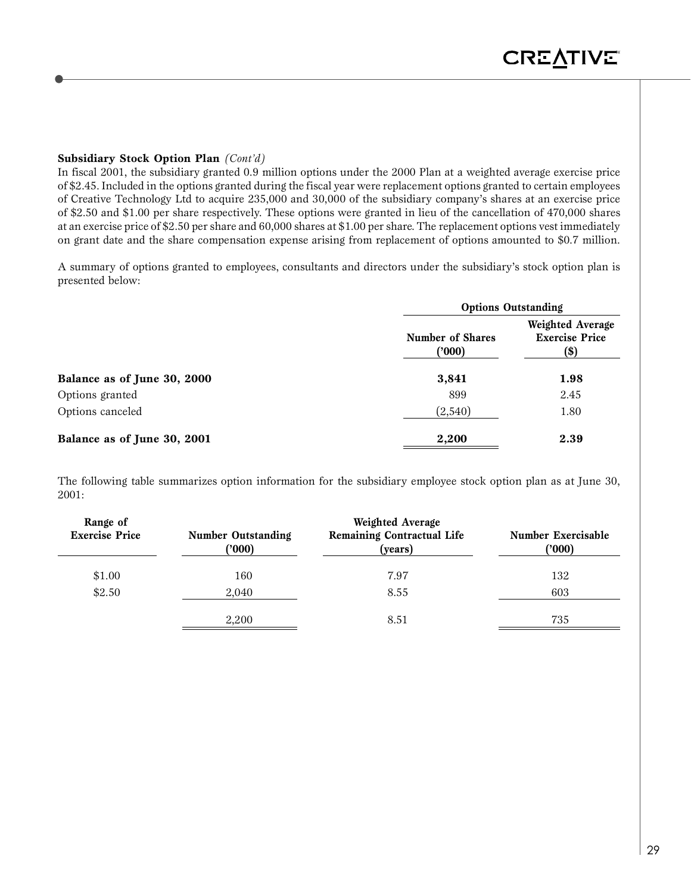**Subsidiary Stock Option Plan** *(Cont'd)*

In fiscal 2001, the subsidiary granted 0.9 million options under the 2000 Plan at a weighted average exercise price of $2.45. Included in the options granted during the fiscal year were replacement options granted to certain employees of Creative Technology Ltd to acquire 235,000 and 30,000 of the subsidiary company's shares at an exercise price of $2.50 and $1.00 per share respectively. These options were granted in lieu of the cancellation of 470,000 shares at an exercise price of $2.50 per share and 60,000 shares at $1.00 per share. The replacement options vest immediately on grant date and the share compensation expense arising from replacement of options amounted to $0.7 million.

A summary of options granted to employees, consultants and directors under the subsidiary's stock option plan is presented below:

| | Options Outstanding | |
|---|---|---|
| | Number of Shares ('000) | Weighted Average Exercise Price ($) |
| **Balance as of June 30, 2000** | **3,841** | **1.98** |
| Options granted | 899 | 2.45 |
| Options canceled | (2,540) | 1.80 |
| **Balance as of June 30, 2001** | **2,200** | **2.39** |

The following table summarizes option information for the subsidiary employee stock option plan as at June 30, 2001:

| Range of Exercise Price | Number Outstanding ('000) | Weighted Average Remaining Contractual Life (years) | Number Exercisable ('000) |
|---|---|---|---|
| $1.00 | 160 | 7.97 | 132 |
| $2.50 | 2,040 | 8.55 | 603 |
| | 2,200 | 8.51 | 735 |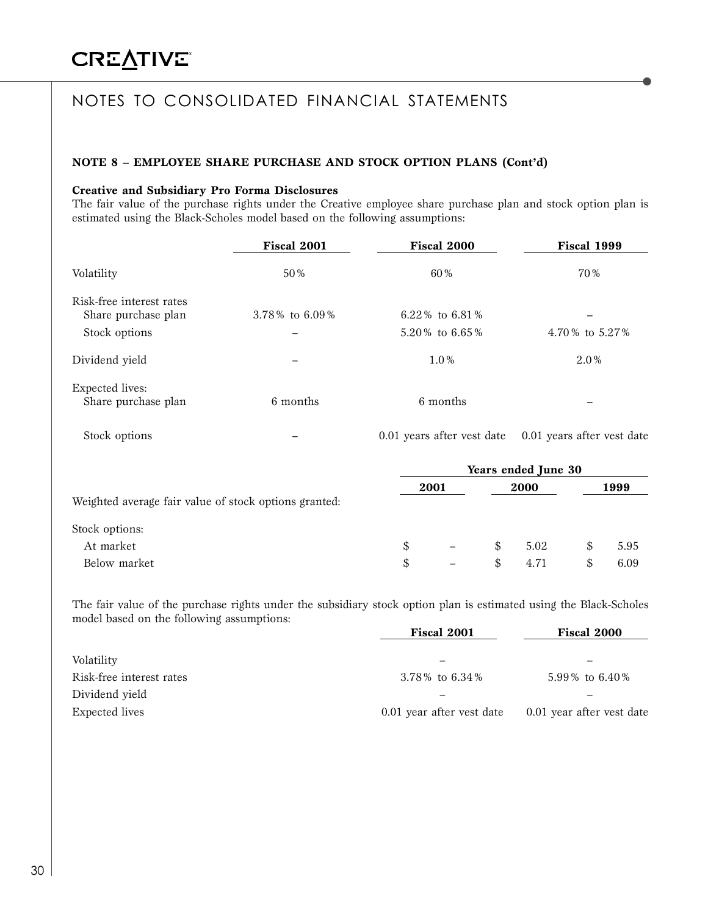# NOTES TO CONSOLIDATED FINANCIAL STATEMENTS

**NOTE 8 – EMPLOYEE SHARE PURCHASE AND STOCK OPTION PLANS (Cont'd)**

**Creative and Subsidiary Pro Forma Disclosures**

The fair value of the purchase rights under the Creative employee share purchase plan and stock option plan is estimated using the Black-Scholes model based on the following assumptions:

| | Fiscal 2001 | Fiscal 2000 | Fiscal 1999 |
|---|---|---|---|
| Volatility | 50% | 60% | 70% |
| Risk-free interest rates | | | |
| Share purchase plan | 3.78% to 6.09% | 6.22% to 6.81% | – |
| Stock options | – | 5.20% to 6.65% | 4.70% to 5.27% |
| Dividend yield | – | 1.0% | 2.0% |
| Expected lives: | | | |
| Share purchase plan | 6 months | 6 months | – |
| Stock options | – | 0.01 years after vest date | 0.01 years after vest date |

| | Years ended June 30 | | |
|---|---|---|---|
| | 2001 | 2000 | 1999 |
| Weighted average fair value of stock options granted: | | | |
| Stock options: | | | |
| At market | $ – | $ 5.02 | $ 5.95 |
| Below market | $ – | $ 4.71 | $ 6.09 |

The fair value of the purchase rights under the subsidiary stock option plan is estimated using the Black-Scholes model based on the following assumptions:

| | Fiscal 2001 | Fiscal 2000 |
|---|---|---|
| Volatility | – | – |
| Risk-free interest rates | 3.78% to 6.34% | 5.99% to 6.40% |
| Dividend yield | – | – |
| Expected lives | 0.01 year after vest date | 0.01 year after vest date |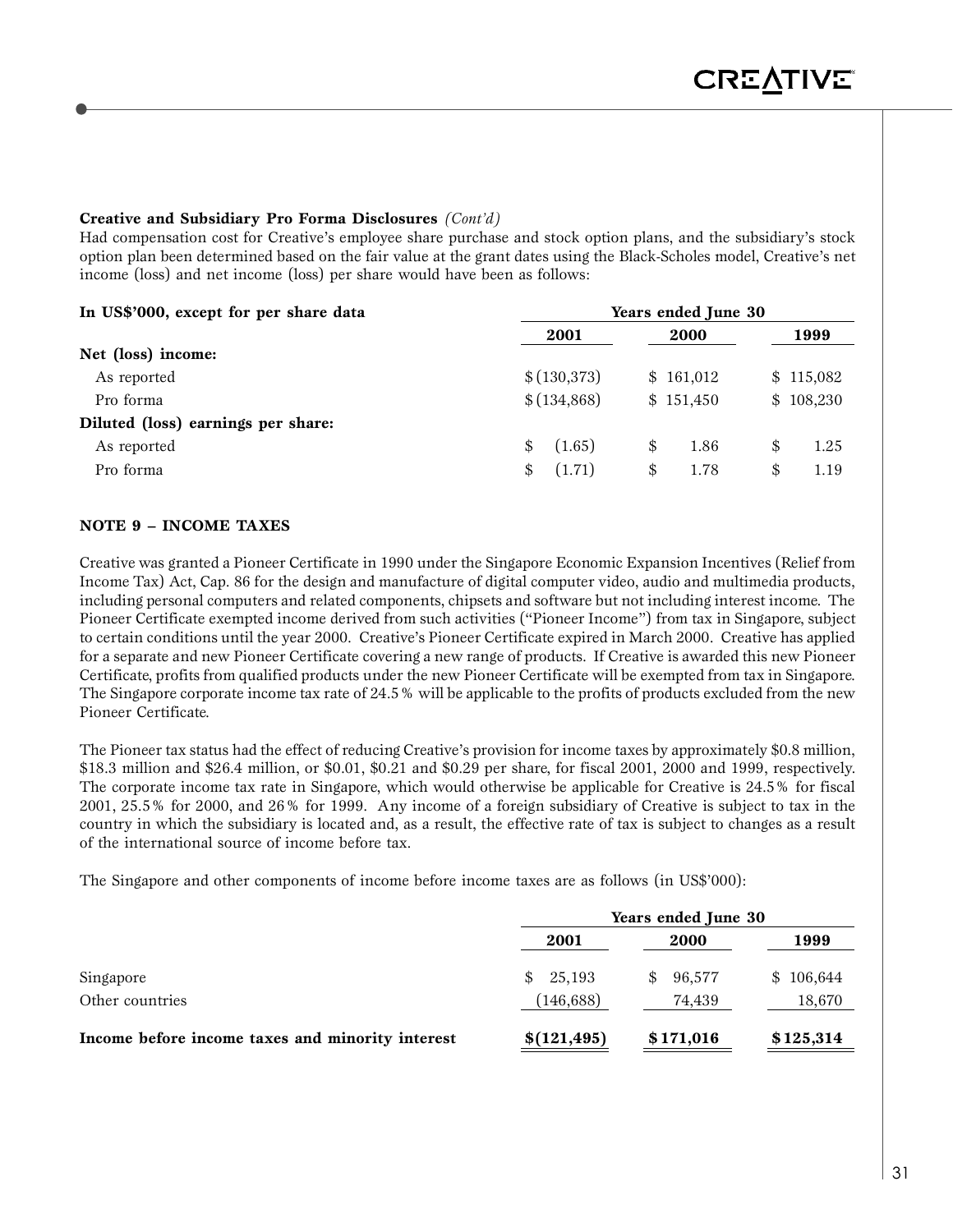**Creative and Subsidiary Pro Forma Disclosures** *(Cont'd)*

Had compensation cost for Creative's employee share purchase and stock option plans, and the subsidiary's stock option plan been determined based on the fair value at the grant dates using the Black-Scholes model, Creative's net income (loss) and net income (loss) per share would have been as follows:

| In US$'000, except for per share data | Years ended June 30 | | |
|---|---|---|---|
| | 2001 | 2000 | 1999 |
| **Net (loss) income:** | | | |
| As reported | $ (130,373) | $ 161,012 | $ 115,082 |
| Pro forma | $ (134,868) | $ 151,450 | $ 108,230 |
| **Diluted (loss) earnings per share:** | | | |
| As reported | $ (1.65) | $ 1.86 | $ 1.25 |
| Pro forma | $ (1.71) | $ 1.78 | $ 1.19 |

## NOTE 9 – INCOME TAXES

Creative was granted a Pioneer Certificate in 1990 under the Singapore Economic Expansion Incentives (Relief from Income Tax) Act, Cap. 86 for the design and manufacture of digital computer video, audio and multimedia products, including personal computers and related components, chipsets and software but not including interest income. The Pioneer Certificate exempted income derived from such activities ("Pioneer Income") from tax in Singapore, subject to certain conditions until the year 2000. Creative's Pioneer Certificate expired in March 2000. Creative has applied for a separate and new Pioneer Certificate covering a new range of products. If Creative is awarded this new Pioneer Certificate, profits from qualified products under the new Pioneer Certificate will be exempted from tax in Singapore. The Singapore corporate income tax rate of 24.5% will be applicable to the profits of products excluded from the new Pioneer Certificate.

The Pioneer tax status had the effect of reducing Creative's provision for income taxes by approximately $0.8 million, $18.3 million and $26.4 million, or $0.01, $0.21 and $0.29 per share, for fiscal 2001, 2000 and 1999, respectively. The corporate income tax rate in Singapore, which would otherwise be applicable for Creative is 24.5% for fiscal 2001, 25.5% for 2000, and 26% for 1999. Any income of a foreign subsidiary of Creative is subject to tax in the country in which the subsidiary is located and, as a result, the effective rate of tax is subject to changes as a result of the international source of income before tax.

The Singapore and other components of income before income taxes are as follows (in US$'000):

| | Years ended June 30 | | |
|---|---|---|---|
| | 2001 | 2000 | 1999 |
| Singapore | $ 25,193 | $ 96,577 | $ 106,644 |
| Other countries | (146,688) | 74,439 | 18,670 |
| **Income before income taxes and minority interest** | **$(121,495)** | **$171,016** | **$125,314** |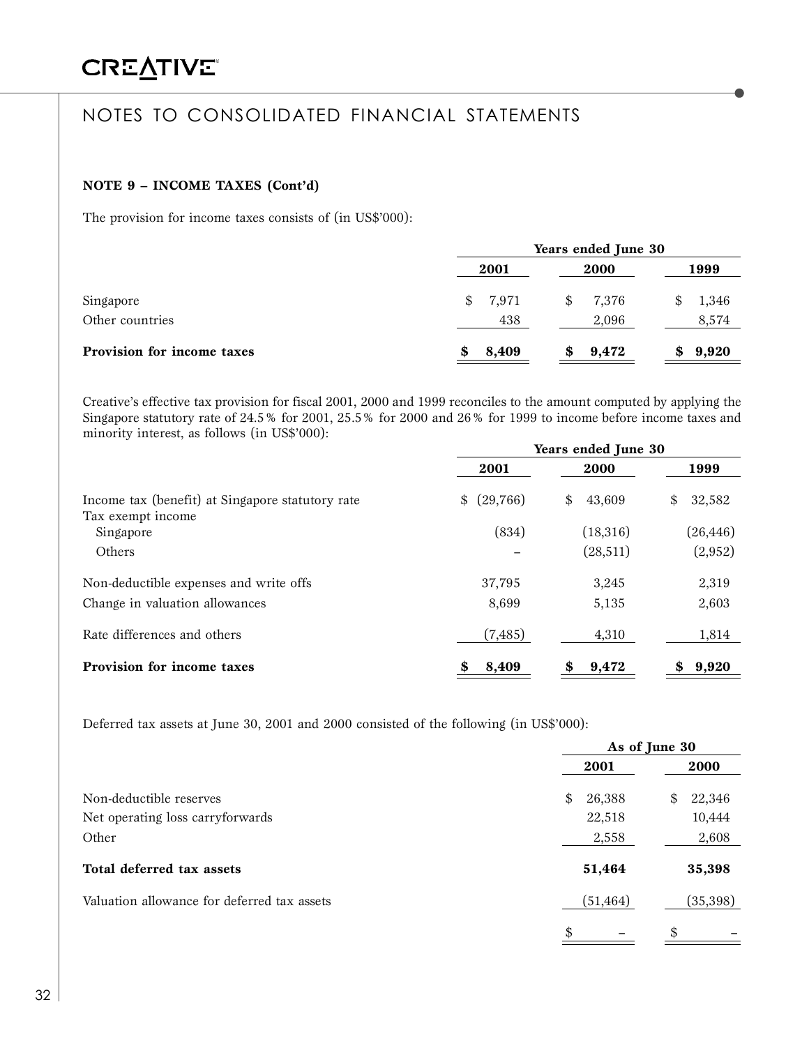## NOTES TO CONSOLIDATED FINANCIAL STATEMENTS

**NOTE 9 – INCOME TAXES (Cont'd)**

The provision for income taxes consists of (in US$'000):

| | Years ended June 30 | | |
|---|---|---|---|
| | **2001** | **2000** | **1999** |
| Singapore | $ 7,971 | $ 7,376 | $ 1,346 |
| Other countries | 438 | 2,096 | 8,574 |
| **Provision for income taxes** | **$ 8,409** | **$ 9,472** | **$ 9,920** |

Creative's effective tax provision for fiscal 2001, 2000 and 1999 reconciles to the amount computed by applying the Singapore statutory rate of 24.5% for 2001, 25.5% for 2000 and 26% for 1999 to income before income taxes and minority interest, as follows (in US$'000):

| | Years ended June 30 | | |
|---|---|---|---|
| | **2001** | **2000** | **1999** |
| Income tax (benefit) at Singapore statutory rate | $ (29,766) | $ 43,609 | $ 32,582 |
| Tax exempt income | | | |
| Singapore | (834) | (18,316) | (26,446) |
| Others | – | (28,511) | (2,952) |
| Non-deductible expenses and write offs | 37,795 | 3,245 | 2,319 |
| Change in valuation allowances | 8,699 | 5,135 | 2,603 |
| Rate differences and others | (7,485) | 4,310 | 1,814 |
| **Provision for income taxes** | **$ 8,409** | **$ 9,472** | **$ 9,920** |

Deferred tax assets at June 30, 2001 and 2000 consisted of the following (in US$'000):

| | As of June 30 | |
|---|---|---|
| | **2001** | **2000** |
| Non-deductible reserves | $ 26,388 | $ 22,346 |
| Net operating loss carryforwards | 22,518 | 10,444 |
| Other | 2,558 | 2,608 |
| **Total deferred tax assets** | **51,464** | **35,398** |
| Valuation allowance for deferred tax assets | (51,464) | (35,398) |
| | $ – | $ – |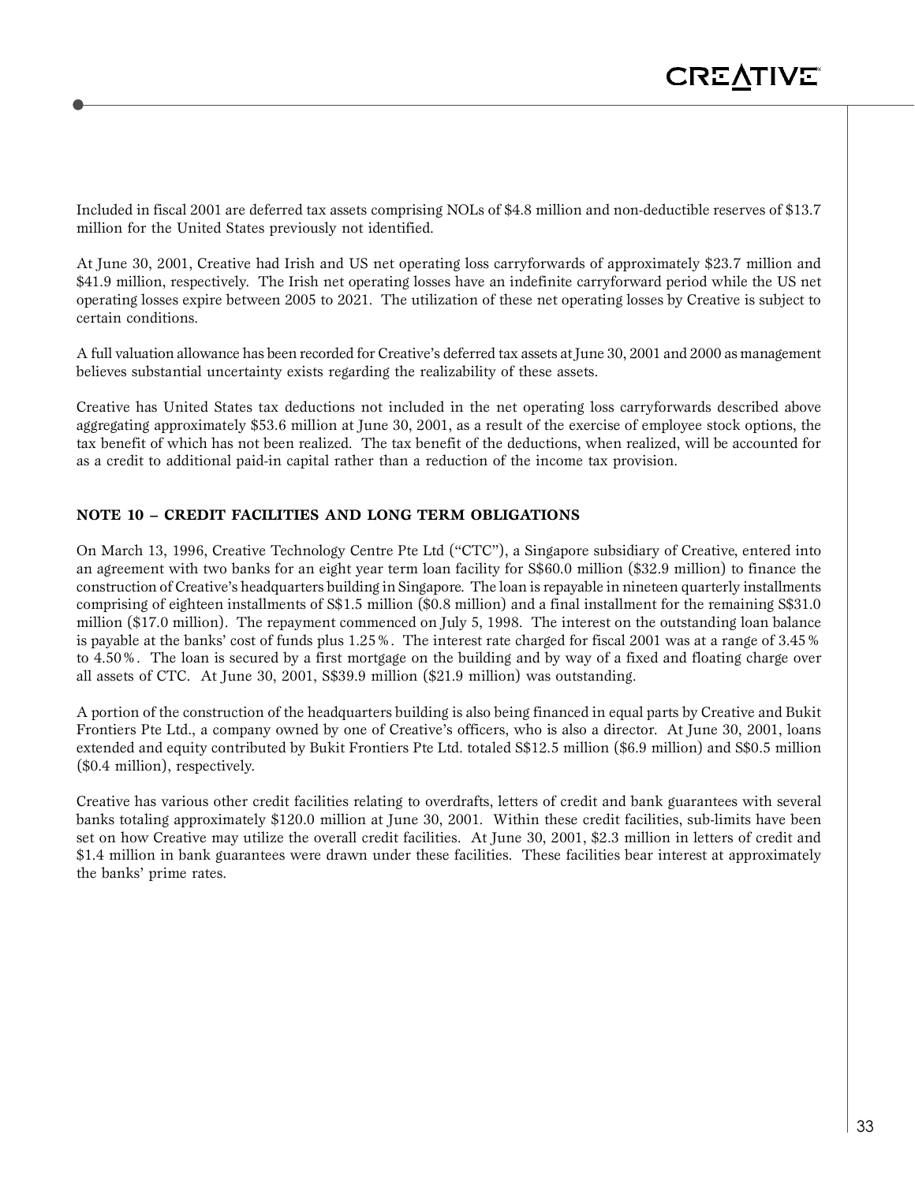Included in fiscal 2001 are deferred tax assets comprising NOLs of $4.8 million and non-deductible reserves of $13.7 million for the United States previously not identified.

At June 30, 2001, Creative had Irish and US net operating loss carryforwards of approximately $23.7 million and $41.9 million, respectively. The Irish net operating losses have an indefinite carryforward period while the US net operating losses expire between 2005 to 2021. The utilization of these net operating losses by Creative is subject to certain conditions.

A full valuation allowance has been recorded for Creative's deferred tax assets at June 30, 2001 and 2000 as management believes substantial uncertainty exists regarding the realizability of these assets.

Creative has United States tax deductions not included in the net operating loss carryforwards described above aggregating approximately $53.6 million at June 30, 2001, as a result of the exercise of employee stock options, the tax benefit of which has not been realized. The tax benefit of the deductions, when realized, will be accounted for as a credit to additional paid-in capital rather than a reduction of the income tax provision.

## NOTE 10 – CREDIT FACILITIES AND LONG TERM OBLIGATIONS

On March 13, 1996, Creative Technology Centre Pte Ltd ("CTC"), a Singapore subsidiary of Creative, entered into an agreement with two banks for an eight year term loan facility for S$60.0 million ($32.9 million) to finance the construction of Creative's headquarters building in Singapore. The loan is repayable in nineteen quarterly installments comprising of eighteen installments of S$1.5 million ($0.8 million) and a final installment for the remaining S$31.0 million ($17.0 million). The repayment commenced on July 5, 1998. The interest on the outstanding loan balance is payable at the banks' cost of funds plus 1.25%. The interest rate charged for fiscal 2001 was at a range of 3.45% to 4.50%. The loan is secured by a first mortgage on the building and by way of a fixed and floating charge over all assets of CTC. At June 30, 2001, S$39.9 million ($21.9 million) was outstanding.

A portion of the construction of the headquarters building is also being financed in equal parts by Creative and Bukit Frontiers Pte Ltd., a company owned by one of Creative's officers, who is also a director. At June 30, 2001, loans extended and equity contributed by Bukit Frontiers Pte Ltd. totaled S$12.5 million ($6.9 million) and S$0.5 million ($0.4 million), respectively.

Creative has various other credit facilities relating to overdrafts, letters of credit and bank guarantees with several banks totaling approximately $120.0 million at June 30, 2001. Within these credit facilities, sub-limits have been set on how Creative may utilize the overall credit facilities. At June 30, 2001, $2.3 million in letters of credit and $1.4 million in bank guarantees were drawn under these facilities. These facilities bear interest at approximately the banks' prime rates.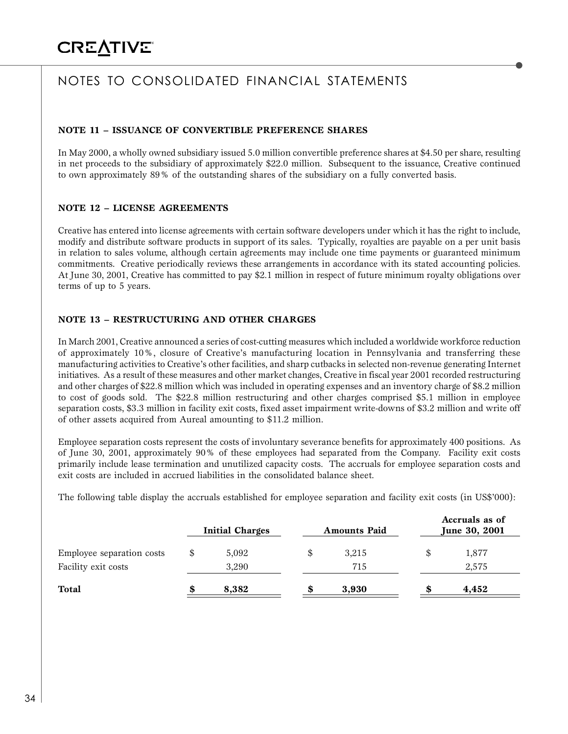# NOTES TO CONSOLIDATED FINANCIAL STATEMENTS

### NOTE 11 – ISSUANCE OF CONVERTIBLE PREFERENCE SHARES

In May 2000, a wholly owned subsidiary issued 5.0 million convertible preference shares at $4.50 per share, resulting in net proceeds to the subsidiary of approximately $22.0 million. Subsequent to the issuance, Creative continued to own approximately 89% of the outstanding shares of the subsidiary on a fully converted basis.

### NOTE 12 – LICENSE AGREEMENTS

Creative has entered into license agreements with certain software developers under which it has the right to include, modify and distribute software products in support of its sales. Typically, royalties are payable on a per unit basis in relation to sales volume, although certain agreements may include one time payments or guaranteed minimum commitments. Creative periodically reviews these arrangements in accordance with its stated accounting policies. At June 30, 2001, Creative has committed to pay $2.1 million in respect of future minimum royalty obligations over terms of up to 5 years.

### NOTE 13 – RESTRUCTURING AND OTHER CHARGES

In March 2001, Creative announced a series of cost-cutting measures which included a worldwide workforce reduction of approximately 10%, closure of Creative's manufacturing location in Pennsylvania and transferring these manufacturing activities to Creative's other facilities, and sharp cutbacks in selected non-revenue generating Internet initiatives. As a result of these measures and other market changes, Creative in fiscal year 2001 recorded restructuring and other charges of $22.8 million which was included in operating expenses and an inventory charge of $8.2 million to cost of goods sold. The $22.8 million restructuring and other charges comprised $5.1 million in employee separation costs, $3.3 million in facility exit costs, fixed asset impairment write-downs of $3.2 million and write off of other assets acquired from Aureal amounting to $11.2 million.

Employee separation costs represent the costs of involuntary severance benefits for approximately 400 positions. As of June 30, 2001, approximately 90% of these employees had separated from the Company. Facility exit costs primarily include lease termination and unutilized capacity costs. The accruals for employee separation costs and exit costs are included in accrued liabilities in the consolidated balance sheet.

The following table display the accruals established for employee separation and facility exit costs (in US$'000):

| | Initial Charges | Amounts Paid | Accruals as of June 30, 2001 |
|---|---|---|---|
| Employee separation costs | $ 5,092 | $ 3,215 | $ 1,877 |
| Facility exit costs | 3,290 | 715 | 2,575 |
| **Total** | **$ 8,382** | **$ 3,930** | **$ 4,452** |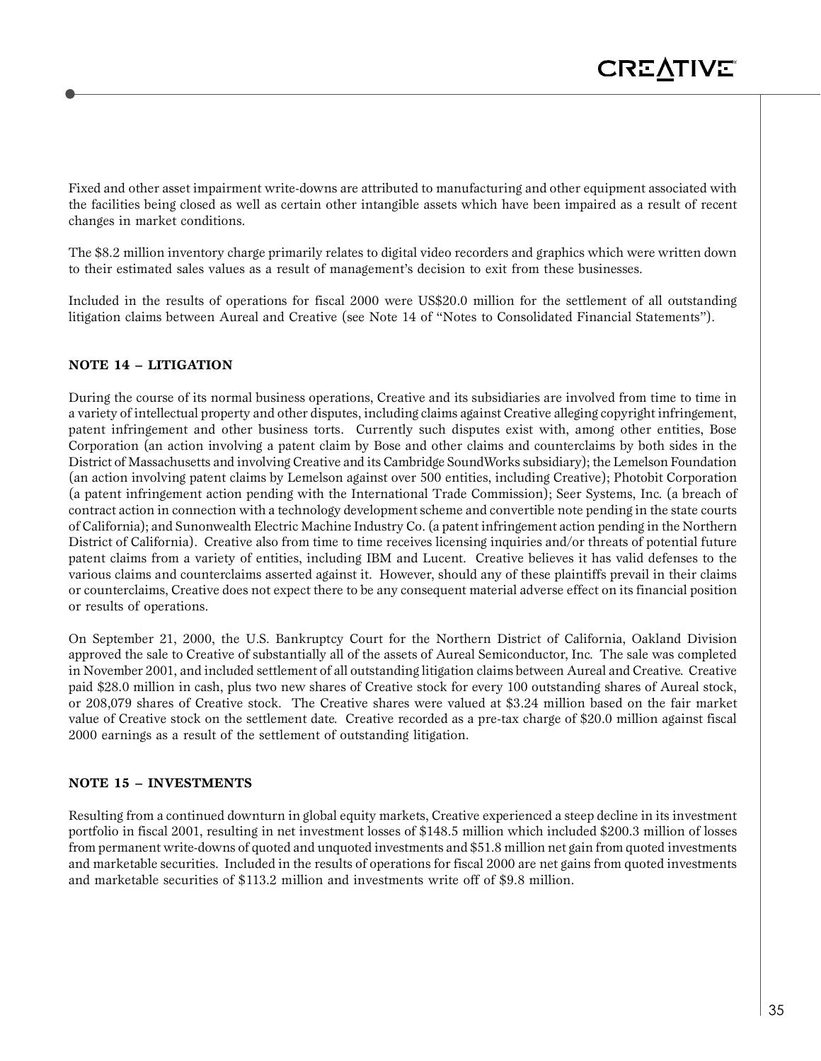Fixed and other asset impairment write-downs are attributed to manufacturing and other equipment associated with the facilities being closed as well as certain other intangible assets which have been impaired as a result of recent changes in market conditions.

The $8.2 million inventory charge primarily relates to digital video recorders and graphics which were written down to their estimated sales values as a result of management's decision to exit from these businesses.

Included in the results of operations for fiscal 2000 were US$20.0 million for the settlement of all outstanding litigation claims between Aureal and Creative (see Note 14 of "Notes to Consolidated Financial Statements").

## NOTE 14 – LITIGATION

During the course of its normal business operations, Creative and its subsidiaries are involved from time to time in a variety of intellectual property and other disputes, including claims against Creative alleging copyright infringement, patent infringement and other business torts. Currently such disputes exist with, among other entities, Bose Corporation (an action involving a patent claim by Bose and other claims and counterclaims by both sides in the District of Massachusetts and involving Creative and its Cambridge SoundWorks subsidiary); the Lemelson Foundation (an action involving patent claims by Lemelson against over 500 entities, including Creative); Photobit Corporation (a patent infringement action pending with the International Trade Commission); Seer Systems, Inc. (a breach of contract action in connection with a technology development scheme and convertible note pending in the state courts of California); and Sunonwealth Electric Machine Industry Co. (a patent infringement action pending in the Northern District of California). Creative also from time to time receives licensing inquiries and/or threats of potential future patent claims from a variety of entities, including IBM and Lucent. Creative believes it has valid defenses to the various claims and counterclaims asserted against it. However, should any of these plaintiffs prevail in their claims or counterclaims, Creative does not expect there to be any consequent material adverse effect on its financial position or results of operations.

On September 21, 2000, the U.S. Bankruptcy Court for the Northern District of California, Oakland Division approved the sale to Creative of substantially all of the assets of Aureal Semiconductor, Inc. The sale was completed in November 2001, and included settlement of all outstanding litigation claims between Aureal and Creative. Creative paid $28.0 million in cash, plus two new shares of Creative stock for every 100 outstanding shares of Aureal stock, or 208,079 shares of Creative stock. The Creative shares were valued at $3.24 million based on the fair market value of Creative stock on the settlement date. Creative recorded as a pre-tax charge of $20.0 million against fiscal 2000 earnings as a result of the settlement of outstanding litigation.

## NOTE 15 – INVESTMENTS

Resulting from a continued downturn in global equity markets, Creative experienced a steep decline in its investment portfolio in fiscal 2001, resulting in net investment losses of $148.5 million which included $200.3 million of losses from permanent write-downs of quoted and unquoted investments and $51.8 million net gain from quoted investments and marketable securities. Included in the results of operations for fiscal 2000 are net gains from quoted investments and marketable securities of $113.2 million and investments write off of $9.8 million.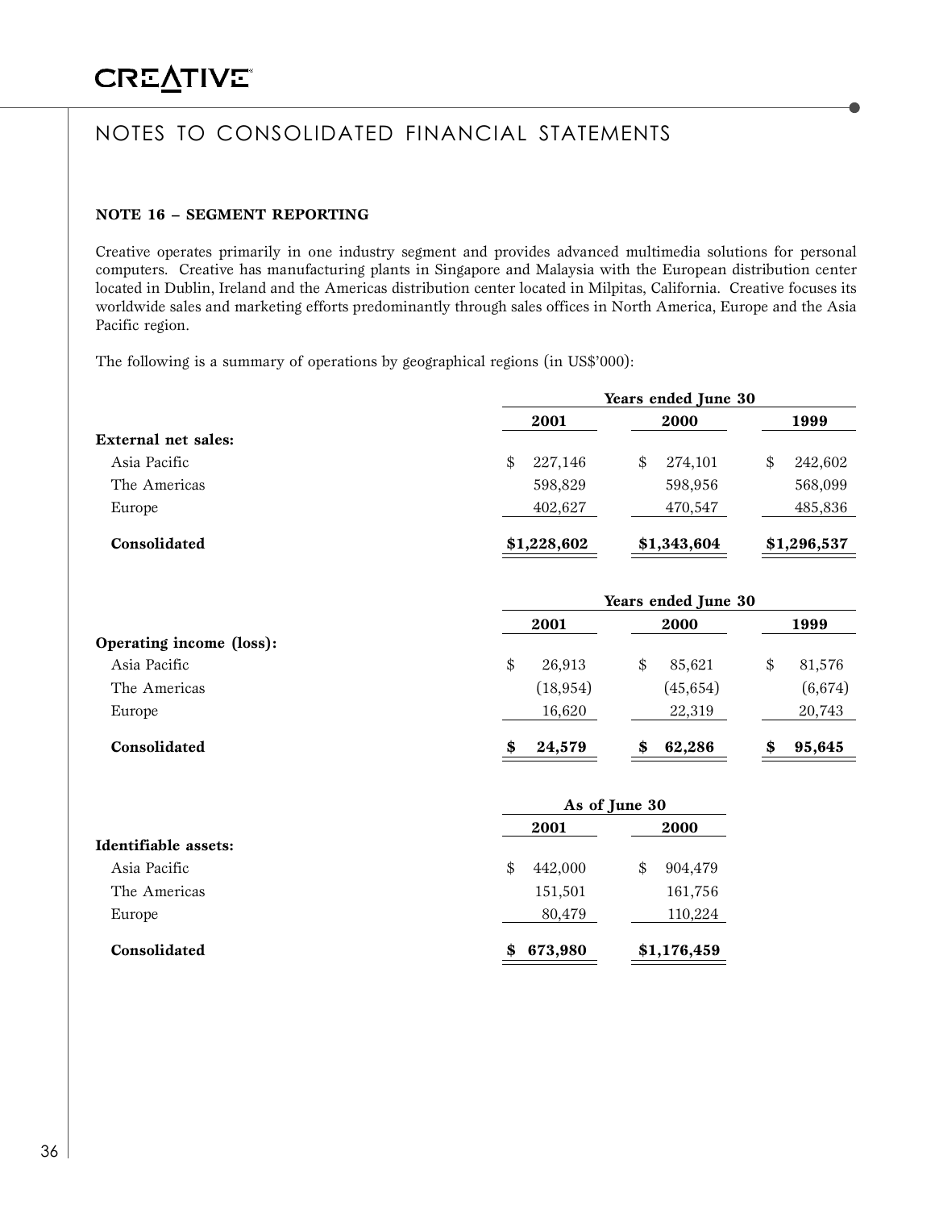# NOTES TO CONSOLIDATED FINANCIAL STATEMENTS

### NOTE 16 – SEGMENT REPORTING

Creative operates primarily in one industry segment and provides advanced multimedia solutions for personal computers. Creative has manufacturing plants in Singapore and Malaysia with the European distribution center located in Dublin, Ireland and the Americas distribution center located in Milpitas, California. Creative focuses its worldwide sales and marketing efforts predominantly through sales offices in North America, Europe and the Asia Pacific region.

The following is a summary of operations by geographical regions (in US$'000):

| | Years ended June 30 | | |
|---|---|---|---|
| | 2001 | 2000 | 1999 |
| **External net sales:** | | | |
| Asia Pacific | $ 227,146 | $ 274,101 | $ 242,602 |
| The Americas | 598,829 | 598,956 | 568,099 |
| Europe | 402,627 | 470,547 | 485,836 |
| **Consolidated** | **$1,228,602** | **$1,343,604** | **$1,296,537** |

| | Years ended June 30 | | |
|---|---|---|---|
| | 2001 | 2000 | 1999 |
| **Operating income (loss):** | | | |
| Asia Pacific | $ 26,913 | $ 85,621 | $ 81,576 |
| The Americas | (18,954) | (45,654) | (6,674) |
| Europe | 16,620 | 22,319 | 20,743 |
| **Consolidated** | **$ 24,579** | **$ 62,286** | **$ 95,645** |

| | As of June 30 | |
|---|---|---|
| | 2001 | 2000 |
| **Identifiable assets:** | | |
| Asia Pacific | $ 442,000 | $ 904,479 |
| The Americas | 151,501 | 161,756 |
| Europe | 80,479 | 110,224 |
| **Consolidated** | **$ 673,980** | **$1,176,459** |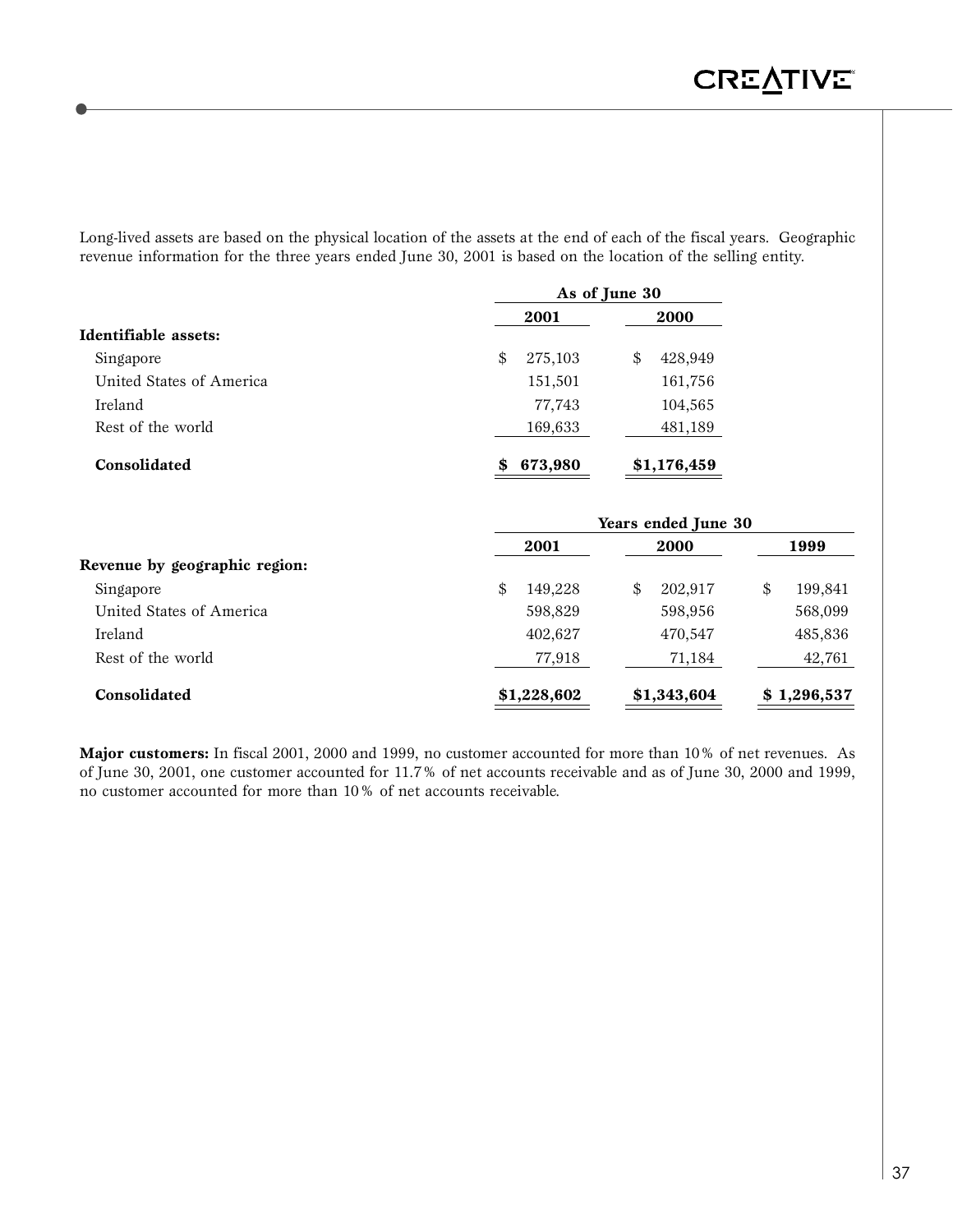Long-lived assets are based on the physical location of the assets at the end of each of the fiscal years. Geographic revenue information for the three years ended June 30, 2001 is based on the location of the selling entity.

| | As of June 30 | |
|---|---|---|
| | **2001** | **2000** |
| **Identifiable assets:** | | |
| Singapore | $ 275,103 | $ 428,949 |
| United States of America | 151,501 | 161,756 |
| Ireland | 77,743 | 104,565 |
| Rest of the world | 169,633 | 481,189 |
| **Consolidated** | **$ 673,980** | **$1,176,459** |

| | Years ended June 30 | | |
|---|---|---|---|
| | **2001** | **2000** | **1999** |
| **Revenue by geographic region:** | | | |
| Singapore | $ 149,228 | $ 202,917 | $ 199,841 |
| United States of America | 598,829 | 598,956 | 568,099 |
| Ireland | 402,627 | 470,547 | 485,836 |
| Rest of the world | 77,918 | 71,184 | 42,761 |
| **Consolidated** | **$1,228,602** | **$1,343,604** | **$ 1,296,537** |

**Major customers:** In fiscal 2001, 2000 and 1999, no customer accounted for more than 10% of net revenues. As of June 30, 2001, one customer accounted for 11.7% of net accounts receivable and as of June 30, 2000 and 1999, no customer accounted for more than 10% of net accounts receivable.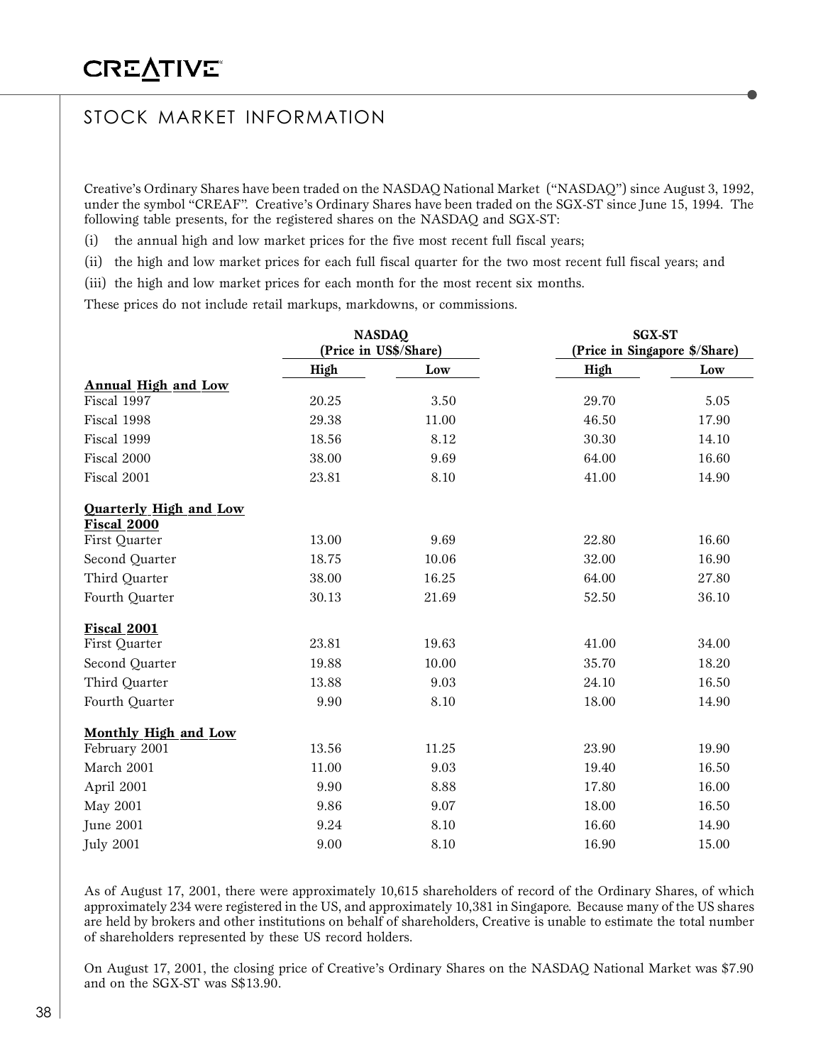## STOCK MARKET INFORMATION

Creative's Ordinary Shares have been traded on the NASDAQ National Market ("NASDAQ") since August 3, 1992, under the symbol "CREAF". Creative's Ordinary Shares have been traded on the SGX-ST since June 15, 1994. The following table presents, for the registered shares on the NASDAQ and SGX-ST:

(i) the annual high and low market prices for the five most recent full fiscal years;

(ii) the high and low market prices for each full fiscal quarter for the two most recent full fiscal years; and

(iii) the high and low market prices for each month for the most recent six months.

These prices do not include retail markups, markdowns, or commissions.

| | NASDAQ (Price in US$/Share) | | SGX-ST (Price in Singapore $/Share) | |
|---|---|---|---|---|
| | **High** | **Low** | **High** | **Low** |
| **Annual High and Low** | | | | |
| Fiscal 1997 | 20.25 | 3.50 | 29.70 | 5.05 |
| Fiscal 1998 | 29.38 | 11.00 | 46.50 | 17.90 |
| Fiscal 1999 | 18.56 | 8.12 | 30.30 | 14.10 |
| Fiscal 2000 | 38.00 | 9.69 | 64.00 | 16.60 |
| Fiscal 2001 | 23.81 | 8.10 | 41.00 | 14.90 |
| **Quarterly High and Low** | | | | |
| **Fiscal 2000** | | | | |
| First Quarter | 13.00 | 9.69 | 22.80 | 16.60 |
| Second Quarter | 18.75 | 10.06 | 32.00 | 16.90 |
| Third Quarter | 38.00 | 16.25 | 64.00 | 27.80 |
| Fourth Quarter | 30.13 | 21.69 | 52.50 | 36.10 |
| **Fiscal 2001** | | | | |
| First Quarter | 23.81 | 19.63 | 41.00 | 34.00 |
| Second Quarter | 19.88 | 10.00 | 35.70 | 18.20 |
| Third Quarter | 13.88 | 9.03 | 24.10 | 16.50 |
| Fourth Quarter | 9.90 | 8.10 | 18.00 | 14.90 |
| **Monthly High and Low** | | | | |
| February 2001 | 13.56 | 11.25 | 23.90 | 19.90 |
| March 2001 | 11.00 | 9.03 | 19.40 | 16.50 |
| April 2001 | 9.90 | 8.88 | 17.80 | 16.00 |
| May 2001 | 9.86 | 9.07 | 18.00 | 16.50 |
| June 2001 | 9.24 | 8.10 | 16.60 | 14.90 |
| July 2001 | 9.00 | 8.10 | 16.90 | 15.00 |

As of August 17, 2001, there were approximately 10,615 shareholders of record of the Ordinary Shares, of which approximately 234 were registered in the US, and approximately 10,381 in Singapore. Because many of the US shares are held by brokers and other institutions on behalf of shareholders, Creative is unable to estimate the total number of shareholders represented by these US record holders.

On August 17, 2001, the closing price of Creative's Ordinary Shares on the NASDAQ National Market was $7.90 and on the SGX-ST was S$13.90.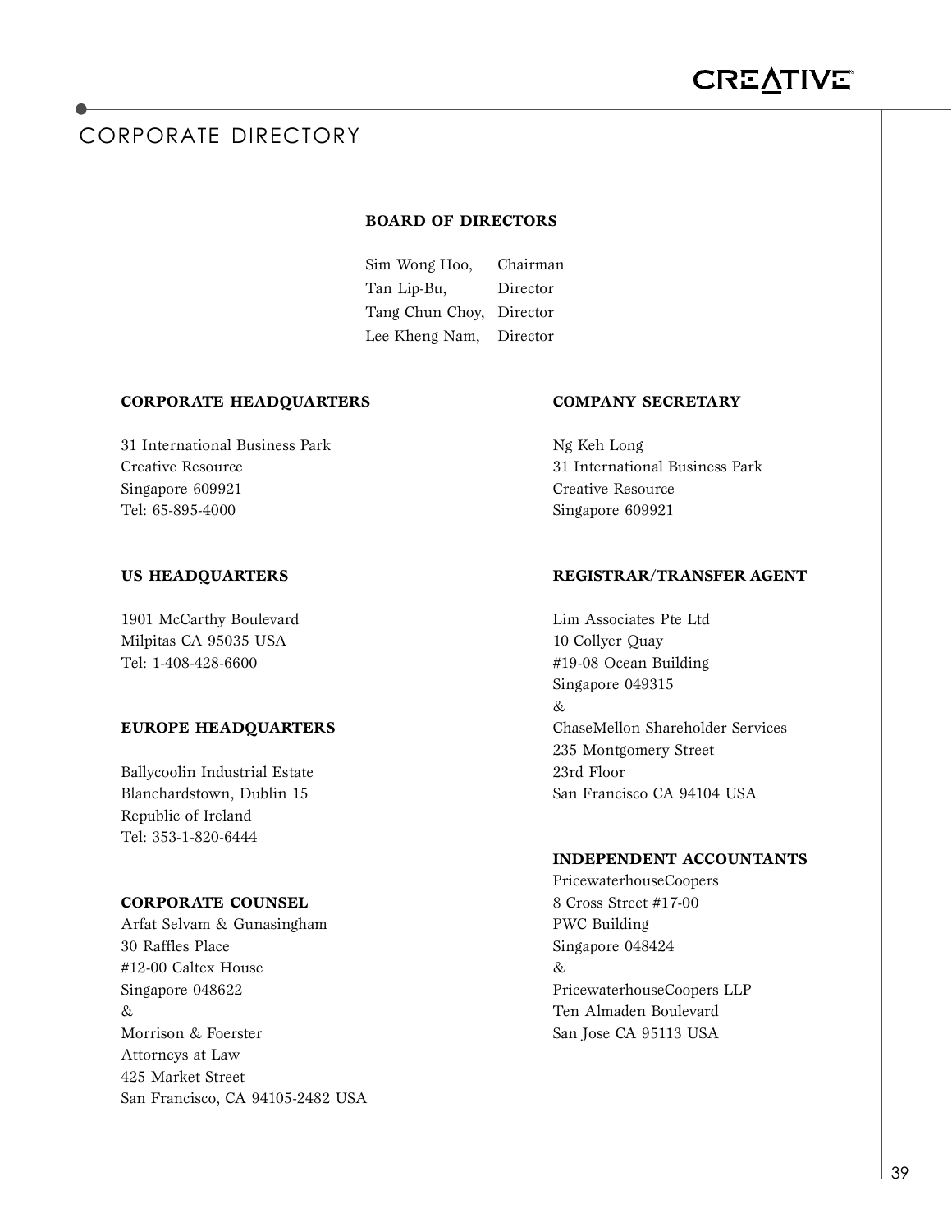# CORPORATE DIRECTORY

## BOARD OF DIRECTORS

Sim Wong Hoo, Chairman
Tan Lip-Bu, Director
Tang Chun Choy, Director
Lee Kheng Nam, Director

## CORPORATE HEADQUARTERS

31 International Business Park
Creative Resource
Singapore 609921
Tel: 65-895-4000

## US HEADQUARTERS

1901 McCarthy Boulevard
Milpitas CA 95035 USA
Tel: 1-408-428-6600

## EUROPE HEADQUARTERS

Ballycoolin Industrial Estate
Blanchardstown, Dublin 15
Republic of Ireland
Tel: 353-1-820-6444

## CORPORATE COUNSEL

Arfat Selvam & Gunasingham
30 Raffles Place
#12-00 Caltex House
Singapore 048622
&
Morrison & Foerster
Attorneys at Law
425 Market Street
San Francisco, CA 94105-2482 USA

## COMPANY SECRETARY

Ng Keh Long
31 International Business Park
Creative Resource
Singapore 609921

## REGISTRAR/TRANSFER AGENT

Lim Associates Pte Ltd
10 Collyer Quay
#19-08 Ocean Building
Singapore 049315
&
ChaseMellon Shareholder Services
235 Montgomery Street
23rd Floor
San Francisco CA 94104 USA

## INDEPENDENT ACCOUNTANTS

PricewaterhouseCoopers
8 Cross Street #17-00
PWC Building
Singapore 048424
&
PricewaterhouseCoopers LLP
Ten Almaden Boulevard
San Jose CA 95113 USA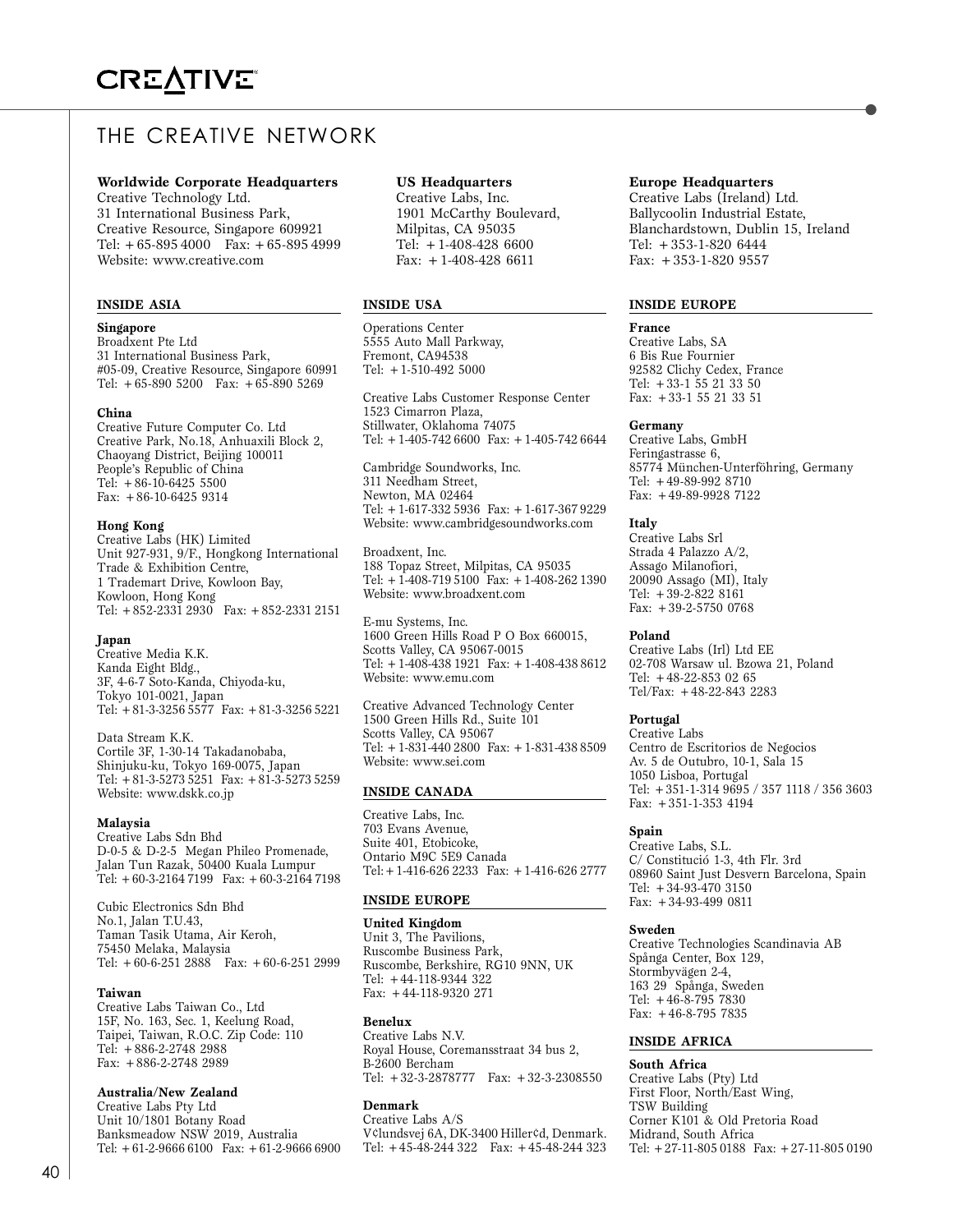# THE CREATIVE NETWORK

**Worldwide Corporate Headquarters**
Creative Technology Ltd.
31 International Business Park,
Creative Resource, Singapore 609921
Tel: +65-895 4000 Fax: +65-895 4999
Website: www.creative.com

**US Headquarters**
Creative Labs, Inc.
1901 McCarthy Boulevard,
Milpitas, CA 95035
Tel: +1-408-428 6600
Fax: +1-408-428 6611

**Europe Headquarters**
Creative Labs (Ireland) Ltd.
Ballycoolin Industrial Estate,
Blanchardstown, Dublin 15, Ireland
Tel: +353-1-820 6444
Fax: +353-1-820 9557

## INSIDE ASIA

**Singapore**
Broadxent Pte Ltd
31 International Business Park,
#05-09, Creative Resource, Singapore 60991
Tel: +65-890 5200 Fax: +65-890 5269

**China**
Creative Future Computer Co. Ltd
Creative Park, No.18, Anhuaxili Block 2,
Chaoyang District, Beijing 100011
People's Republic of China
Tel: +86-10-6425 5500
Fax: +86-10-6425 9314

**Hong Kong**
Creative Labs (HK) Limited
Unit 927-931, 9/F., Hongkong International
Trade & Exhibition Centre,
1 Trademart Drive, Kowloon Bay,
Kowloon, Hong Kong
Tel: +852-2331 2930 Fax: +852-2331 2151

**Japan**
Creative Media K.K.
Kanda Eight Bldg.,
3F, 4-6-7 Soto-Kanda, Chiyoda-ku,
Tokyo 101-0021, Japan
Tel: +81-3-3256 5577 Fax: +81-3-3256 5221

Data Stream K.K.
Cortile 3F, 1-30-14 Takadanobaba,
Shinjuku-ku, Tokyo 169-0075, Japan
Tel: +81-3-5273 5251 Fax: +81-3-5273 5259
Website: www.dskk.co.jp

**Malaysia**
Creative Labs Sdn Bhd
D-0-5 & D-2-5 Megan Phileo Promenade,
Jalan Tun Razak, 50400 Kuala Lumpur
Tel: +60-3-2164 7199 Fax: +60-3-2164 7198

Cubic Electronics Sdn Bhd
No.1, Jalan T.U.43,
Taman Tasik Utama, Air Keroh,
75450 Melaka, Malaysia
Tel: +60-6-251 2888 Fax: +60-6-251 2999

**Taiwan**
Creative Labs Taiwan Co., Ltd
15F, No. 163, Sec. 1, Keelung Road,
Taipei, Taiwan, R.O.C. Zip Code: 110
Tel: +886-2-2748 2988
Fax: +886-2-2748 2989

**Australia/New Zealand**
Creative Labs Pty Ltd
Unit 10/1801 Botany Road
Banksmeadow NSW 2019, Australia
Tel: +61-2-9666 6100 Fax: +61-2-9666 6900

## INSIDE USA

Operations Center
5555 Auto Mall Parkway,
Fremont, CA94538
Tel: +1-510-492 5000

Creative Labs Customer Response Center
1523 Cimarron Plaza,
Stillwater, Oklahoma 74075
Tel: +1-405-742 6600 Fax: +1-405-742 6644

Cambridge Soundworks, Inc.
311 Needham Street,
Newton, MA 02464
Tel: +1-617-332 5936 Fax: +1-617-367 9229
Website: www.cambridgesoundworks.com

Broadxent, Inc.
188 Topaz Street, Milpitas, CA 95035
Tel: +1-408-719 5100 Fax: +1-408-262 1390
Website: www.broadxent.com

E-mu Systems, Inc.
1600 Green Hills Road P O Box 660015,
Scotts Valley, CA 95067-0015
Tel: +1-408-438 1921 Fax: +1-408-438 8612
Website: www.emu.com

Creative Advanced Technology Center
1500 Green Hills Rd., Suite 101
Scotts Valley, CA 95067
Tel: +1-831-440 2800 Fax: +1-831-438 8509
Website: www.sei.com

## INSIDE CANADA

Creative Labs, Inc.
703 Evans Avenue,
Suite 401, Etobicoke,
Ontario M9C 5E9 Canada
Tel:+1-416-626 2233 Fax: +1-416-626 2777

## INSIDE EUROPE

**United Kingdom**
Unit 3, The Pavilions,
Ruscombe Business Park,
Ruscombe, Berkshire, RG10 9NN, UK
Tel: +44-118-9344 322
Fax: +44-118-9320 271

**Benelux**
Creative Labs N.V.
Royal House, Coremansstraat 34 bus 2,
B-2600 Bercham
Tel: +32-3-2878777 Fax: +32-3-2308550

**Denmark**
Creative Labs A/S
V¢lundsvej 6A, DK-3400 Hiller¢d, Denmark.
Tel: +45-48-244 322 Fax: +45-48-244 323

## INSIDE EUROPE

**France**
Creative Labs, SA
6 Bis Rue Fournier
92582 Clichy Cedex, France
Tel: +33-1 55 21 33 50
Fax: +33-1 55 21 33 51

**Germany**
Creative Labs, GmbH
Feringastrasse 6,
85774 München-Unterföhring, Germany
Tel: +49-89-992 8710
Fax: +49-89-9928 7122

**Italy**
Creative Labs Srl
Strada 4 Palazzo A/2,
Assago Milanofiori,
20090 Assago (MI), Italy
Tel: +39-2-822 8161
Fax: +39-2-5750 0768

**Poland**
Creative Labs (Irl) Ltd EE
02-708 Warsaw ul. Bzowa 21, Poland
Tel: +48-22-853 02 65
Tel/Fax: +48-22-843 2283

**Portugal**
Creative Labs
Centro de Escritorios de Negocios
Av. 5 de Outubro, 10-1, Sala 15
1050 Lisboa, Portugal
Tel: +351-1-314 9695 / 357 1118 / 356 3603
Fax: +351-1-353 4194

**Spain**
Creative Labs, S.L.
C/ Constitució 1-3, 4th Flr. 3rd
08960 Saint Just Desvern Barcelona, Spain
Tel: +34-93-470 3150
Fax: +34-93-499 0811

**Sweden**
Creative Technologies Scandinavia AB
Spånga Center, Box 129,
Stormbyvägen 2-4,
163 29 Spånga, Sweden
Tel: +46-8-795 7830
Fax: +46-8-795 7835

## INSIDE AFRICA

**South Africa**
Creative Labs (Pty) Ltd
First Floor, North/East Wing,
TSW Building
Corner K101 & Old Pretoria Road
Midrand, South Africa
Tel: +27-11-805 0188 Fax: +27-11-805 0190